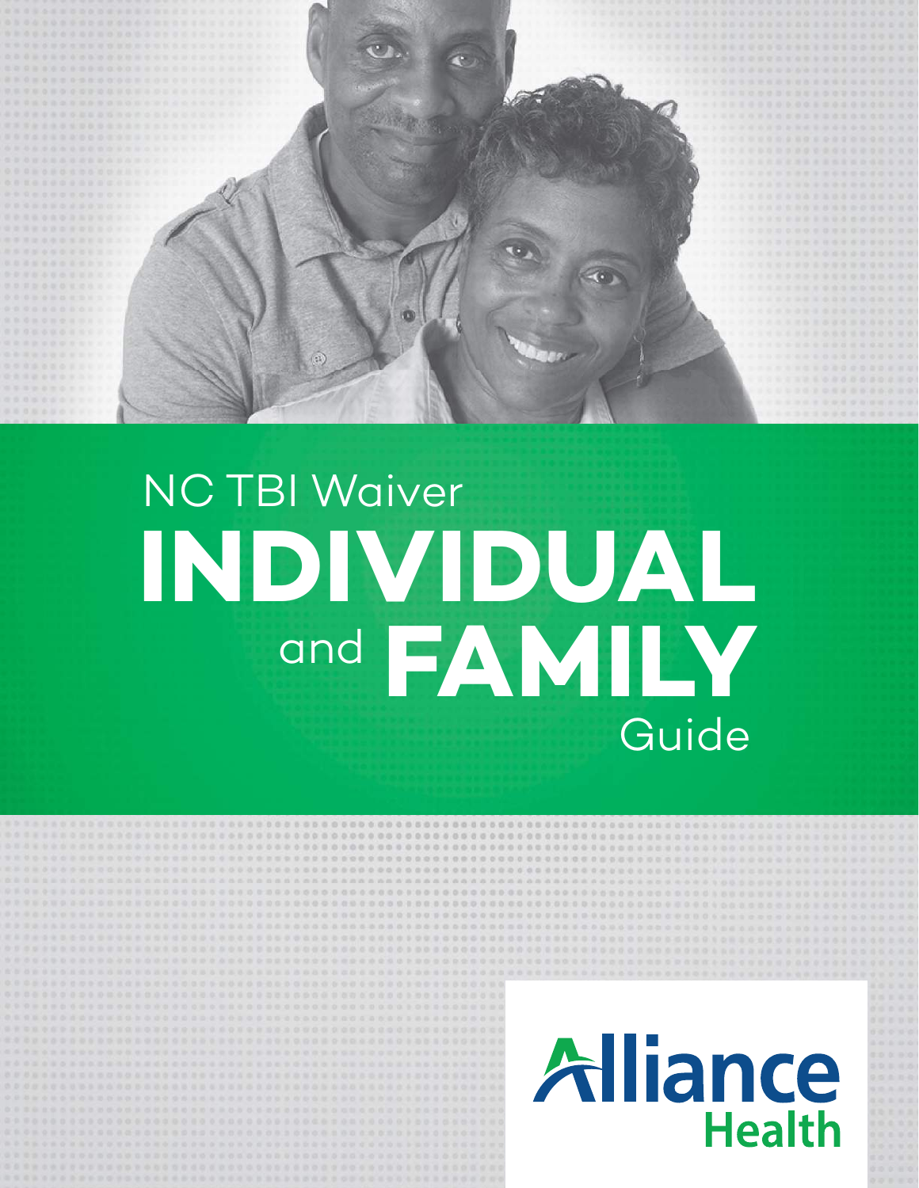# NC TBI Waiver INDIVIDUAL and FAMILY Guide

Alliance Health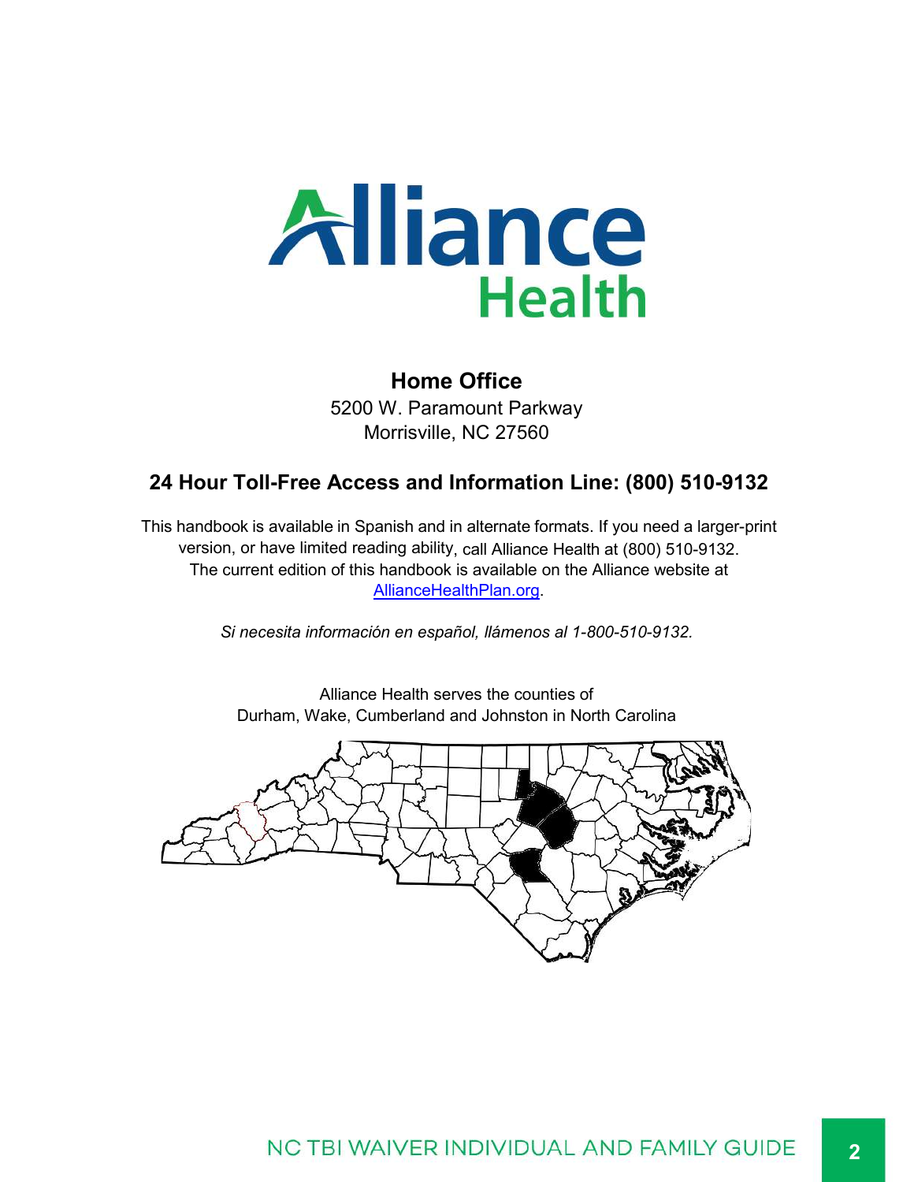# Alliance Health

## Home Office

5200 W. Paramount Parkway
Morrisville, NC 27560

## 24 Hour Toll-Free Access and Information Line: (800) 510-9132

This handbook is available in Spanish and in alternate formats. If you need a larger-print version, or have limited reading ability, call Alliance Health at (800) 510-9132. The current edition of this handbook is available on the Alliance website at [AllianceHealthPlan.org](AllianceHealthPlan.org).

*Si necesita información en español, llámenos al 1-800-510-9132.*

Alliance Health serves the counties of
Durham, Wake, Cumberland and Johnston in North Carolina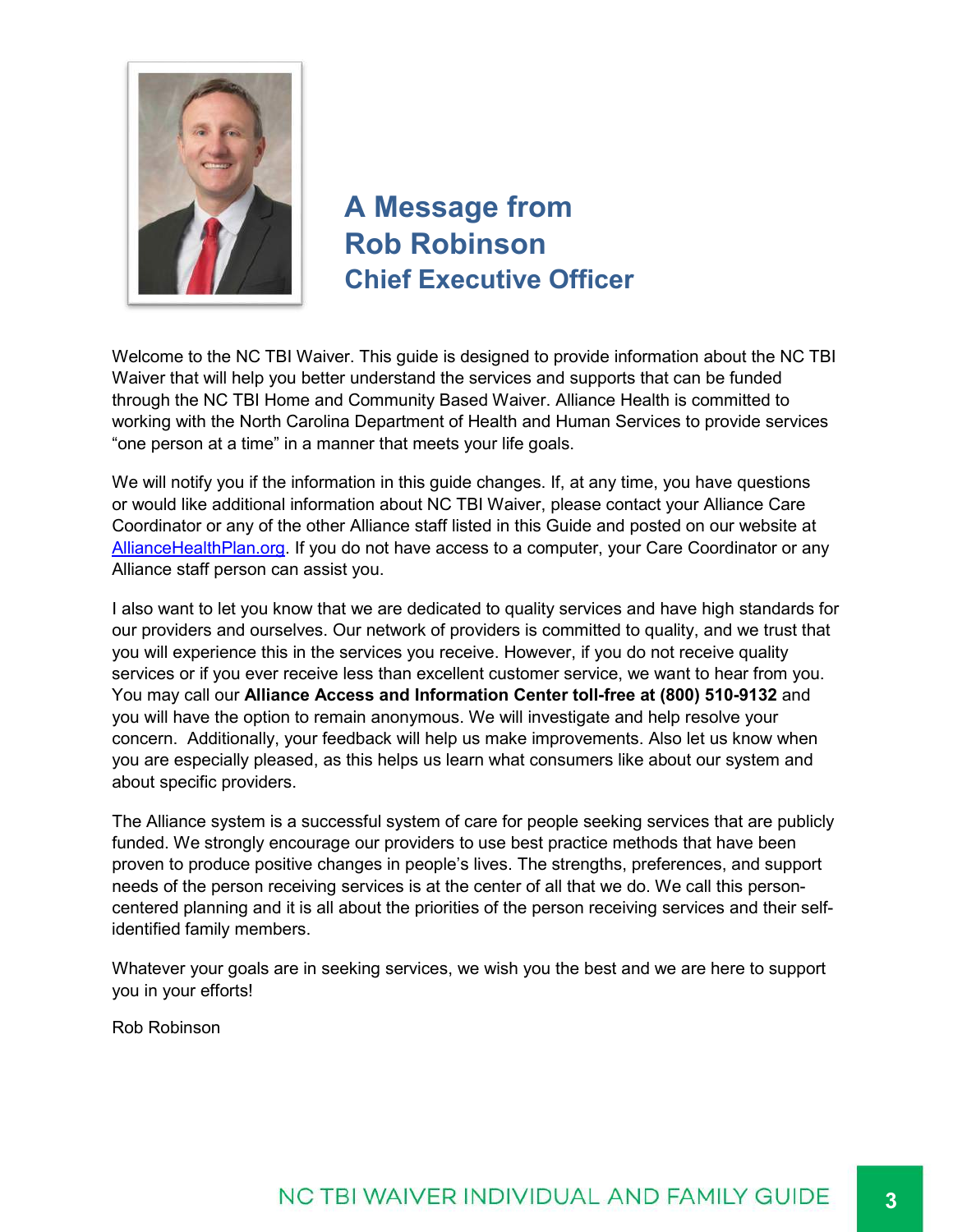# A Message from Rob Robinson
## Chief Executive Officer

Welcome to the NC TBI Waiver. This guide is designed to provide information about the NC TBI Waiver that will help you better understand the services and supports that can be funded through the NC TBI Home and Community Based Waiver. Alliance Health is committed to working with the North Carolina Department of Health and Human Services to provide services "one person at a time" in a manner that meets your life goals.

We will notify you if the information in this guide changes. If, at any time, you have questions or would like additional information about NC TBI Waiver, please contact your Alliance Care Coordinator or any of the other Alliance staff listed in this Guide and posted on our website at [AllianceHealthPlan.org](AllianceHealthPlan.org). If you do not have access to a computer, your Care Coordinator or any Alliance staff person can assist you.

I also want to let you know that we are dedicated to quality services and have high standards for our providers and ourselves. Our network of providers is committed to quality, and we trust that you will experience this in the services you receive. However, if you do not receive quality services or if you ever receive less than excellent customer service, we want to hear from you. You may call our **Alliance Access and Information Center toll-free at (800) 510-9132** and you will have the option to remain anonymous. We will investigate and help resolve your concern. Additionally, your feedback will help us make improvements. Also let us know when you are especially pleased, as this helps us learn what consumers like about our system and about specific providers.

The Alliance system is a successful system of care for people seeking services that are publicly funded. We strongly encourage our providers to use best practice methods that have been proven to produce positive changes in people's lives. The strengths, preferences, and support needs of the person receiving services is at the center of all that we do. We call this person-centered planning and it is all about the priorities of the person receiving services and their self-identified family members.

Whatever your goals are in seeking services, we wish you the best and we are here to support you in your efforts!

Rob Robinson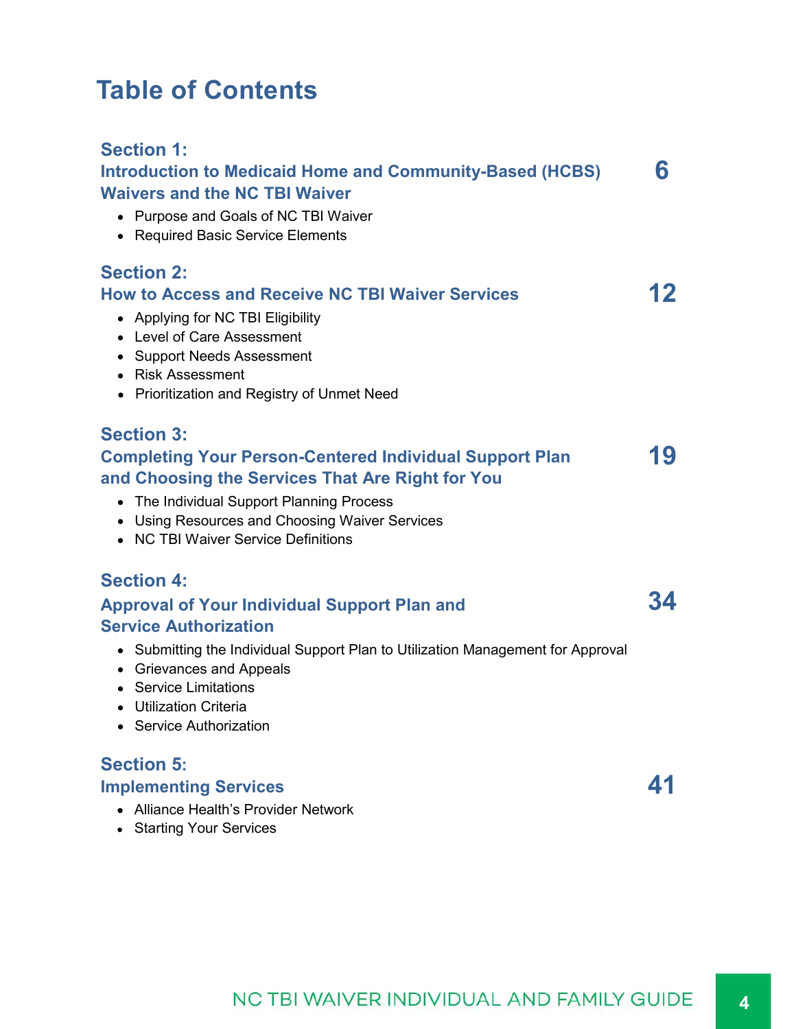# Table of Contents

## Section 1: Introduction to Medicaid Home and Community-Based (HCBS) Waivers and the NC TBI Waiver — 6

- Purpose and Goals of NC TBI Waiver
- Required Basic Service Elements

## Section 2: How to Access and Receive NC TBI Waiver Services — 12

- Applying for NC TBI Eligibility
- Level of Care Assessment
- Support Needs Assessment
- Risk Assessment
- Prioritization and Registry of Unmet Need

## Section 3: Completing Your Person-Centered Individual Support Plan and Choosing the Services That Are Right for You — 19

- The Individual Support Planning Process
- Using Resources and Choosing Waiver Services
- NC TBI Waiver Service Definitions

## Section 4: Approval of Your Individual Support Plan and Service Authorization — 34

- Submitting the Individual Support Plan to Utilization Management for Approval
- Grievances and Appeals
- Service Limitations
- Utilization Criteria
- Service Authorization

## Section 5: Implementing Services — 41

- Alliance Health's Provider Network
- Starting Your Services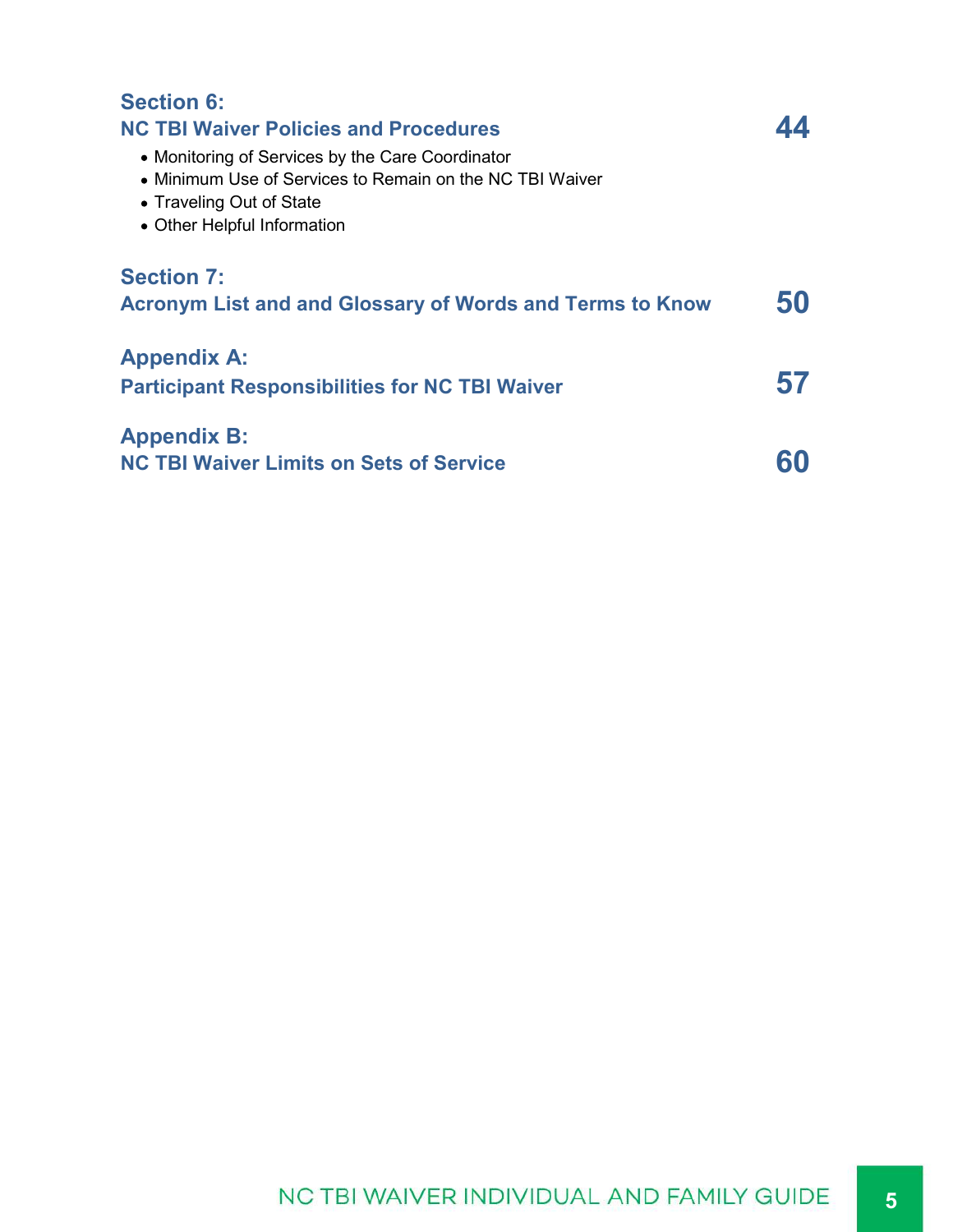**Section 6:**
**NC TBI Waiver Policies and Procedures** **44**

- Monitoring of Services by the Care Coordinator
- Minimum Use of Services to Remain on the NC TBI Waiver
- Traveling Out of State
- Other Helpful Information

**Section 7:**
**Acronym List and and Glossary of Words and Terms to Know** **50**

**Appendix A:**
**Participant Responsibilities for NC TBI Waiver** **57**

**Appendix B:**
**NC TBI Waiver Limits on Sets of Service** **60**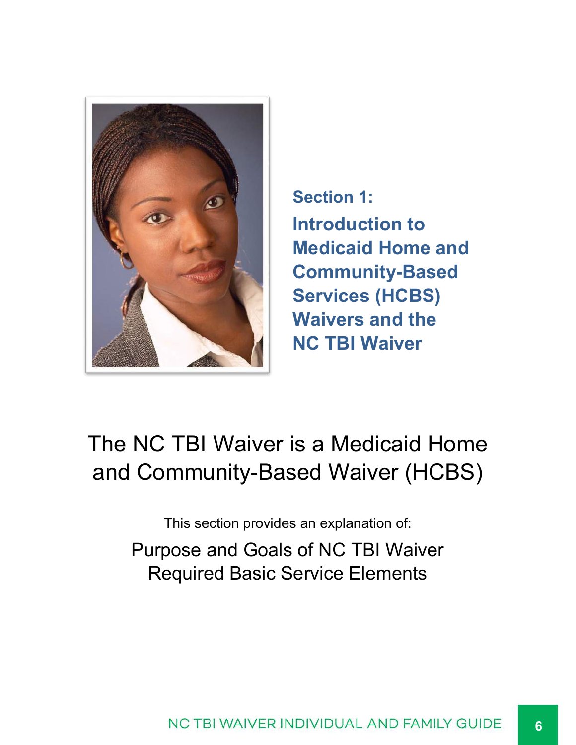## Section 1:

# Introduction to Medicaid Home and Community-Based Services (HCBS) Waivers and the NC TBI Waiver

## The NC TBI Waiver is a Medicaid Home and Community-Based Waiver (HCBS)

This section provides an explanation of:

Purpose and Goals of NC TBI Waiver
Required Basic Service Elements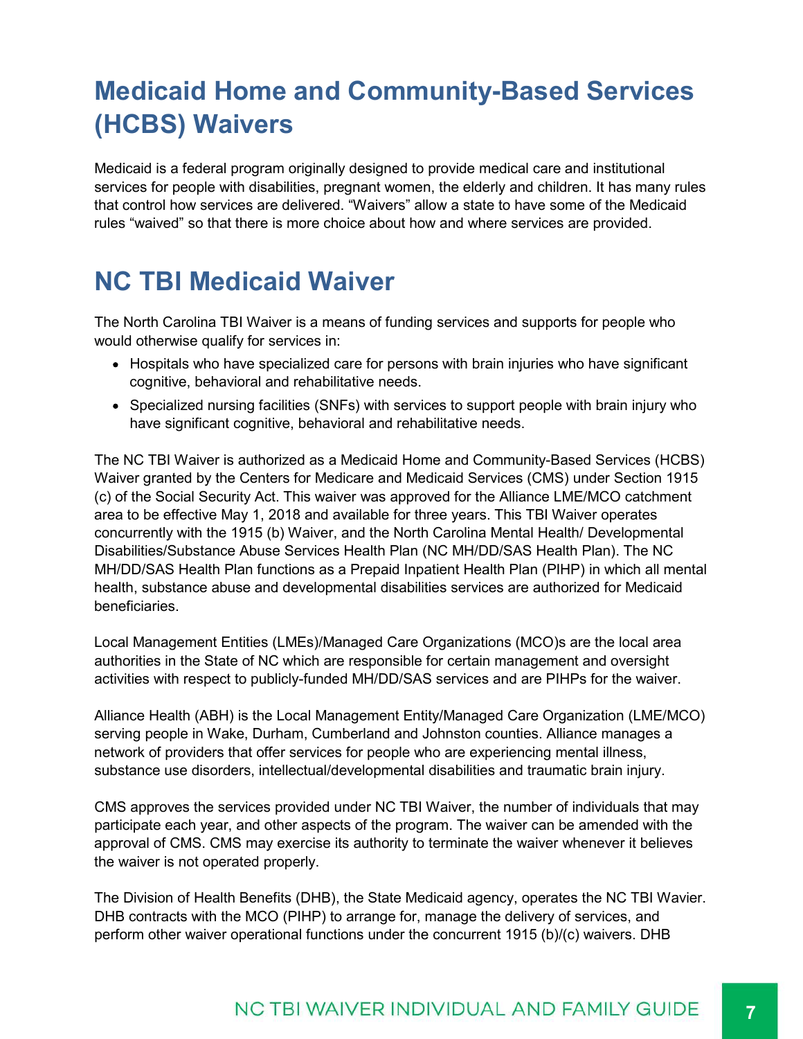# Medicaid Home and Community-Based Services (HCBS) Waivers

Medicaid is a federal program originally designed to provide medical care and institutional services for people with disabilities, pregnant women, the elderly and children. It has many rules that control how services are delivered. "Waivers" allow a state to have some of the Medicaid rules "waived" so that there is more choice about how and where services are provided.

# NC TBI Medicaid Waiver

The North Carolina TBI Waiver is a means of funding services and supports for people who would otherwise qualify for services in:

- Hospitals who have specialized care for persons with brain injuries who have significant cognitive, behavioral and rehabilitative needs.
- Specialized nursing facilities (SNFs) with services to support people with brain injury who have significant cognitive, behavioral and rehabilitative needs.

The NC TBI Waiver is authorized as a Medicaid Home and Community-Based Services (HCBS) Waiver granted by the Centers for Medicare and Medicaid Services (CMS) under Section 1915 (c) of the Social Security Act. This waiver was approved for the Alliance LME/MCO catchment area to be effective May 1, 2018 and available for three years. This TBI Waiver operates concurrently with the 1915 (b) Waiver, and the North Carolina Mental Health/ Developmental Disabilities/Substance Abuse Services Health Plan (NC MH/DD/SAS Health Plan). The NC MH/DD/SAS Health Plan functions as a Prepaid Inpatient Health Plan (PIHP) in which all mental health, substance abuse and developmental disabilities services are authorized for Medicaid beneficiaries.

Local Management Entities (LMEs)/Managed Care Organizations (MCO)s are the local area authorities in the State of NC which are responsible for certain management and oversight activities with respect to publicly-funded MH/DD/SAS services and are PIHPs for the waiver.

Alliance Health (ABH) is the Local Management Entity/Managed Care Organization (LME/MCO) serving people in Wake, Durham, Cumberland and Johnston counties. Alliance manages a network of providers that offer services for people who are experiencing mental illness, substance use disorders, intellectual/developmental disabilities and traumatic brain injury.

CMS approves the services provided under NC TBI Waiver, the number of individuals that may participate each year, and other aspects of the program. The waiver can be amended with the approval of CMS. CMS may exercise its authority to terminate the waiver whenever it believes the waiver is not operated properly.

The Division of Health Benefits (DHB), the State Medicaid agency, operates the NC TBI Wavier. DHB contracts with the MCO (PIHP) to arrange for, manage the delivery of services, and perform other waiver operational functions under the concurrent 1915 (b)/(c) waivers. DHB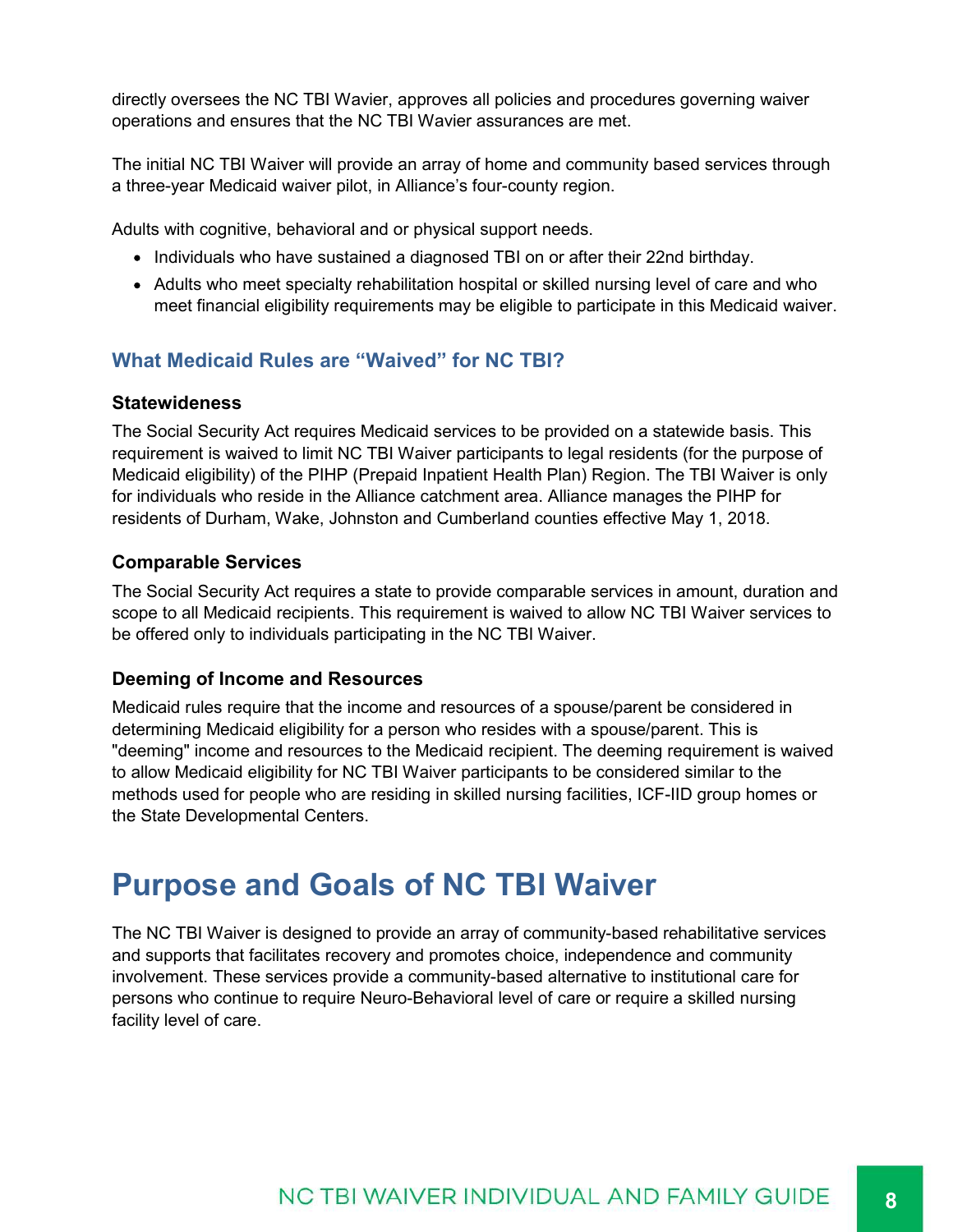directly oversees the NC TBI Wavier, approves all policies and procedures governing waiver operations and ensures that the NC TBI Wavier assurances are met.

The initial NC TBI Waiver will provide an array of home and community based services through a three-year Medicaid waiver pilot, in Alliance's four-county region.

Adults with cognitive, behavioral and or physical support needs.

- Individuals who have sustained a diagnosed TBI on or after their 22nd birthday.
- Adults who meet specialty rehabilitation hospital or skilled nursing level of care and who meet financial eligibility requirements may be eligible to participate in this Medicaid waiver.

## What Medicaid Rules are "Waived" for NC TBI?

### Statewideness

The Social Security Act requires Medicaid services to be provided on a statewide basis. This requirement is waived to limit NC TBI Waiver participants to legal residents (for the purpose of Medicaid eligibility) of the PIHP (Prepaid Inpatient Health Plan) Region. The TBI Waiver is only for individuals who reside in the Alliance catchment area. Alliance manages the PIHP for residents of Durham, Wake, Johnston and Cumberland counties effective May 1, 2018.

### Comparable Services

The Social Security Act requires a state to provide comparable services in amount, duration and scope to all Medicaid recipients. This requirement is waived to allow NC TBI Waiver services to be offered only to individuals participating in the NC TBI Waiver.

### Deeming of Income and Resources

Medicaid rules require that the income and resources of a spouse/parent be considered in determining Medicaid eligibility for a person who resides with a spouse/parent. This is "deeming" income and resources to the Medicaid recipient. The deeming requirement is waived to allow Medicaid eligibility for NC TBI Waiver participants to be considered similar to the methods used for people who are residing in skilled nursing facilities, ICF-IID group homes or the State Developmental Centers.

# Purpose and Goals of NC TBI Waiver

The NC TBI Waiver is designed to provide an array of community-based rehabilitative services and supports that facilitates recovery and promotes choice, independence and community involvement. These services provide a community-based alternative to institutional care for persons who continue to require Neuro-Behavioral level of care or require a skilled nursing facility level of care.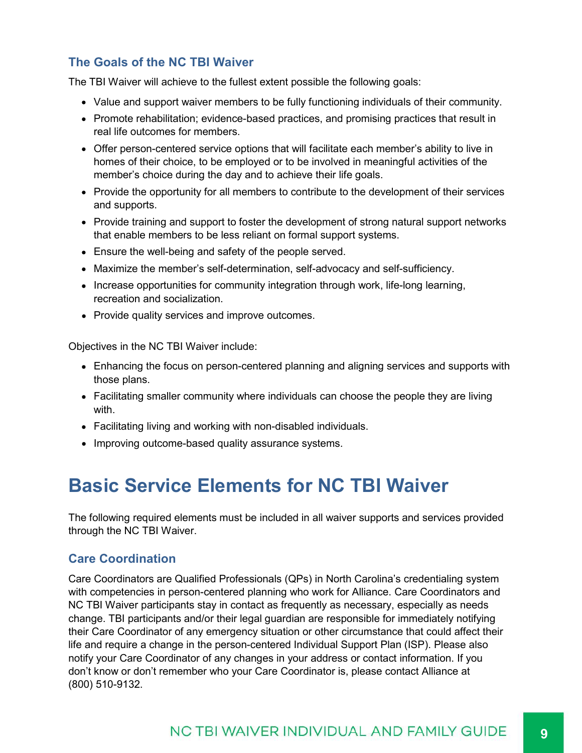### The Goals of the NC TBI Waiver

The TBI Waiver will achieve to the fullest extent possible the following goals:

- Value and support waiver members to be fully functioning individuals of their community.
- Promote rehabilitation; evidence-based practices, and promising practices that result in real life outcomes for members.
- Offer person-centered service options that will facilitate each member's ability to live in homes of their choice, to be employed or to be involved in meaningful activities of the member's choice during the day and to achieve their life goals.
- Provide the opportunity for all members to contribute to the development of their services and supports.
- Provide training and support to foster the development of strong natural support networks that enable members to be less reliant on formal support systems.
- Ensure the well-being and safety of the people served.
- Maximize the member's self-determination, self-advocacy and self-sufficiency.
- Increase opportunities for community integration through work, life-long learning, recreation and socialization.
- Provide quality services and improve outcomes.

Objectives in the NC TBI Waiver include:

- Enhancing the focus on person-centered planning and aligning services and supports with those plans.
- Facilitating smaller community where individuals can choose the people they are living with.
- Facilitating living and working with non-disabled individuals.
- Improving outcome-based quality assurance systems.

# Basic Service Elements for NC TBI Waiver

The following required elements must be included in all waiver supports and services provided through the NC TBI Waiver.

### Care Coordination

Care Coordinators are Qualified Professionals (QPs) in North Carolina's credentialing system with competencies in person-centered planning who work for Alliance. Care Coordinators and NC TBI Waiver participants stay in contact as frequently as necessary, especially as needs change. TBI participants and/or their legal guardian are responsible for immediately notifying their Care Coordinator of any emergency situation or other circumstance that could affect their life and require a change in the person-centered Individual Support Plan (ISP). Please also notify your Care Coordinator of any changes in your address or contact information. If you don't know or don't remember who your Care Coordinator is, please contact Alliance at (800) 510-9132.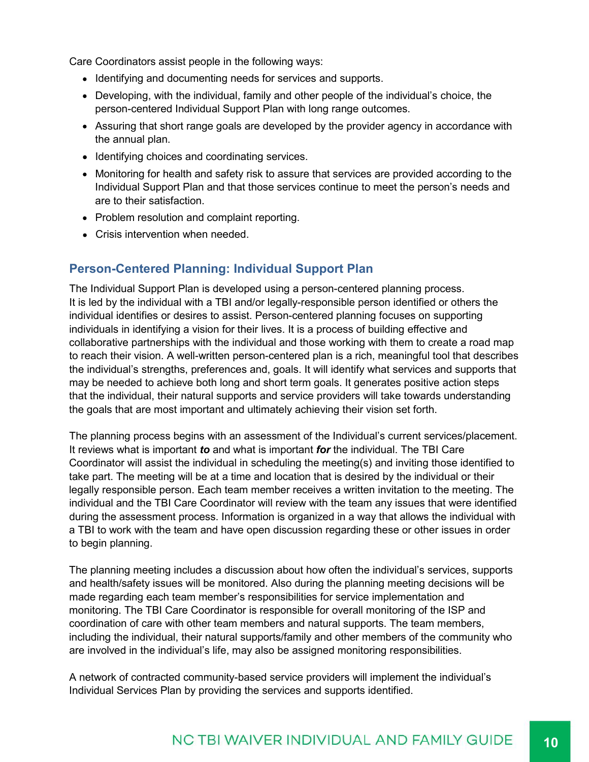Care Coordinators assist people in the following ways:

- Identifying and documenting needs for services and supports.
- Developing, with the individual, family and other people of the individual's choice, the person-centered Individual Support Plan with long range outcomes.
- Assuring that short range goals are developed by the provider agency in accordance with the annual plan.
- Identifying choices and coordinating services.
- Monitoring for health and safety risk to assure that services are provided according to the Individual Support Plan and that those services continue to meet the person's needs and are to their satisfaction.
- Problem resolution and complaint reporting.
- Crisis intervention when needed.

## Person-Centered Planning: Individual Support Plan

The Individual Support Plan is developed using a person-centered planning process. It is led by the individual with a TBI and/or legally-responsible person identified or others the individual identifies or desires to assist. Person-centered planning focuses on supporting individuals in identifying a vision for their lives. It is a process of building effective and collaborative partnerships with the individual and those working with them to create a road map to reach their vision. A well-written person-centered plan is a rich, meaningful tool that describes the individual's strengths, preferences and, goals. It will identify what services and supports that may be needed to achieve both long and short term goals. It generates positive action steps that the individual, their natural supports and service providers will take towards understanding the goals that are most important and ultimately achieving their vision set forth.

The planning process begins with an assessment of the Individual's current services/placement. It reviews what is important ***to*** and what is important ***for*** the individual. The TBI Care Coordinator will assist the individual in scheduling the meeting(s) and inviting those identified to take part. The meeting will be at a time and location that is desired by the individual or their legally responsible person. Each team member receives a written invitation to the meeting. The individual and the TBI Care Coordinator will review with the team any issues that were identified during the assessment process. Information is organized in a way that allows the individual with a TBI to work with the team and have open discussion regarding these or other issues in order to begin planning.

The planning meeting includes a discussion about how often the individual's services, supports and health/safety issues will be monitored. Also during the planning meeting decisions will be made regarding each team member's responsibilities for service implementation and monitoring. The TBI Care Coordinator is responsible for overall monitoring of the ISP and coordination of care with other team members and natural supports. The team members, including the individual, their natural supports/family and other members of the community who are involved in the individual's life, may also be assigned monitoring responsibilities.

A network of contracted community-based service providers will implement the individual's Individual Services Plan by providing the services and supports identified.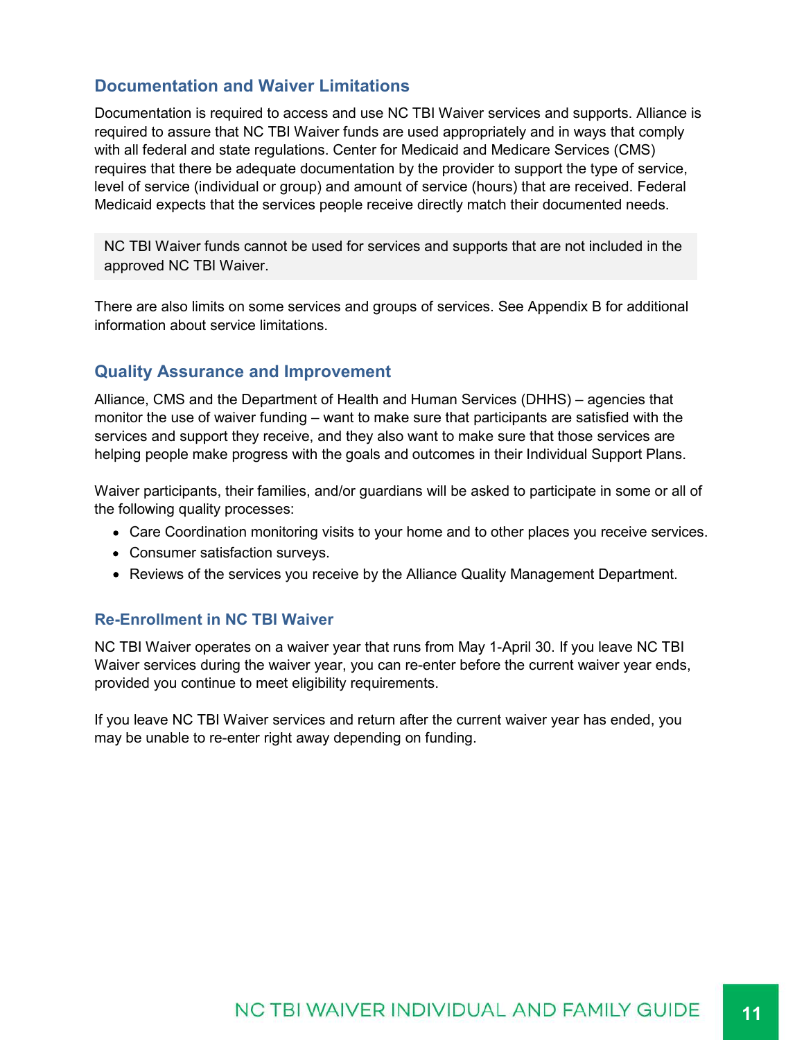## Documentation and Waiver Limitations

Documentation is required to access and use NC TBI Waiver services and supports. Alliance is required to assure that NC TBI Waiver funds are used appropriately and in ways that comply with all federal and state regulations. Center for Medicaid and Medicare Services (CMS) requires that there be adequate documentation by the provider to support the type of service, level of service (individual or group) and amount of service (hours) that are received. Federal Medicaid expects that the services people receive directly match their documented needs.

> NC TBI Waiver funds cannot be used for services and supports that are not included in the approved NC TBI Waiver.

There are also limits on some services and groups of services. See Appendix B for additional information about service limitations.

## Quality Assurance and Improvement

Alliance, CMS and the Department of Health and Human Services (DHHS) – agencies that monitor the use of waiver funding – want to make sure that participants are satisfied with the services and support they receive, and they also want to make sure that those services are helping people make progress with the goals and outcomes in their Individual Support Plans.

Waiver participants, their families, and/or guardians will be asked to participate in some or all of the following quality processes:

- Care Coordination monitoring visits to your home and to other places you receive services.
- Consumer satisfaction surveys.
- Reviews of the services you receive by the Alliance Quality Management Department.

### Re-Enrollment in NC TBI Waiver

NC TBI Waiver operates on a waiver year that runs from May 1-April 30. If you leave NC TBI Waiver services during the waiver year, you can re-enter before the current waiver year ends, provided you continue to meet eligibility requirements.

If you leave NC TBI Waiver services and return after the current waiver year has ended, you may be unable to re-enter right away depending on funding.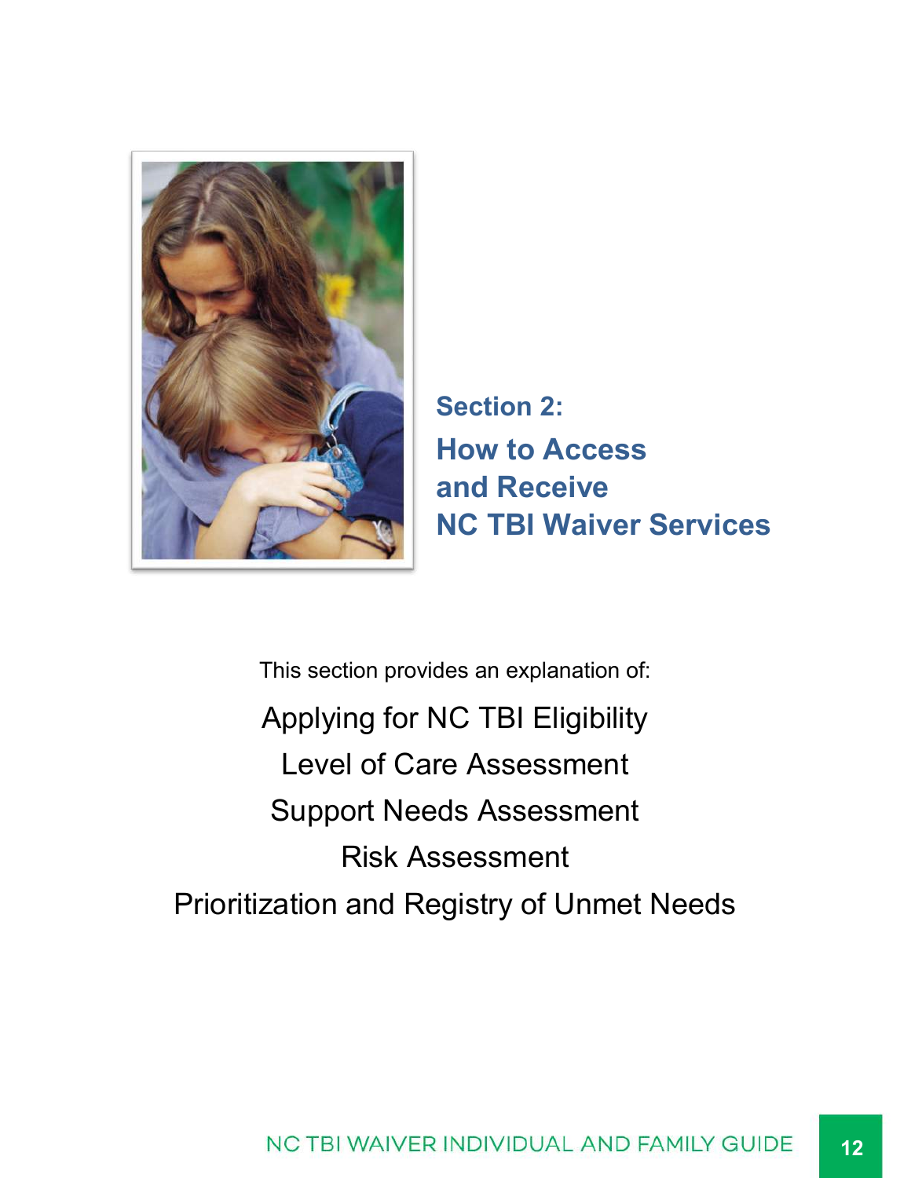# Section 2: How to Access and Receive NC TBI Waiver Services

This section provides an explanation of:

Applying for NC TBI Eligibility

Level of Care Assessment

Support Needs Assessment

Risk Assessment

Prioritization and Registry of Unmet Needs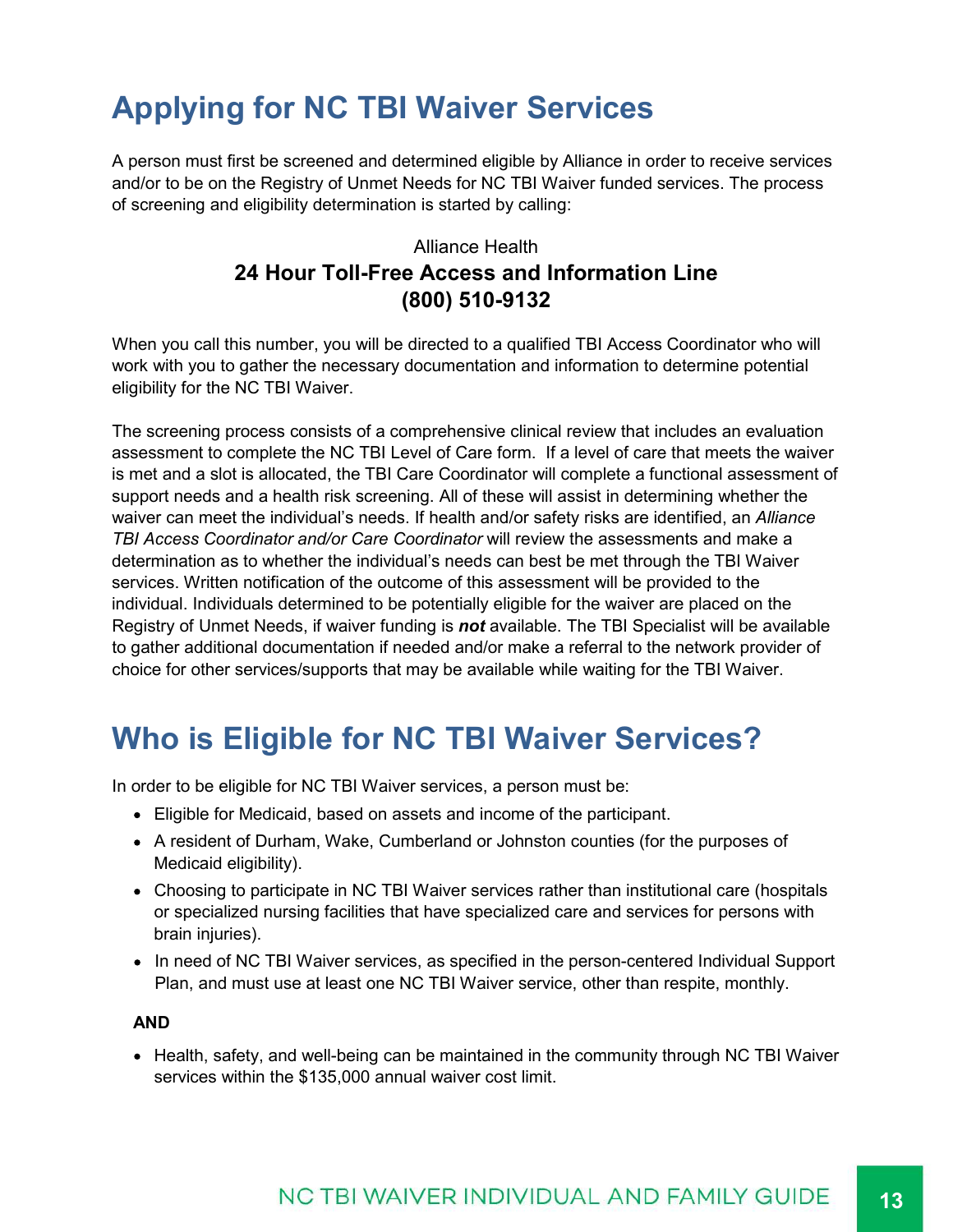# Applying for NC TBI Waiver Services

A person must first be screened and determined eligible by Alliance in order to receive services and/or to be on the Registry of Unmet Needs for NC TBI Waiver funded services. The process of screening and eligibility determination is started by calling:

Alliance Health
**24 Hour Toll-Free Access and Information Line**
**(800) 510-9132**

When you call this number, you will be directed to a qualified TBI Access Coordinator who will work with you to gather the necessary documentation and information to determine potential eligibility for the NC TBI Waiver.

The screening process consists of a comprehensive clinical review that includes an evaluation assessment to complete the NC TBI Level of Care form. If a level of care that meets the waiver is met and a slot is allocated, the TBI Care Coordinator will complete a functional assessment of support needs and a health risk screening. All of these will assist in determining whether the waiver can meet the individual's needs. If health and/or safety risks are identified, an *Alliance TBI Access Coordinator and/or Care Coordinator* will review the assessments and make a determination as to whether the individual's needs can best be met through the TBI Waiver services. Written notification of the outcome of this assessment will be provided to the individual. Individuals determined to be potentially eligible for the waiver are placed on the Registry of Unmet Needs, if waiver funding is ***not*** available. The TBI Specialist will be available to gather additional documentation if needed and/or make a referral to the network provider of choice for other services/supports that may be available while waiting for the TBI Waiver.

# Who is Eligible for NC TBI Waiver Services?

In order to be eligible for NC TBI Waiver services, a person must be:

- Eligible for Medicaid, based on assets and income of the participant.
- A resident of Durham, Wake, Cumberland or Johnston counties (for the purposes of Medicaid eligibility).
- Choosing to participate in NC TBI Waiver services rather than institutional care (hospitals or specialized nursing facilities that have specialized care and services for persons with brain injuries).
- In need of NC TBI Waiver services, as specified in the person-centered Individual Support Plan, and must use at least one NC TBI Waiver service, other than respite, monthly.

**AND**

- Health, safety, and well-being can be maintained in the community through NC TBI Waiver services within the $135,000 annual waiver cost limit.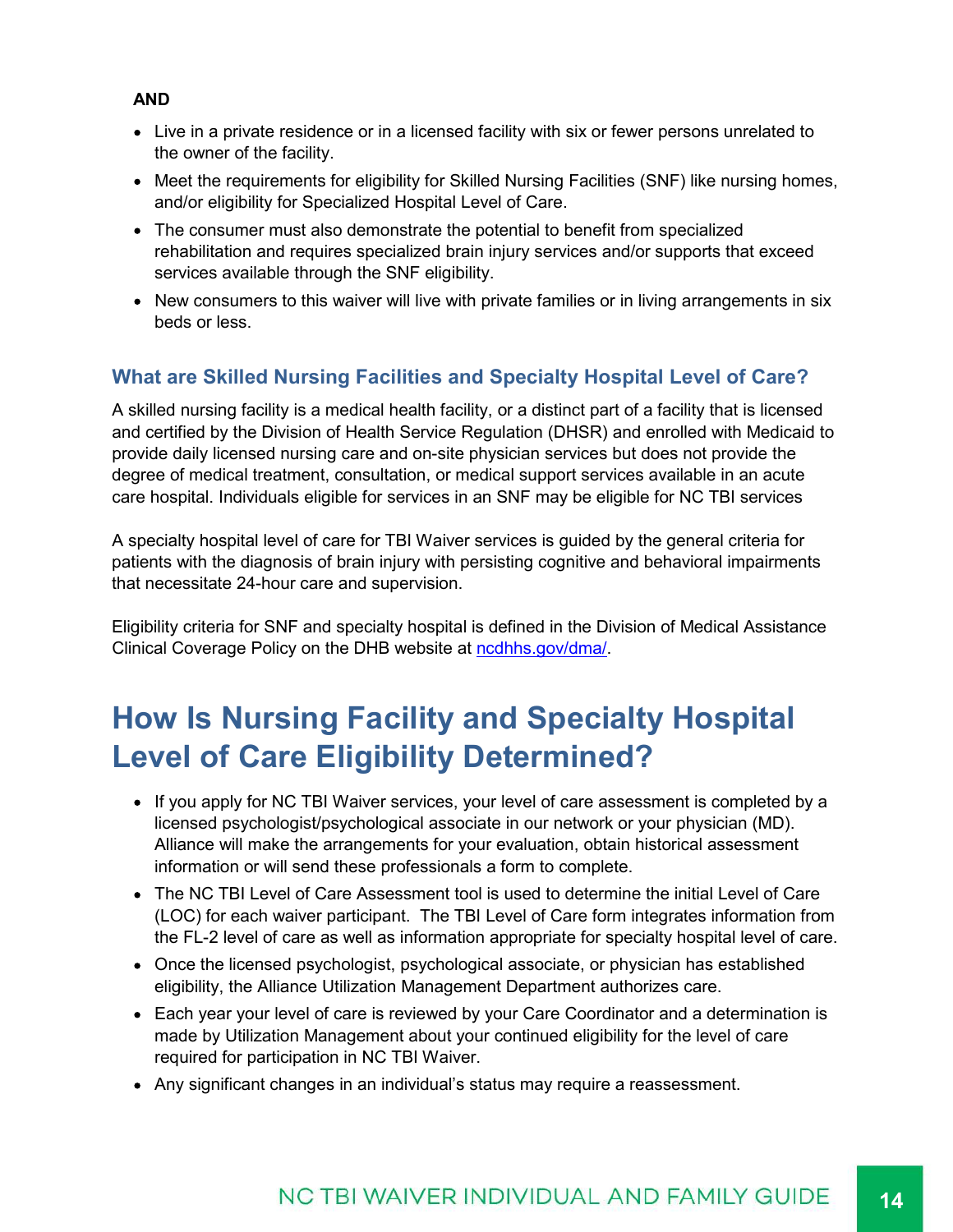**AND**

- Live in a private residence or in a licensed facility with six or fewer persons unrelated to the owner of the facility.
- Meet the requirements for eligibility for Skilled Nursing Facilities (SNF) like nursing homes, and/or eligibility for Specialized Hospital Level of Care.
- The consumer must also demonstrate the potential to benefit from specialized rehabilitation and requires specialized brain injury services and/or supports that exceed services available through the SNF eligibility.
- New consumers to this waiver will live with private families or in living arrangements in six beds or less.

### What are Skilled Nursing Facilities and Specialty Hospital Level of Care?

A skilled nursing facility is a medical health facility, or a distinct part of a facility that is licensed and certified by the Division of Health Service Regulation (DHSR) and enrolled with Medicaid to provide daily licensed nursing care and on-site physician services but does not provide the degree of medical treatment, consultation, or medical support services available in an acute care hospital. Individuals eligible for services in an SNF may be eligible for NC TBI services

A specialty hospital level of care for TBI Waiver services is guided by the general criteria for patients with the diagnosis of brain injury with persisting cognitive and behavioral impairments that necessitate 24-hour care and supervision.

Eligibility criteria for SNF and specialty hospital is defined in the Division of Medical Assistance Clinical Coverage Policy on the DHB website at [ncdhhs.gov/dma/](ncdhhs.gov/dma/).

## How Is Nursing Facility and Specialty Hospital Level of Care Eligibility Determined?

- If you apply for NC TBI Waiver services, your level of care assessment is completed by a licensed psychologist/psychological associate in our network or your physician (MD). Alliance will make the arrangements for your evaluation, obtain historical assessment information or will send these professionals a form to complete.
- The NC TBI Level of Care Assessment tool is used to determine the initial Level of Care (LOC) for each waiver participant. The TBI Level of Care form integrates information from the FL-2 level of care as well as information appropriate for specialty hospital level of care.
- Once the licensed psychologist, psychological associate, or physician has established eligibility, the Alliance Utilization Management Department authorizes care.
- Each year your level of care is reviewed by your Care Coordinator and a determination is made by Utilization Management about your continued eligibility for the level of care required for participation in NC TBI Waiver.
- Any significant changes in an individual's status may require a reassessment.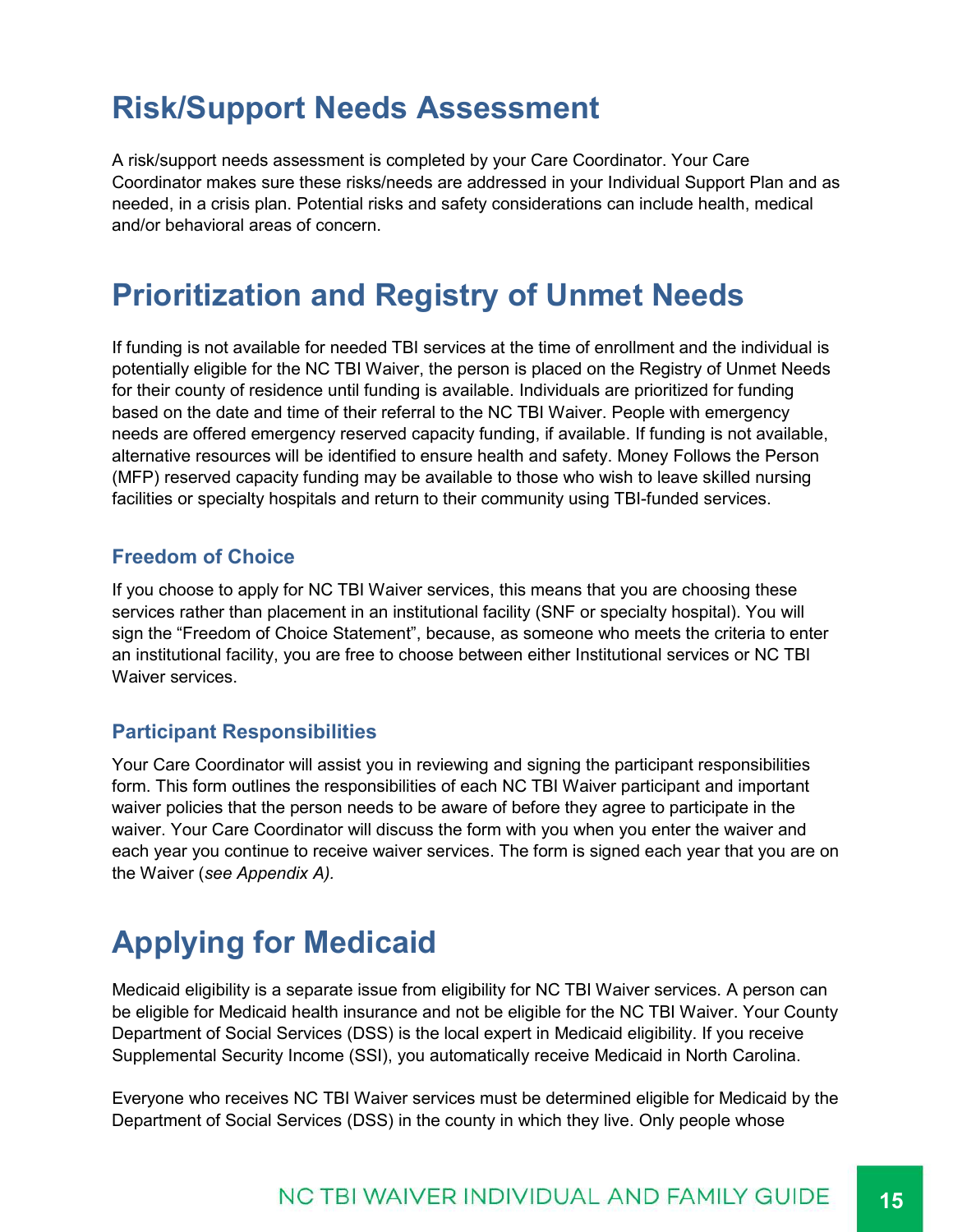# Risk/Support Needs Assessment

A risk/support needs assessment is completed by your Care Coordinator. Your Care Coordinator makes sure these risks/needs are addressed in your Individual Support Plan and as needed, in a crisis plan. Potential risks and safety considerations can include health, medical and/or behavioral areas of concern.

# Prioritization and Registry of Unmet Needs

If funding is not available for needed TBI services at the time of enrollment and the individual is potentially eligible for the NC TBI Waiver, the person is placed on the Registry of Unmet Needs for their county of residence until funding is available. Individuals are prioritized for funding based on the date and time of their referral to the NC TBI Waiver. People with emergency needs are offered emergency reserved capacity funding, if available. If funding is not available, alternative resources will be identified to ensure health and safety. Money Follows the Person (MFP) reserved capacity funding may be available to those who wish to leave skilled nursing facilities or specialty hospitals and return to their community using TBI-funded services.

## Freedom of Choice

If you choose to apply for NC TBI Waiver services, this means that you are choosing these services rather than placement in an institutional facility (SNF or specialty hospital). You will sign the "Freedom of Choice Statement", because, as someone who meets the criteria to enter an institutional facility, you are free to choose between either Institutional services or NC TBI Waiver services.

## Participant Responsibilities

Your Care Coordinator will assist you in reviewing and signing the participant responsibilities form. This form outlines the responsibilities of each NC TBI Waiver participant and important waiver policies that the person needs to be aware of before they agree to participate in the waiver. Your Care Coordinator will discuss the form with you when you enter the waiver and each year you continue to receive waiver services. The form is signed each year that you are on the Waiver (*see Appendix A).*

# Applying for Medicaid

Medicaid eligibility is a separate issue from eligibility for NC TBI Waiver services. A person can be eligible for Medicaid health insurance and not be eligible for the NC TBI Waiver. Your County Department of Social Services (DSS) is the local expert in Medicaid eligibility. If you receive Supplemental Security Income (SSI), you automatically receive Medicaid in North Carolina.

Everyone who receives NC TBI Waiver services must be determined eligible for Medicaid by the Department of Social Services (DSS) in the county in which they live. Only people whose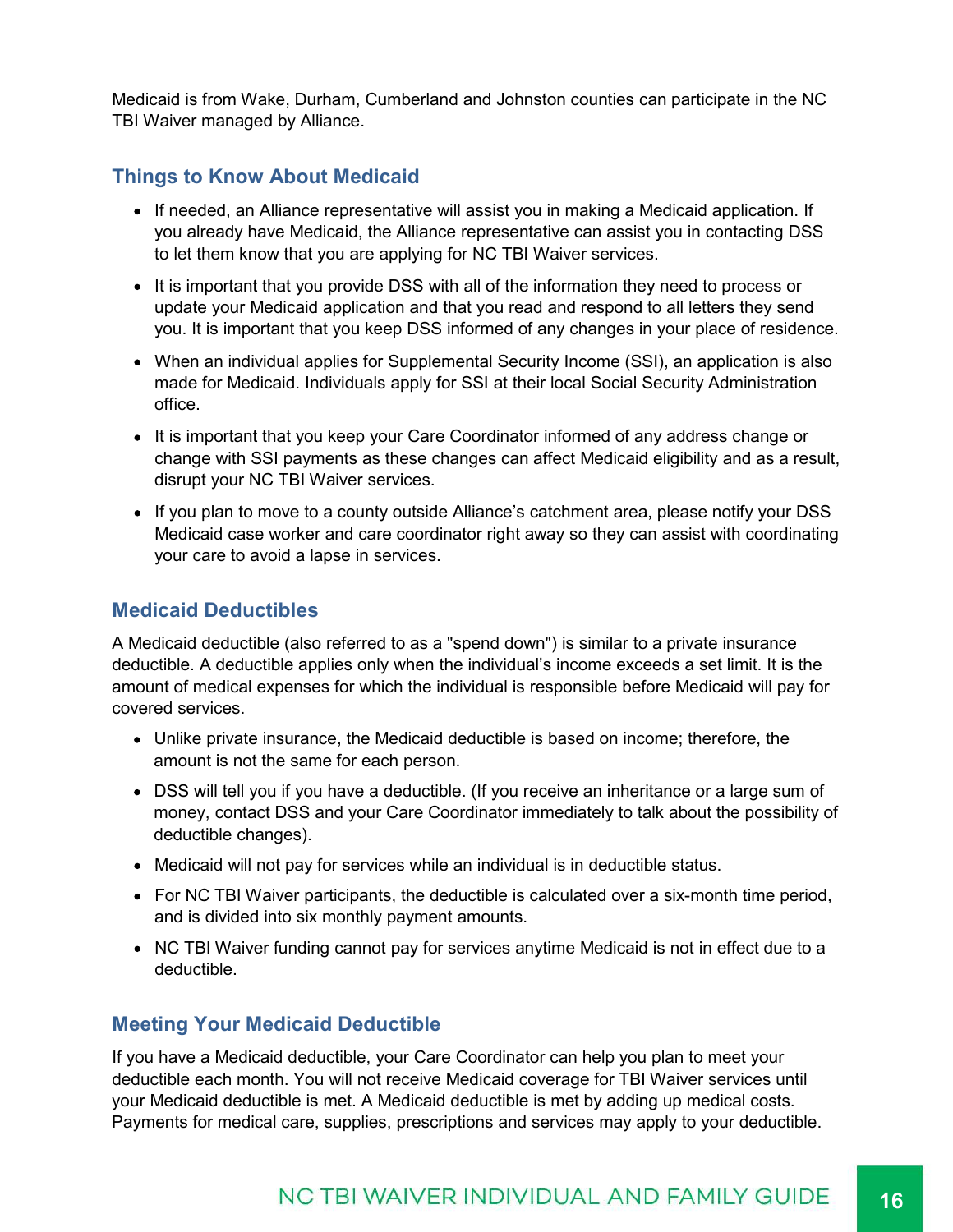Medicaid is from Wake, Durham, Cumberland and Johnston counties can participate in the NC TBI Waiver managed by Alliance.

## Things to Know About Medicaid

- If needed, an Alliance representative will assist you in making a Medicaid application. If you already have Medicaid, the Alliance representative can assist you in contacting DSS to let them know that you are applying for NC TBI Waiver services.
- It is important that you provide DSS with all of the information they need to process or update your Medicaid application and that you read and respond to all letters they send you. It is important that you keep DSS informed of any changes in your place of residence.
- When an individual applies for Supplemental Security Income (SSI), an application is also made for Medicaid. Individuals apply for SSI at their local Social Security Administration office.
- It is important that you keep your Care Coordinator informed of any address change or change with SSI payments as these changes can affect Medicaid eligibility and as a result, disrupt your NC TBI Waiver services.
- If you plan to move to a county outside Alliance's catchment area, please notify your DSS Medicaid case worker and care coordinator right away so they can assist with coordinating your care to avoid a lapse in services.

## Medicaid Deductibles

A Medicaid deductible (also referred to as a "spend down") is similar to a private insurance deductible. A deductible applies only when the individual's income exceeds a set limit. It is the amount of medical expenses for which the individual is responsible before Medicaid will pay for covered services.

- Unlike private insurance, the Medicaid deductible is based on income; therefore, the amount is not the same for each person.
- DSS will tell you if you have a deductible. (If you receive an inheritance or a large sum of money, contact DSS and your Care Coordinator immediately to talk about the possibility of deductible changes).
- Medicaid will not pay for services while an individual is in deductible status.
- For NC TBI Waiver participants, the deductible is calculated over a six-month time period, and is divided into six monthly payment amounts.
- NC TBI Waiver funding cannot pay for services anytime Medicaid is not in effect due to a deductible.

## Meeting Your Medicaid Deductible

If you have a Medicaid deductible, your Care Coordinator can help you plan to meet your deductible each month. You will not receive Medicaid coverage for TBI Waiver services until your Medicaid deductible is met. A Medicaid deductible is met by adding up medical costs. Payments for medical care, supplies, prescriptions and services may apply to your deductible.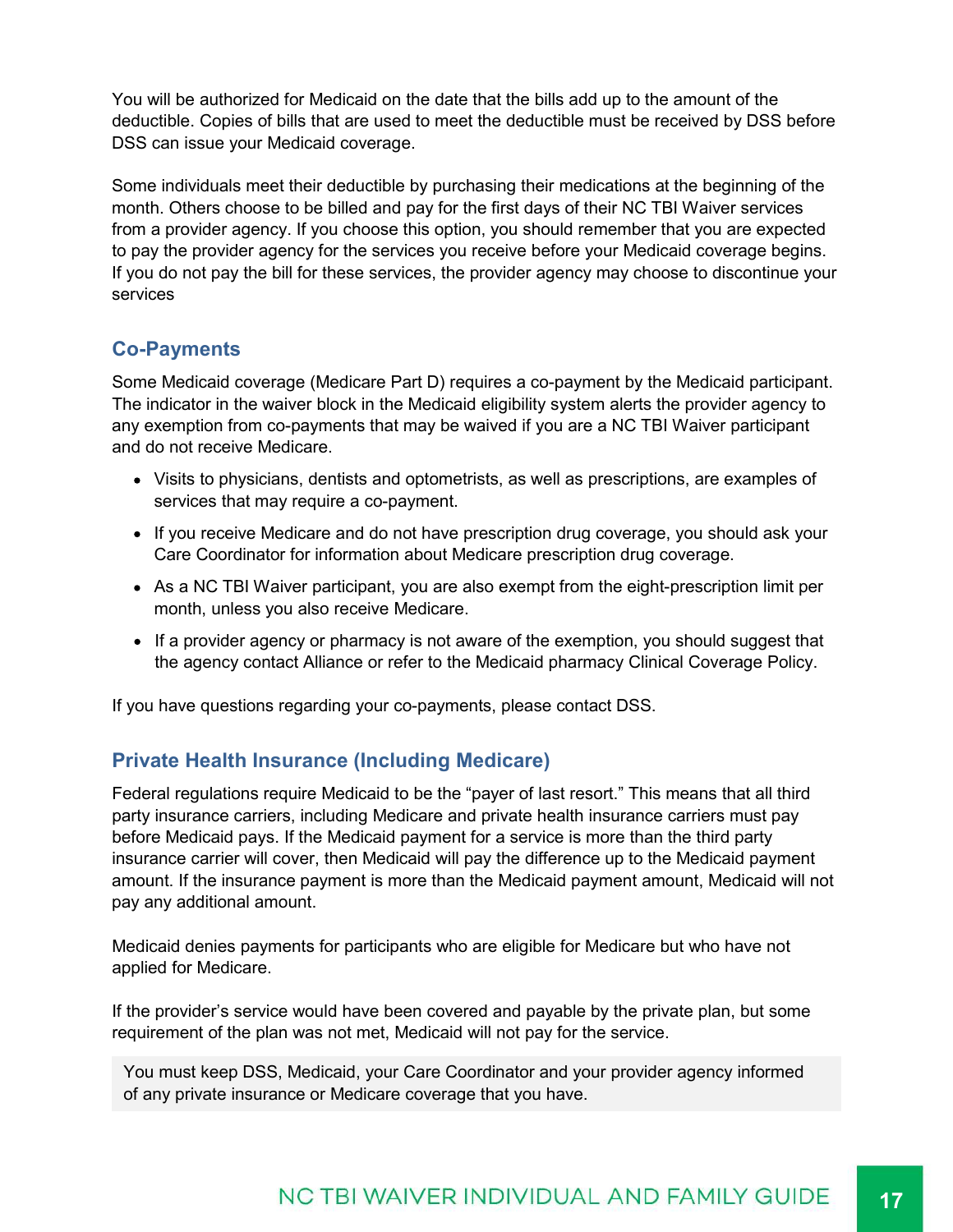You will be authorized for Medicaid on the date that the bills add up to the amount of the deductible. Copies of bills that are used to meet the deductible must be received by DSS before DSS can issue your Medicaid coverage.

Some individuals meet their deductible by purchasing their medications at the beginning of the month. Others choose to be billed and pay for the first days of their NC TBI Waiver services from a provider agency. If you choose this option, you should remember that you are expected to pay the provider agency for the services you receive before your Medicaid coverage begins. If you do not pay the bill for these services, the provider agency may choose to discontinue your services

## Co-Payments

Some Medicaid coverage (Medicare Part D) requires a co-payment by the Medicaid participant. The indicator in the waiver block in the Medicaid eligibility system alerts the provider agency to any exemption from co-payments that may be waived if you are a NC TBI Waiver participant and do not receive Medicare.

- Visits to physicians, dentists and optometrists, as well as prescriptions, are examples of services that may require a co-payment.
- If you receive Medicare and do not have prescription drug coverage, you should ask your Care Coordinator for information about Medicare prescription drug coverage.
- As a NC TBI Waiver participant, you are also exempt from the eight-prescription limit per month, unless you also receive Medicare.
- If a provider agency or pharmacy is not aware of the exemption, you should suggest that the agency contact Alliance or refer to the Medicaid pharmacy Clinical Coverage Policy.

If you have questions regarding your co-payments, please contact DSS.

## Private Health Insurance (Including Medicare)

Federal regulations require Medicaid to be the "payer of last resort." This means that all third party insurance carriers, including Medicare and private health insurance carriers must pay before Medicaid pays. If the Medicaid payment for a service is more than the third party insurance carrier will cover, then Medicaid will pay the difference up to the Medicaid payment amount. If the insurance payment is more than the Medicaid payment amount, Medicaid will not pay any additional amount.

Medicaid denies payments for participants who are eligible for Medicare but who have not applied for Medicare.

If the provider's service would have been covered and payable by the private plan, but some requirement of the plan was not met, Medicaid will not pay for the service.

You must keep DSS, Medicaid, your Care Coordinator and your provider agency informed of any private insurance or Medicare coverage that you have.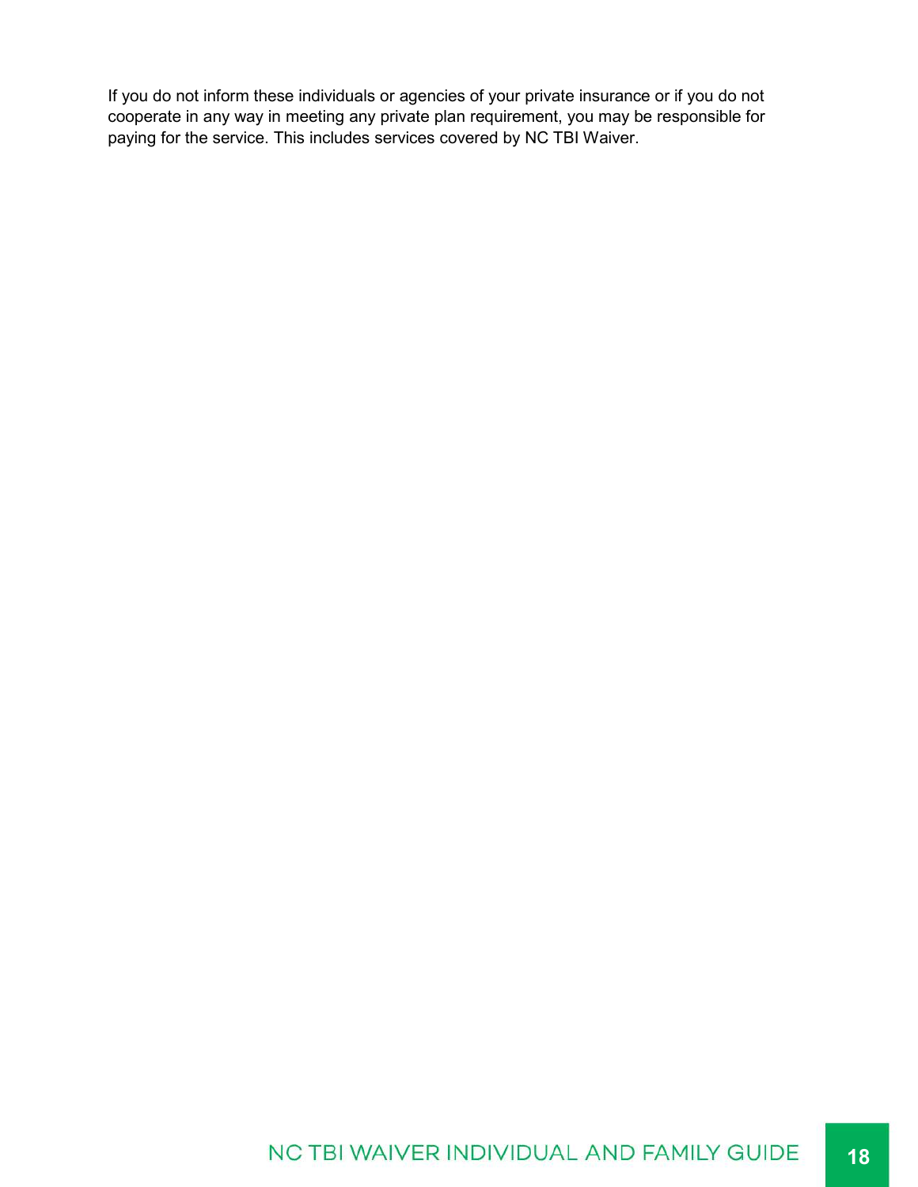If you do not inform these individuals or agencies of your private insurance or if you do not cooperate in any way in meeting any private plan requirement, you may be responsible for paying for the service. This includes services covered by NC TBI Waiver.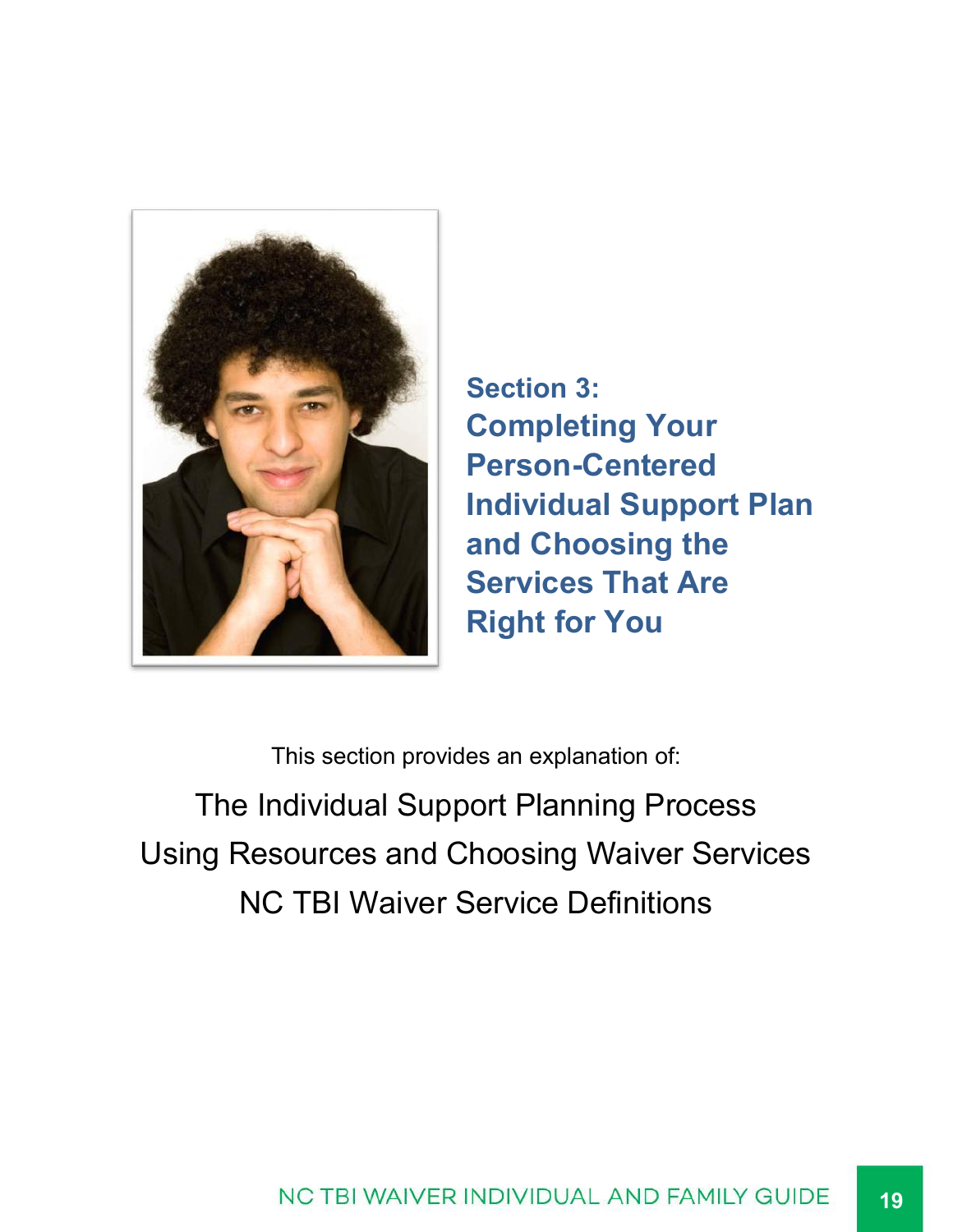# Section 3: Completing Your Person-Centered Individual Support Plan and Choosing the Services That Are Right for You

This section provides an explanation of:

The Individual Support Planning Process

Using Resources and Choosing Waiver Services

NC TBI Waiver Service Definitions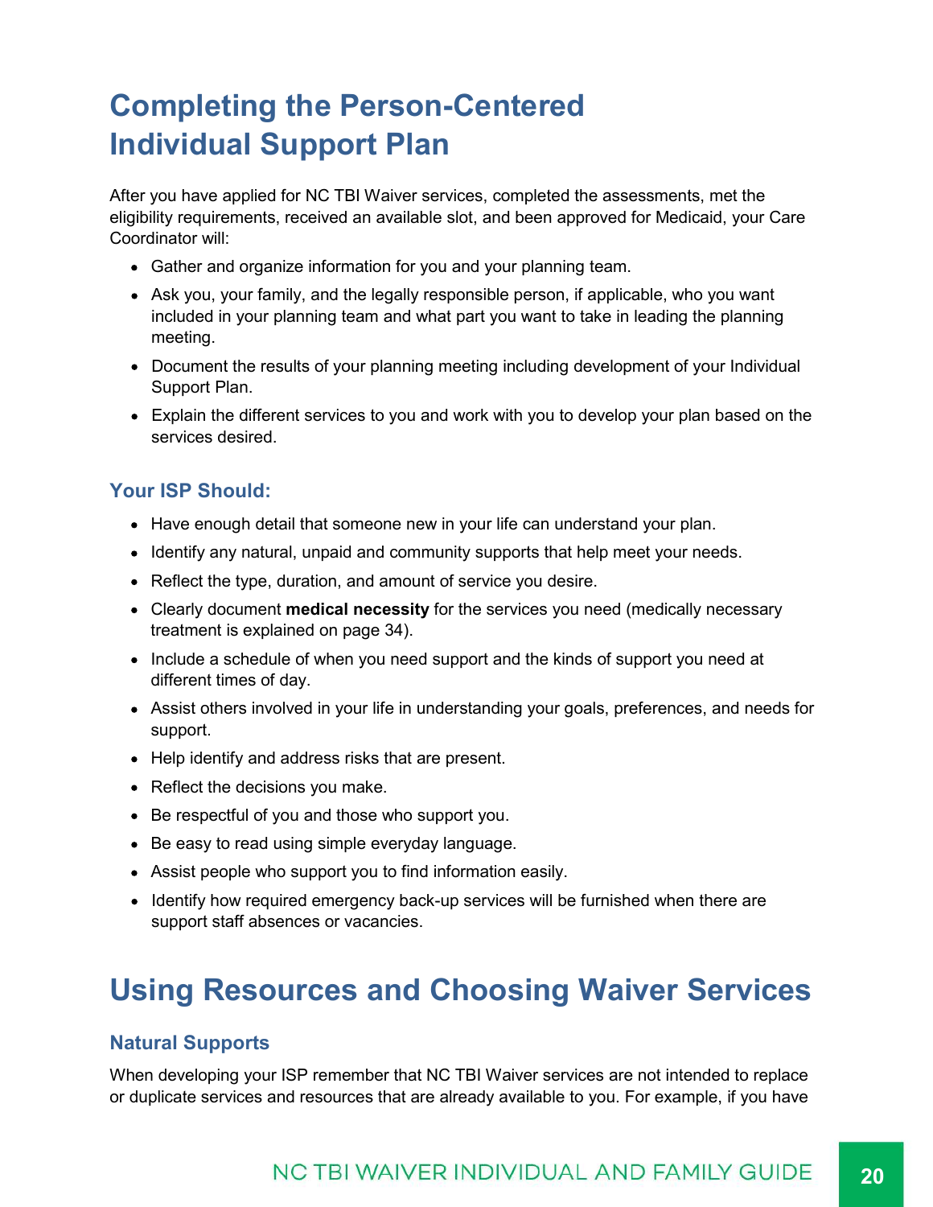# Completing the Person-Centered Individual Support Plan

After you have applied for NC TBI Waiver services, completed the assessments, met the eligibility requirements, received an available slot, and been approved for Medicaid, your Care Coordinator will:

- Gather and organize information for you and your planning team.
- Ask you, your family, and the legally responsible person, if applicable, who you want included in your planning team and what part you want to take in leading the planning meeting.
- Document the results of your planning meeting including development of your Individual Support Plan.
- Explain the different services to you and work with you to develop your plan based on the services desired.

### Your ISP Should:

- Have enough detail that someone new in your life can understand your plan.
- Identify any natural, unpaid and community supports that help meet your needs.
- Reflect the type, duration, and amount of service you desire.
- Clearly document **medical necessity** for the services you need (medically necessary treatment is explained on page 34).
- Include a schedule of when you need support and the kinds of support you need at different times of day.
- Assist others involved in your life in understanding your goals, preferences, and needs for support.
- Help identify and address risks that are present.
- Reflect the decisions you make.
- Be respectful of you and those who support you.
- Be easy to read using simple everyday language.
- Assist people who support you to find information easily.
- Identify how required emergency back-up services will be furnished when there are support staff absences or vacancies.

# Using Resources and Choosing Waiver Services

### Natural Supports

When developing your ISP remember that NC TBI Waiver services are not intended to replace or duplicate services and resources that are already available to you. For example, if you have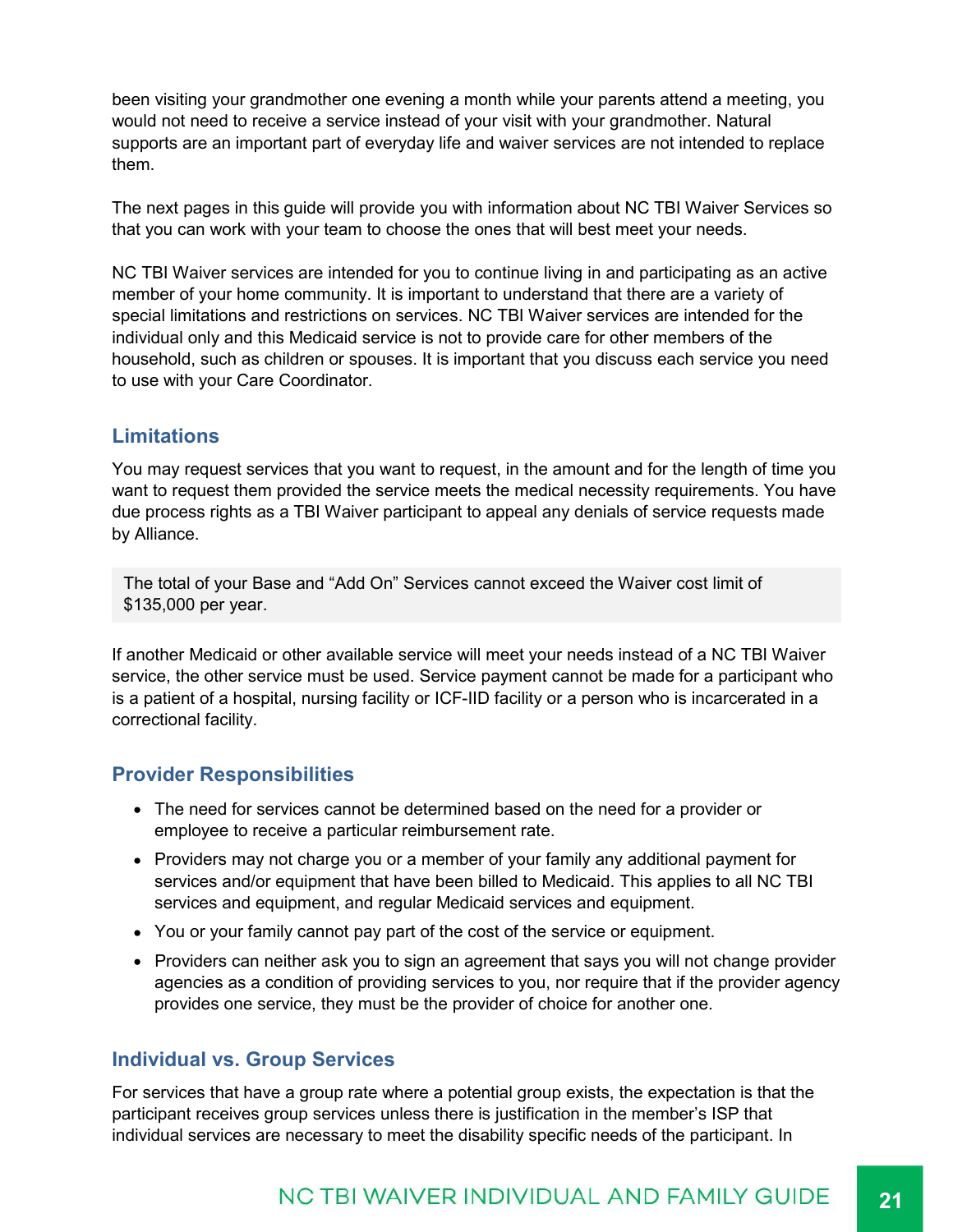been visiting your grandmother one evening a month while your parents attend a meeting, you would not need to receive a service instead of your visit with your grandmother. Natural supports are an important part of everyday life and waiver services are not intended to replace them.

The next pages in this guide will provide you with information about NC TBI Waiver Services so that you can work with your team to choose the ones that will best meet your needs.

NC TBI Waiver services are intended for you to continue living in and participating as an active member of your home community. It is important to understand that there are a variety of special limitations and restrictions on services. NC TBI Waiver services are intended for the individual only and this Medicaid service is not to provide care for other members of the household, such as children or spouses. It is important that you discuss each service you need to use with your Care Coordinator.

### Limitations

You may request services that you want to request, in the amount and for the length of time you want to request them provided the service meets the medical necessity requirements. You have due process rights as a TBI Waiver participant to appeal any denials of service requests made by Alliance.

> The total of your Base and "Add On" Services cannot exceed the Waiver cost limit of $135,000 per year.

If another Medicaid or other available service will meet your needs instead of a NC TBI Waiver service, the other service must be used. Service payment cannot be made for a participant who is a patient of a hospital, nursing facility or ICF-IID facility or a person who is incarcerated in a correctional facility.

### Provider Responsibilities

- The need for services cannot be determined based on the need for a provider or employee to receive a particular reimbursement rate.
- Providers may not charge you or a member of your family any additional payment for services and/or equipment that have been billed to Medicaid. This applies to all NC TBI services and equipment, and regular Medicaid services and equipment.
- You or your family cannot pay part of the cost of the service or equipment.
- Providers can neither ask you to sign an agreement that says you will not change provider agencies as a condition of providing services to you, nor require that if the provider agency provides one service, they must be the provider of choice for another one.

### Individual vs. Group Services

For services that have a group rate where a potential group exists, the expectation is that the participant receives group services unless there is justification in the member's ISP that individual services are necessary to meet the disability specific needs of the participant. In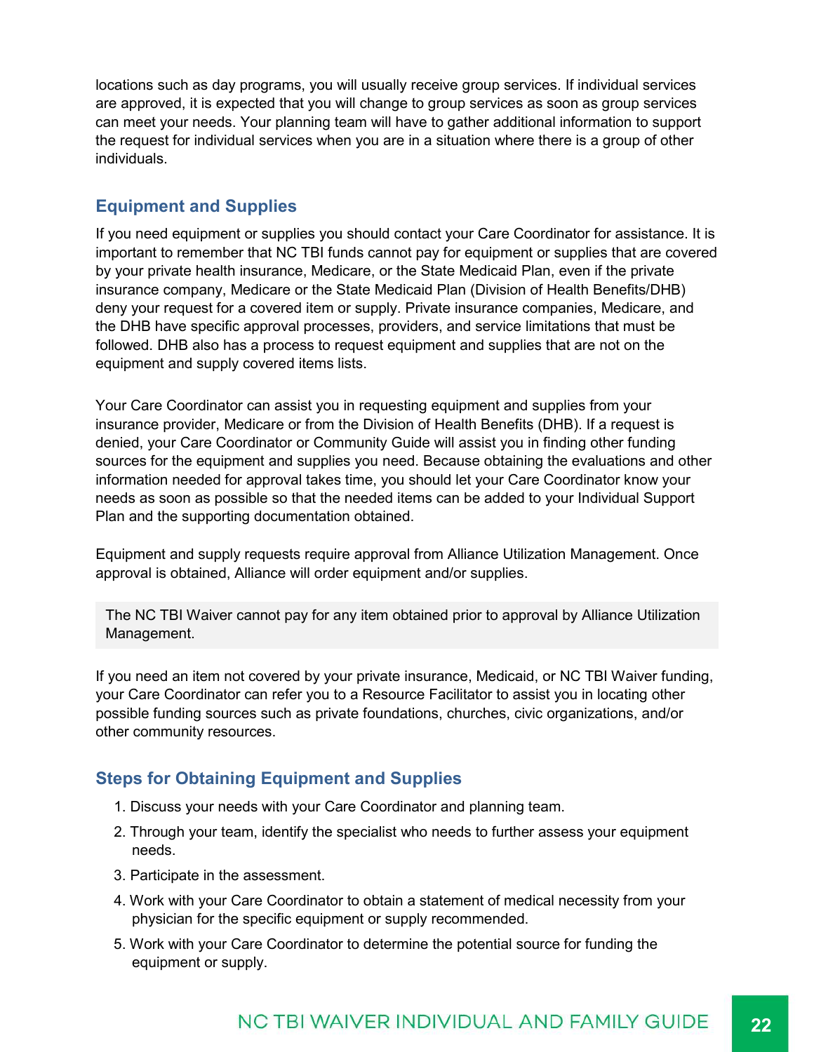locations such as day programs, you will usually receive group services. If individual services are approved, it is expected that you will change to group services as soon as group services can meet your needs. Your planning team will have to gather additional information to support the request for individual services when you are in a situation where there is a group of other individuals.

## Equipment and Supplies

If you need equipment or supplies you should contact your Care Coordinator for assistance. It is important to remember that NC TBI funds cannot pay for equipment or supplies that are covered by your private health insurance, Medicare, or the State Medicaid Plan, even if the private insurance company, Medicare or the State Medicaid Plan (Division of Health Benefits/DHB) deny your request for a covered item or supply. Private insurance companies, Medicare, and the DHB have specific approval processes, providers, and service limitations that must be followed. DHB also has a process to request equipment and supplies that are not on the equipment and supply covered items lists.

Your Care Coordinator can assist you in requesting equipment and supplies from your insurance provider, Medicare or from the Division of Health Benefits (DHB). If a request is denied, your Care Coordinator or Community Guide will assist you in finding other funding sources for the equipment and supplies you need. Because obtaining the evaluations and other information needed for approval takes time, you should let your Care Coordinator know your needs as soon as possible so that the needed items can be added to your Individual Support Plan and the supporting documentation obtained.

Equipment and supply requests require approval from Alliance Utilization Management. Once approval is obtained, Alliance will order equipment and/or supplies.

> The NC TBI Waiver cannot pay for any item obtained prior to approval by Alliance Utilization Management.

If you need an item not covered by your private insurance, Medicaid, or NC TBI Waiver funding, your Care Coordinator can refer you to a Resource Facilitator to assist you in locating other possible funding sources such as private foundations, churches, civic organizations, and/or other community resources.

## Steps for Obtaining Equipment and Supplies

1. Discuss your needs with your Care Coordinator and planning team.
2. Through your team, identify the specialist who needs to further assess your equipment needs.
3. Participate in the assessment.
4. Work with your Care Coordinator to obtain a statement of medical necessity from your physician for the specific equipment or supply recommended.
5. Work with your Care Coordinator to determine the potential source for funding the equipment or supply.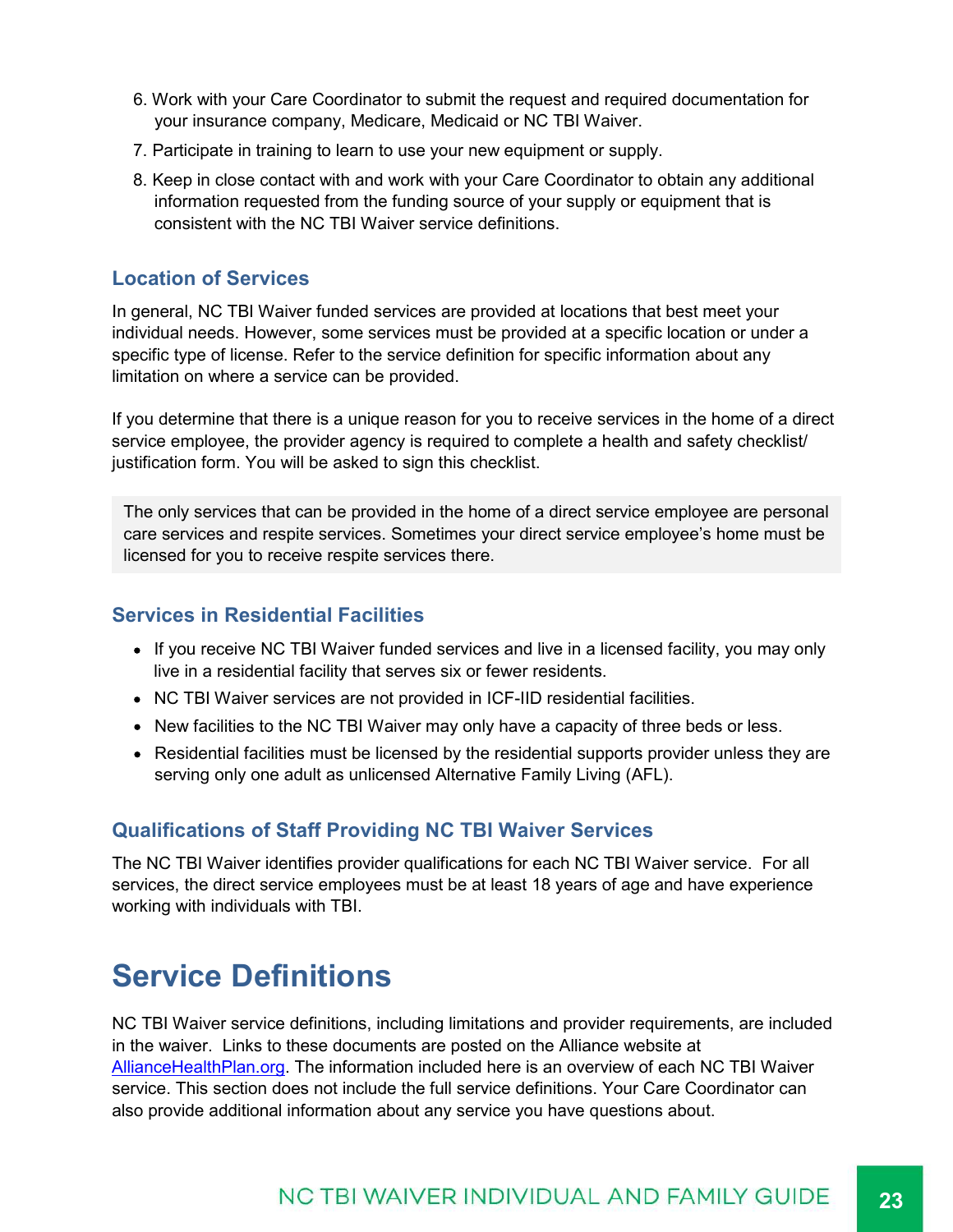6. Work with your Care Coordinator to submit the request and required documentation for your insurance company, Medicare, Medicaid or NC TBI Waiver.
7. Participate in training to learn to use your new equipment or supply.
8. Keep in close contact with and work with your Care Coordinator to obtain any additional information requested from the funding source of your supply or equipment that is consistent with the NC TBI Waiver service definitions.

### Location of Services

In general, NC TBI Waiver funded services are provided at locations that best meet your individual needs. However, some services must be provided at a specific location or under a specific type of license. Refer to the service definition for specific information about any limitation on where a service can be provided.

If you determine that there is a unique reason for you to receive services in the home of a direct service employee, the provider agency is required to complete a health and safety checklist/ justification form. You will be asked to sign this checklist.

> The only services that can be provided in the home of a direct service employee are personal care services and respite services. Sometimes your direct service employee's home must be licensed for you to receive respite services there.

### Services in Residential Facilities

- If you receive NC TBI Waiver funded services and live in a licensed facility, you may only live in a residential facility that serves six or fewer residents.
- NC TBI Waiver services are not provided in ICF-IID residential facilities.
- New facilities to the NC TBI Waiver may only have a capacity of three beds or less.
- Residential facilities must be licensed by the residential supports provider unless they are serving only one adult as unlicensed Alternative Family Living (AFL).

### Qualifications of Staff Providing NC TBI Waiver Services

The NC TBI Waiver identifies provider qualifications for each NC TBI Waiver service. For all services, the direct service employees must be at least 18 years of age and have experience working with individuals with TBI.

## Service Definitions

NC TBI Waiver service definitions, including limitations and provider requirements, are included in the waiver. Links to these documents are posted on the Alliance website at AllianceHealthPlan.org. The information included here is an overview of each NC TBI Waiver service. This section does not include the full service definitions. Your Care Coordinator can also provide additional information about any service you have questions about.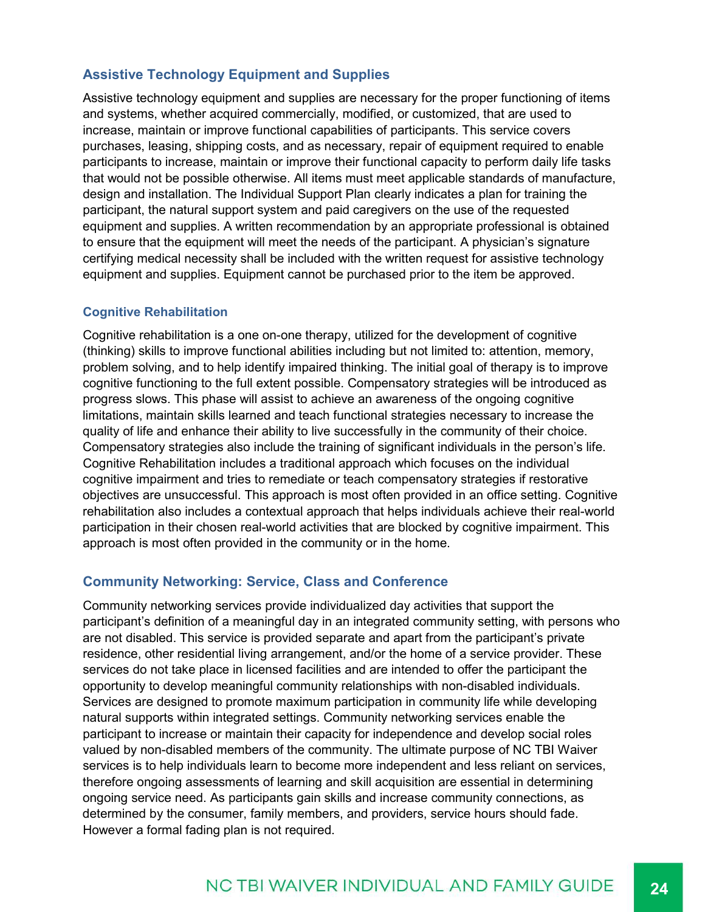### Assistive Technology Equipment and Supplies

Assistive technology equipment and supplies are necessary for the proper functioning of items and systems, whether acquired commercially, modified, or customized, that are used to increase, maintain or improve functional capabilities of participants. This service covers purchases, leasing, shipping costs, and as necessary, repair of equipment required to enable participants to increase, maintain or improve their functional capacity to perform daily life tasks that would not be possible otherwise. All items must meet applicable standards of manufacture, design and installation. The Individual Support Plan clearly indicates a plan for training the participant, the natural support system and paid caregivers on the use of the requested equipment and supplies. A written recommendation by an appropriate professional is obtained to ensure that the equipment will meet the needs of the participant. A physician's signature certifying medical necessity shall be included with the written request for assistive technology equipment and supplies. Equipment cannot be purchased prior to the item be approved.

#### Cognitive Rehabilitation

Cognitive rehabilitation is a one on-one therapy, utilized for the development of cognitive (thinking) skills to improve functional abilities including but not limited to: attention, memory, problem solving, and to help identify impaired thinking. The initial goal of therapy is to improve cognitive functioning to the full extent possible. Compensatory strategies will be introduced as progress slows. This phase will assist to achieve an awareness of the ongoing cognitive limitations, maintain skills learned and teach functional strategies necessary to increase the quality of life and enhance their ability to live successfully in the community of their choice. Compensatory strategies also include the training of significant individuals in the person's life. Cognitive Rehabilitation includes a traditional approach which focuses on the individual cognitive impairment and tries to remediate or teach compensatory strategies if restorative objectives are unsuccessful. This approach is most often provided in an office setting. Cognitive rehabilitation also includes a contextual approach that helps individuals achieve their real-world participation in their chosen real-world activities that are blocked by cognitive impairment. This approach is most often provided in the community or in the home.

### Community Networking: Service, Class and Conference

Community networking services provide individualized day activities that support the participant's definition of a meaningful day in an integrated community setting, with persons who are not disabled. This service is provided separate and apart from the participant's private residence, other residential living arrangement, and/or the home of a service provider. These services do not take place in licensed facilities and are intended to offer the participant the opportunity to develop meaningful community relationships with non-disabled individuals. Services are designed to promote maximum participation in community life while developing natural supports within integrated settings. Community networking services enable the participant to increase or maintain their capacity for independence and develop social roles valued by non-disabled members of the community. The ultimate purpose of NC TBI Waiver services is to help individuals learn to become more independent and less reliant on services, therefore ongoing assessments of learning and skill acquisition are essential in determining ongoing service need. As participants gain skills and increase community connections, as determined by the consumer, family members, and providers, service hours should fade. However a formal fading plan is not required.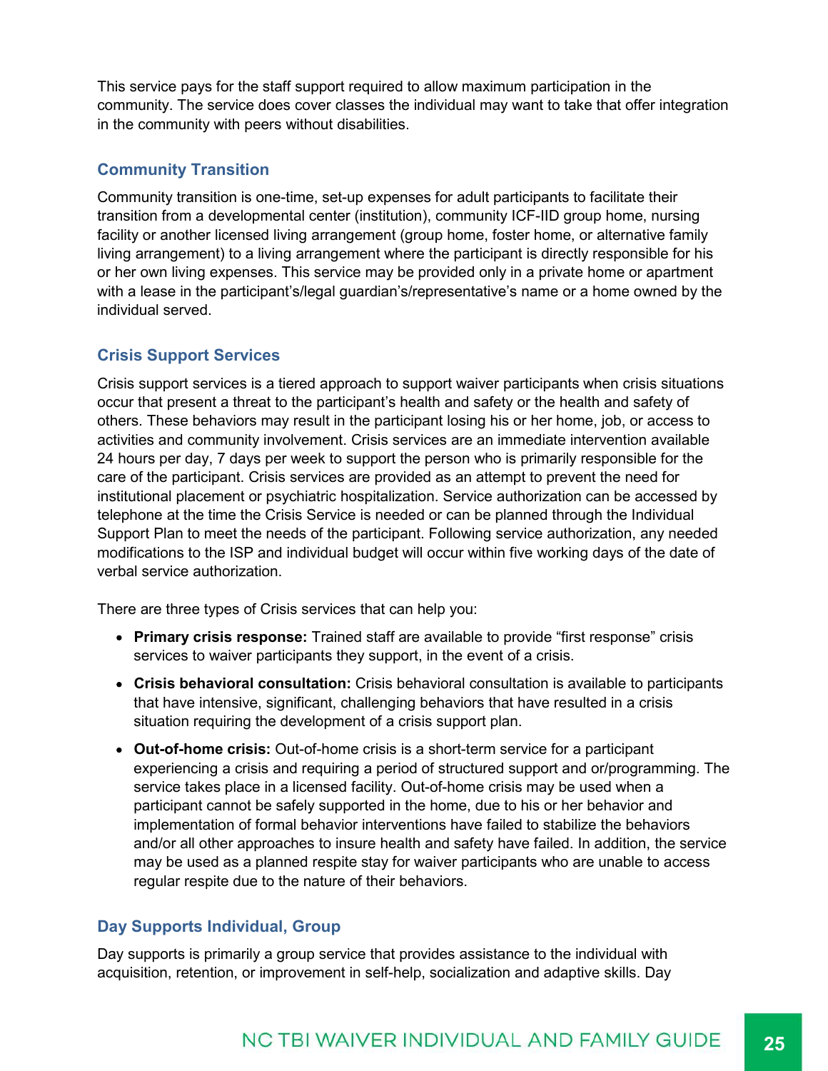This service pays for the staff support required to allow maximum participation in the community. The service does cover classes the individual may want to take that offer integration in the community with peers without disabilities.

### Community Transition

Community transition is one-time, set-up expenses for adult participants to facilitate their transition from a developmental center (institution), community ICF-IID group home, nursing facility or another licensed living arrangement (group home, foster home, or alternative family living arrangement) to a living arrangement where the participant is directly responsible for his or her own living expenses. This service may be provided only in a private home or apartment with a lease in the participant's/legal guardian's/representative's name or a home owned by the individual served.

### Crisis Support Services

Crisis support services is a tiered approach to support waiver participants when crisis situations occur that present a threat to the participant's health and safety or the health and safety of others. These behaviors may result in the participant losing his or her home, job, or access to activities and community involvement. Crisis services are an immediate intervention available 24 hours per day, 7 days per week to support the person who is primarily responsible for the care of the participant. Crisis services are provided as an attempt to prevent the need for institutional placement or psychiatric hospitalization. Service authorization can be accessed by telephone at the time the Crisis Service is needed or can be planned through the Individual Support Plan to meet the needs of the participant. Following service authorization, any needed modifications to the ISP and individual budget will occur within five working days of the date of verbal service authorization.

There are three types of Crisis services that can help you:

- **Primary crisis response:** Trained staff are available to provide "first response" crisis services to waiver participants they support, in the event of a crisis.
- **Crisis behavioral consultation:** Crisis behavioral consultation is available to participants that have intensive, significant, challenging behaviors that have resulted in a crisis situation requiring the development of a crisis support plan.
- **Out-of-home crisis:** Out-of-home crisis is a short-term service for a participant experiencing a crisis and requiring a period of structured support and or/programming. The service takes place in a licensed facility. Out-of-home crisis may be used when a participant cannot be safely supported in the home, due to his or her behavior and implementation of formal behavior interventions have failed to stabilize the behaviors and/or all other approaches to insure health and safety have failed. In addition, the service may be used as a planned respite stay for waiver participants who are unable to access regular respite due to the nature of their behaviors.

### Day Supports Individual, Group

Day supports is primarily a group service that provides assistance to the individual with acquisition, retention, or improvement in self-help, socialization and adaptive skills. Day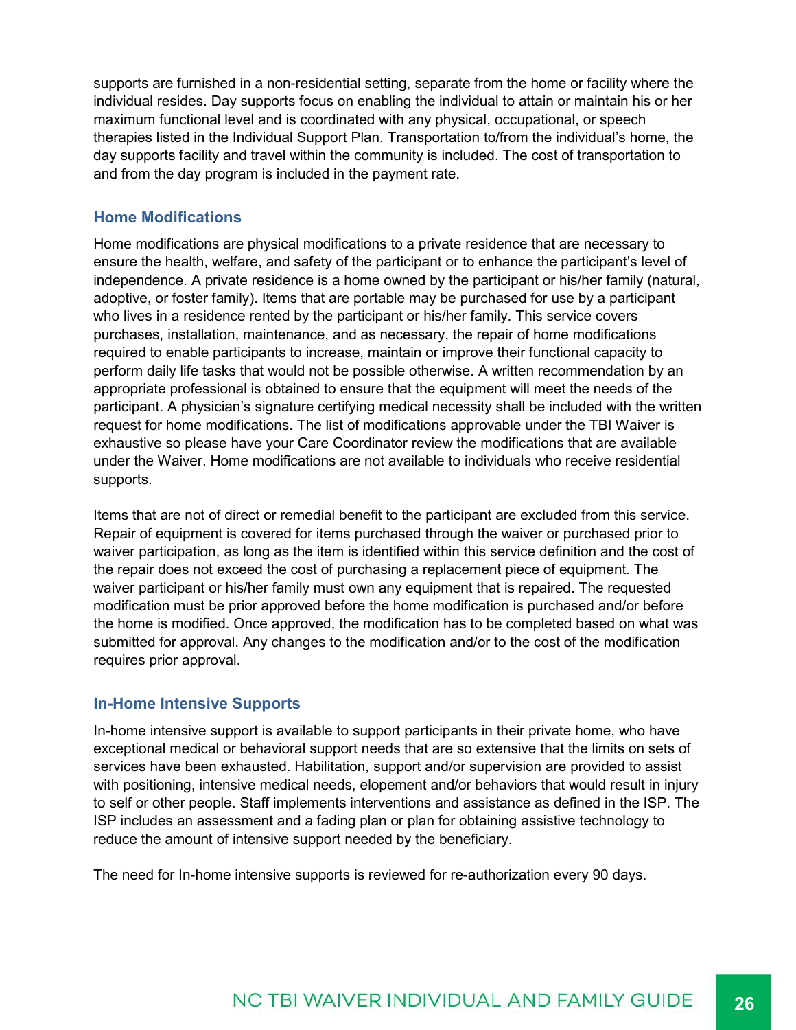supports are furnished in a non-residential setting, separate from the home or facility where the individual resides. Day supports focus on enabling the individual to attain or maintain his or her maximum functional level and is coordinated with any physical, occupational, or speech therapies listed in the Individual Support Plan. Transportation to/from the individual's home, the day supports facility and travel within the community is included. The cost of transportation to and from the day program is included in the payment rate.

### Home Modifications

Home modifications are physical modifications to a private residence that are necessary to ensure the health, welfare, and safety of the participant or to enhance the participant's level of independence. A private residence is a home owned by the participant or his/her family (natural, adoptive, or foster family). Items that are portable may be purchased for use by a participant who lives in a residence rented by the participant or his/her family. This service covers purchases, installation, maintenance, and as necessary, the repair of home modifications required to enable participants to increase, maintain or improve their functional capacity to perform daily life tasks that would not be possible otherwise. A written recommendation by an appropriate professional is obtained to ensure that the equipment will meet the needs of the participant. A physician's signature certifying medical necessity shall be included with the written request for home modifications. The list of modifications approvable under the TBI Waiver is exhaustive so please have your Care Coordinator review the modifications that are available under the Waiver. Home modifications are not available to individuals who receive residential supports.

Items that are not of direct or remedial benefit to the participant are excluded from this service. Repair of equipment is covered for items purchased through the waiver or purchased prior to waiver participation, as long as the item is identified within this service definition and the cost of the repair does not exceed the cost of purchasing a replacement piece of equipment. The waiver participant or his/her family must own any equipment that is repaired. The requested modification must be prior approved before the home modification is purchased and/or before the home is modified. Once approved, the modification has to be completed based on what was submitted for approval. Any changes to the modification and/or to the cost of the modification requires prior approval.

### In-Home Intensive Supports

In-home intensive support is available to support participants in their private home, who have exceptional medical or behavioral support needs that are so extensive that the limits on sets of services have been exhausted. Habilitation, support and/or supervision are provided to assist with positioning, intensive medical needs, elopement and/or behaviors that would result in injury to self or other people. Staff implements interventions and assistance as defined in the ISP. The ISP includes an assessment and a fading plan or plan for obtaining assistive technology to reduce the amount of intensive support needed by the beneficiary.

The need for In-home intensive supports is reviewed for re-authorization every 90 days.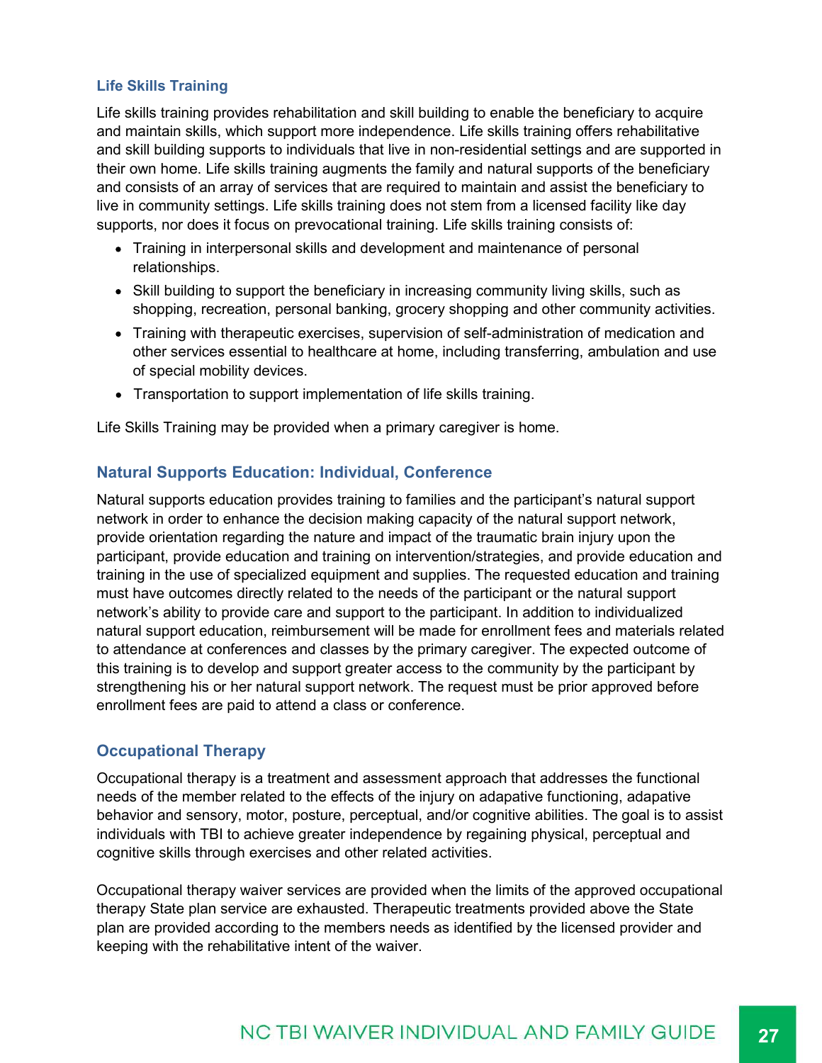### Life Skills Training

Life skills training provides rehabilitation and skill building to enable the beneficiary to acquire and maintain skills, which support more independence. Life skills training offers rehabilitative and skill building supports to individuals that live in non-residential settings and are supported in their own home. Life skills training augments the family and natural supports of the beneficiary and consists of an array of services that are required to maintain and assist the beneficiary to live in community settings. Life skills training does not stem from a licensed facility like day supports, nor does it focus on prevocational training. Life skills training consists of:

- Training in interpersonal skills and development and maintenance of personal relationships.
- Skill building to support the beneficiary in increasing community living skills, such as shopping, recreation, personal banking, grocery shopping and other community activities.
- Training with therapeutic exercises, supervision of self-administration of medication and other services essential to healthcare at home, including transferring, ambulation and use of special mobility devices.
- Transportation to support implementation of life skills training.

Life Skills Training may be provided when a primary caregiver is home.

### Natural Supports Education: Individual, Conference

Natural supports education provides training to families and the participant's natural support network in order to enhance the decision making capacity of the natural support network, provide orientation regarding the nature and impact of the traumatic brain injury upon the participant, provide education and training on intervention/strategies, and provide education and training in the use of specialized equipment and supplies. The requested education and training must have outcomes directly related to the needs of the participant or the natural support network's ability to provide care and support to the participant. In addition to individualized natural support education, reimbursement will be made for enrollment fees and materials related to attendance at conferences and classes by the primary caregiver. The expected outcome of this training is to develop and support greater access to the community by the participant by strengthening his or her natural support network. The request must be prior approved before enrollment fees are paid to attend a class or conference.

### Occupational Therapy

Occupational therapy is a treatment and assessment approach that addresses the functional needs of the member related to the effects of the injury on adapative functioning, adapative behavior and sensory, motor, posture, perceptual, and/or cognitive abilities. The goal is to assist individuals with TBI to achieve greater independence by regaining physical, perceptual and cognitive skills through exercises and other related activities.

Occupational therapy waiver services are provided when the limits of the approved occupational therapy State plan service are exhausted. Therapeutic treatments provided above the State plan are provided according to the members needs as identified by the licensed provider and keeping with the rehabilitative intent of the waiver.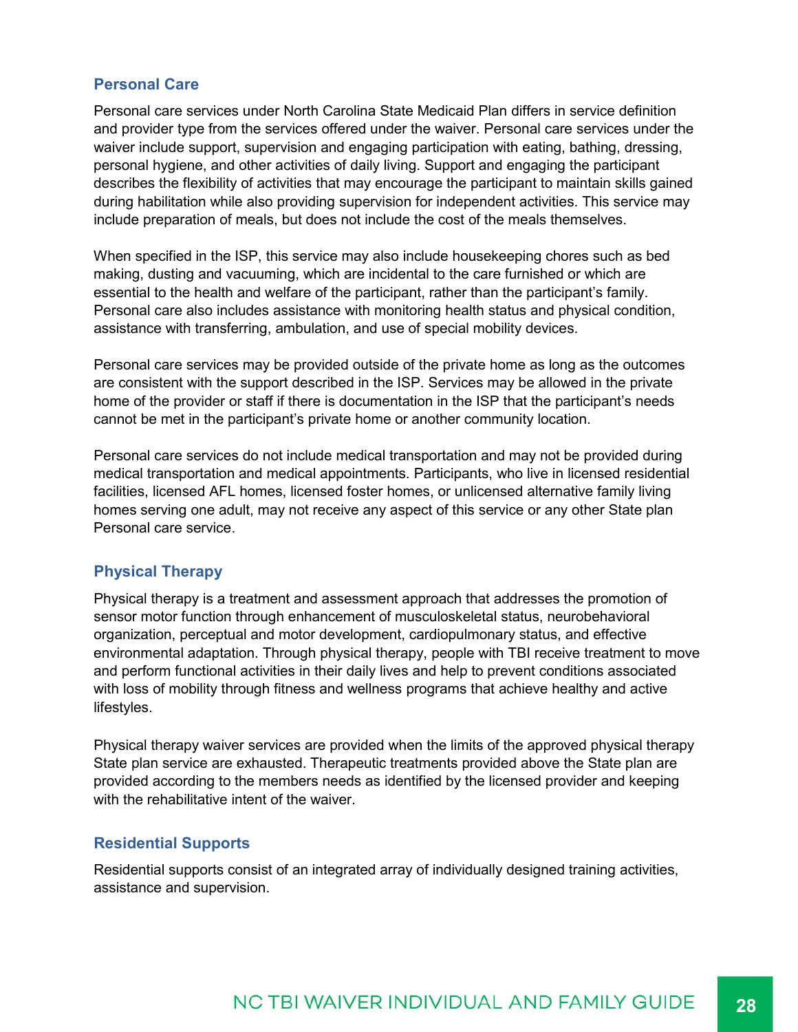### Personal Care

Personal care services under North Carolina State Medicaid Plan differs in service definition and provider type from the services offered under the waiver. Personal care services under the waiver include support, supervision and engaging participation with eating, bathing, dressing, personal hygiene, and other activities of daily living. Support and engaging the participant describes the flexibility of activities that may encourage the participant to maintain skills gained during habilitation while also providing supervision for independent activities. This service may include preparation of meals, but does not include the cost of the meals themselves.

When specified in the ISP, this service may also include housekeeping chores such as bed making, dusting and vacuuming, which are incidental to the care furnished or which are essential to the health and welfare of the participant, rather than the participant's family. Personal care also includes assistance with monitoring health status and physical condition, assistance with transferring, ambulation, and use of special mobility devices.

Personal care services may be provided outside of the private home as long as the outcomes are consistent with the support described in the ISP. Services may be allowed in the private home of the provider or staff if there is documentation in the ISP that the participant's needs cannot be met in the participant's private home or another community location.

Personal care services do not include medical transportation and may not be provided during medical transportation and medical appointments. Participants, who live in licensed residential facilities, licensed AFL homes, licensed foster homes, or unlicensed alternative family living homes serving one adult, may not receive any aspect of this service or any other State plan Personal care service.

### Physical Therapy

Physical therapy is a treatment and assessment approach that addresses the promotion of sensor motor function through enhancement of musculoskeletal status, neurobehavioral organization, perceptual and motor development, cardiopulmonary status, and effective environmental adaptation. Through physical therapy, people with TBI receive treatment to move and perform functional activities in their daily lives and help to prevent conditions associated with loss of mobility through fitness and wellness programs that achieve healthy and active lifestyles.

Physical therapy waiver services are provided when the limits of the approved physical therapy State plan service are exhausted. Therapeutic treatments provided above the State plan are provided according to the members needs as identified by the licensed provider and keeping with the rehabilitative intent of the waiver.

### Residential Supports

Residential supports consist of an integrated array of individually designed training activities, assistance and supervision.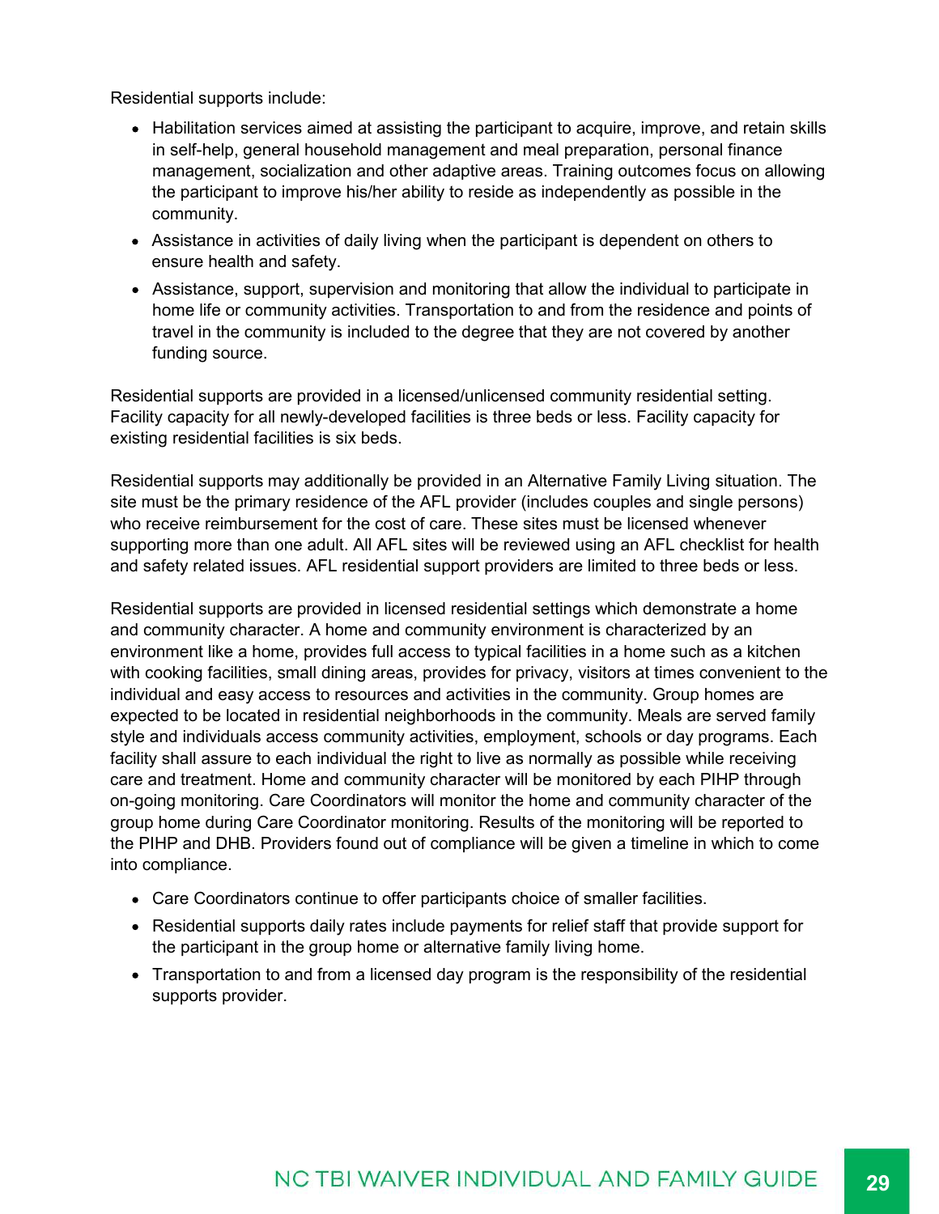Residential supports include:

- Habilitation services aimed at assisting the participant to acquire, improve, and retain skills in self-help, general household management and meal preparation, personal finance management, socialization and other adaptive areas. Training outcomes focus on allowing the participant to improve his/her ability to reside as independently as possible in the community.
- Assistance in activities of daily living when the participant is dependent on others to ensure health and safety.
- Assistance, support, supervision and monitoring that allow the individual to participate in home life or community activities. Transportation to and from the residence and points of travel in the community is included to the degree that they are not covered by another funding source.

Residential supports are provided in a licensed/unlicensed community residential setting. Facility capacity for all newly-developed facilities is three beds or less. Facility capacity for existing residential facilities is six beds.

Residential supports may additionally be provided in an Alternative Family Living situation. The site must be the primary residence of the AFL provider (includes couples and single persons) who receive reimbursement for the cost of care. These sites must be licensed whenever supporting more than one adult. All AFL sites will be reviewed using an AFL checklist for health and safety related issues. AFL residential support providers are limited to three beds or less.

Residential supports are provided in licensed residential settings which demonstrate a home and community character. A home and community environment is characterized by an environment like a home, provides full access to typical facilities in a home such as a kitchen with cooking facilities, small dining areas, provides for privacy, visitors at times convenient to the individual and easy access to resources and activities in the community. Group homes are expected to be located in residential neighborhoods in the community. Meals are served family style and individuals access community activities, employment, schools or day programs. Each facility shall assure to each individual the right to live as normally as possible while receiving care and treatment. Home and community character will be monitored by each PIHP through on-going monitoring. Care Coordinators will monitor the home and community character of the group home during Care Coordinator monitoring. Results of the monitoring will be reported to the PIHP and DHB. Providers found out of compliance will be given a timeline in which to come into compliance.

- Care Coordinators continue to offer participants choice of smaller facilities.
- Residential supports daily rates include payments for relief staff that provide support for the participant in the group home or alternative family living home.
- Transportation to and from a licensed day program is the responsibility of the residential supports provider.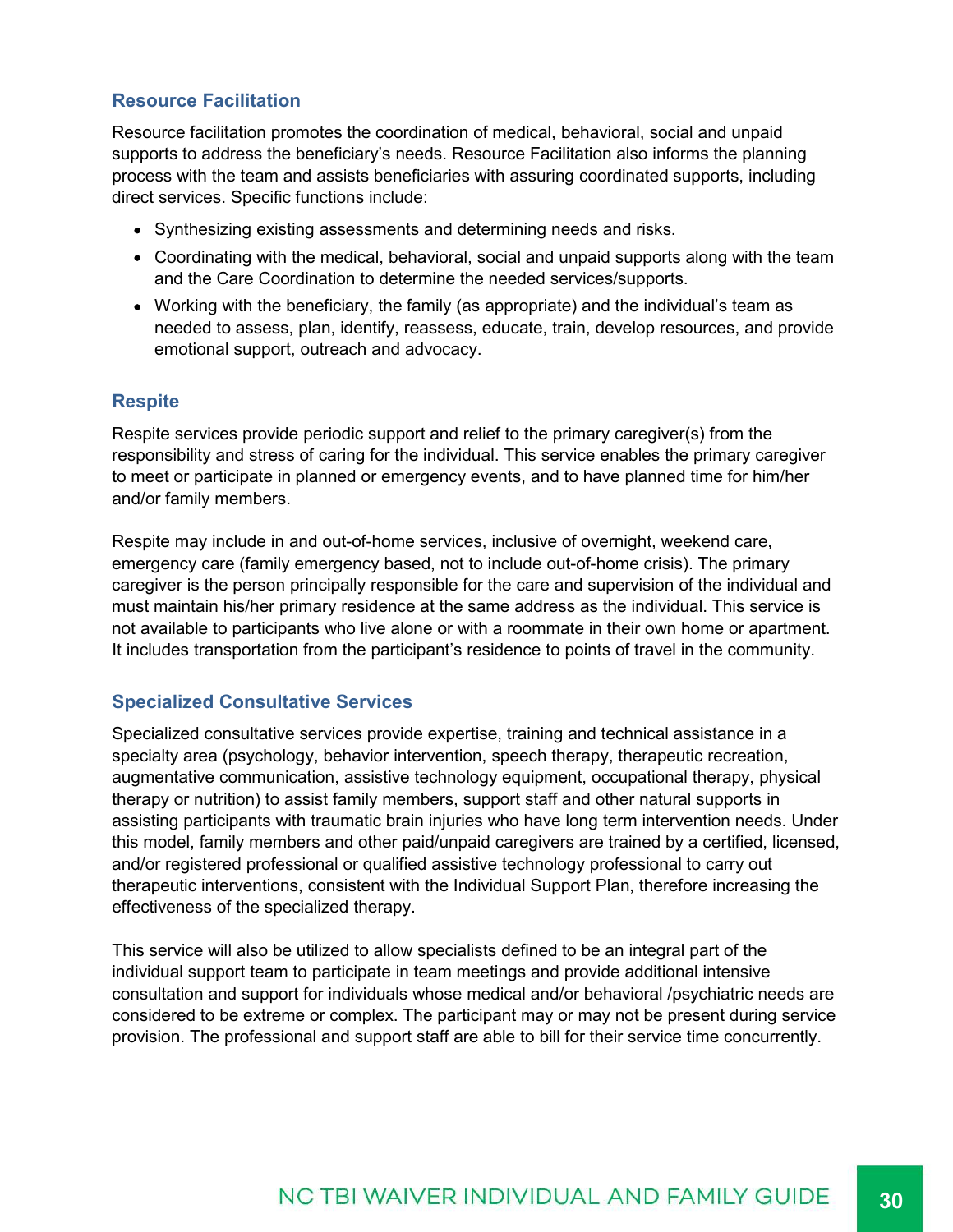## Resource Facilitation

Resource facilitation promotes the coordination of medical, behavioral, social and unpaid supports to address the beneficiary's needs. Resource Facilitation also informs the planning process with the team and assists beneficiaries with assuring coordinated supports, including direct services. Specific functions include:

- Synthesizing existing assessments and determining needs and risks.
- Coordinating with the medical, behavioral, social and unpaid supports along with the team and the Care Coordination to determine the needed services/supports.
- Working with the beneficiary, the family (as appropriate) and the individual's team as needed to assess, plan, identify, reassess, educate, train, develop resources, and provide emotional support, outreach and advocacy.

## Respite

Respite services provide periodic support and relief to the primary caregiver(s) from the responsibility and stress of caring for the individual. This service enables the primary caregiver to meet or participate in planned or emergency events, and to have planned time for him/her and/or family members.

Respite may include in and out-of-home services, inclusive of overnight, weekend care, emergency care (family emergency based, not to include out-of-home crisis). The primary caregiver is the person principally responsible for the care and supervision of the individual and must maintain his/her primary residence at the same address as the individual. This service is not available to participants who live alone or with a roommate in their own home or apartment. It includes transportation from the participant's residence to points of travel in the community.

## Specialized Consultative Services

Specialized consultative services provide expertise, training and technical assistance in a specialty area (psychology, behavior intervention, speech therapy, therapeutic recreation, augmentative communication, assistive technology equipment, occupational therapy, physical therapy or nutrition) to assist family members, support staff and other natural supports in assisting participants with traumatic brain injuries who have long term intervention needs. Under this model, family members and other paid/unpaid caregivers are trained by a certified, licensed, and/or registered professional or qualified assistive technology professional to carry out therapeutic interventions, consistent with the Individual Support Plan, therefore increasing the effectiveness of the specialized therapy.

This service will also be utilized to allow specialists defined to be an integral part of the individual support team to participate in team meetings and provide additional intensive consultation and support for individuals whose medical and/or behavioral /psychiatric needs are considered to be extreme or complex. The participant may or may not be present during service provision. The professional and support staff are able to bill for their service time concurrently.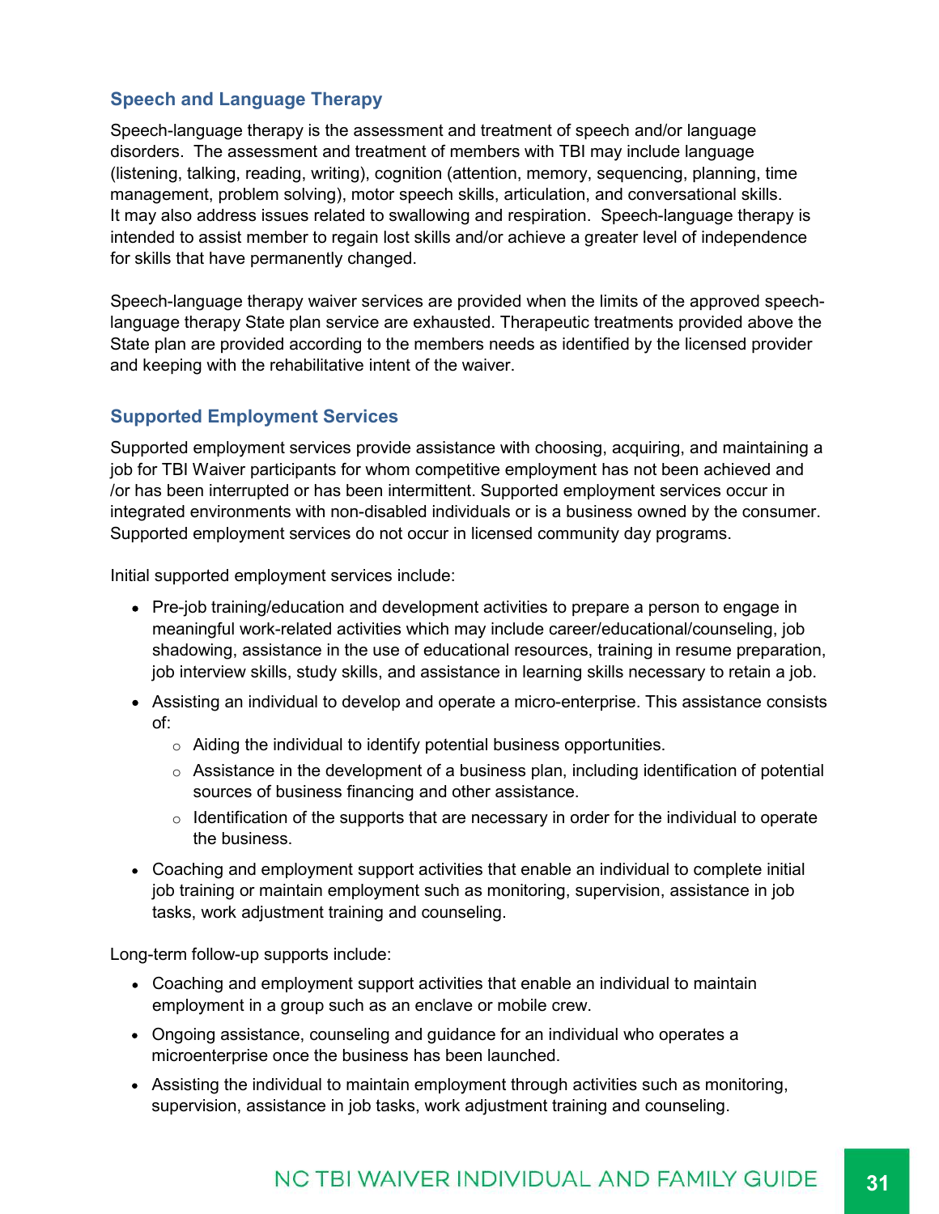### Speech and Language Therapy

Speech-language therapy is the assessment and treatment of speech and/or language disorders. The assessment and treatment of members with TBI may include language (listening, talking, reading, writing), cognition (attention, memory, sequencing, planning, time management, problem solving), motor speech skills, articulation, and conversational skills. It may also address issues related to swallowing and respiration. Speech-language therapy is intended to assist member to regain lost skills and/or achieve a greater level of independence for skills that have permanently changed.

Speech-language therapy waiver services are provided when the limits of the approved speech-language therapy State plan service are exhausted. Therapeutic treatments provided above the State plan are provided according to the members needs as identified by the licensed provider and keeping with the rehabilitative intent of the waiver.

### Supported Employment Services

Supported employment services provide assistance with choosing, acquiring, and maintaining a job for TBI Waiver participants for whom competitive employment has not been achieved and /or has been interrupted or has been intermittent. Supported employment services occur in integrated environments with non-disabled individuals or is a business owned by the consumer. Supported employment services do not occur in licensed community day programs.

Initial supported employment services include:

- Pre-job training/education and development activities to prepare a person to engage in meaningful work-related activities which may include career/educational/counseling, job shadowing, assistance in the use of educational resources, training in resume preparation, job interview skills, study skills, and assistance in learning skills necessary to retain a job.
- Assisting an individual to develop and operate a micro-enterprise. This assistance consists of:
  - Aiding the individual to identify potential business opportunities.
  - Assistance in the development of a business plan, including identification of potential sources of business financing and other assistance.
  - Identification of the supports that are necessary in order for the individual to operate the business.
- Coaching and employment support activities that enable an individual to complete initial job training or maintain employment such as monitoring, supervision, assistance in job tasks, work adjustment training and counseling.

Long-term follow-up supports include:

- Coaching and employment support activities that enable an individual to maintain employment in a group such as an enclave or mobile crew.
- Ongoing assistance, counseling and guidance for an individual who operates a microenterprise once the business has been launched.
- Assisting the individual to maintain employment through activities such as monitoring, supervision, assistance in job tasks, work adjustment training and counseling.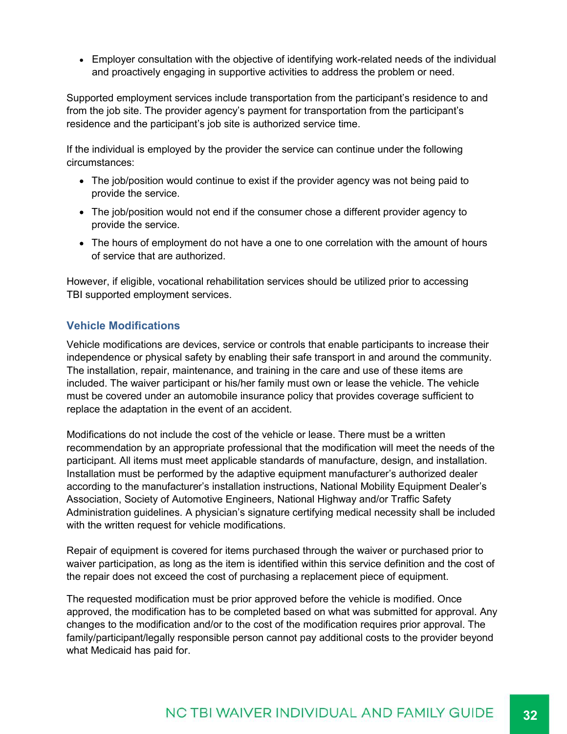- Employer consultation with the objective of identifying work-related needs of the individual and proactively engaging in supportive activities to address the problem or need.

Supported employment services include transportation from the participant's residence to and from the job site. The provider agency's payment for transportation from the participant's residence and the participant's job site is authorized service time.

If the individual is employed by the provider the service can continue under the following circumstances:

- The job/position would continue to exist if the provider agency was not being paid to provide the service.
- The job/position would not end if the consumer chose a different provider agency to provide the service.
- The hours of employment do not have a one to one correlation with the amount of hours of service that are authorized.

However, if eligible, vocational rehabilitation services should be utilized prior to accessing TBI supported employment services.

### Vehicle Modifications

Vehicle modifications are devices, service or controls that enable participants to increase their independence or physical safety by enabling their safe transport in and around the community. The installation, repair, maintenance, and training in the care and use of these items are included. The waiver participant or his/her family must own or lease the vehicle. The vehicle must be covered under an automobile insurance policy that provides coverage sufficient to replace the adaptation in the event of an accident.

Modifications do not include the cost of the vehicle or lease. There must be a written recommendation by an appropriate professional that the modification will meet the needs of the participant. All items must meet applicable standards of manufacture, design, and installation. Installation must be performed by the adaptive equipment manufacturer's authorized dealer according to the manufacturer's installation instructions, National Mobility Equipment Dealer's Association, Society of Automotive Engineers, National Highway and/or Traffic Safety Administration guidelines. A physician's signature certifying medical necessity shall be included with the written request for vehicle modifications.

Repair of equipment is covered for items purchased through the waiver or purchased prior to waiver participation, as long as the item is identified within this service definition and the cost of the repair does not exceed the cost of purchasing a replacement piece of equipment.

The requested modification must be prior approved before the vehicle is modified. Once approved, the modification has to be completed based on what was submitted for approval. Any changes to the modification and/or to the cost of the modification requires prior approval. The family/participant/legally responsible person cannot pay additional costs to the provider beyond what Medicaid has paid for.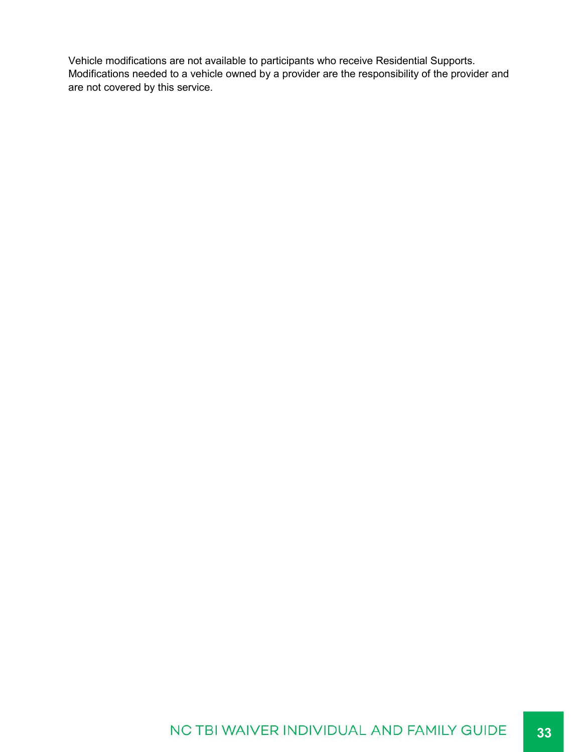Vehicle modifications are not available to participants who receive Residential Supports. Modifications needed to a vehicle owned by a provider are the responsibility of the provider and are not covered by this service.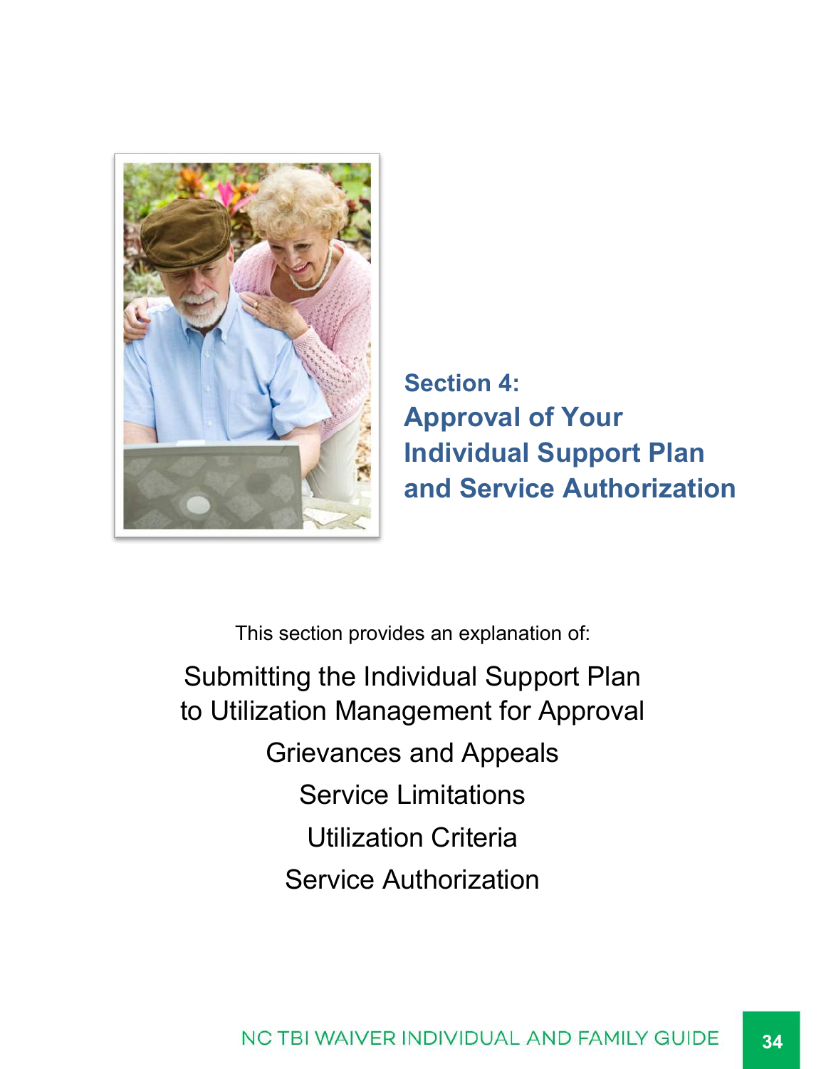# Section 4: Approval of Your Individual Support Plan and Service Authorization

This section provides an explanation of:

Submitting the Individual Support Plan to Utilization Management for Approval

Grievances and Appeals

Service Limitations

Utilization Criteria

Service Authorization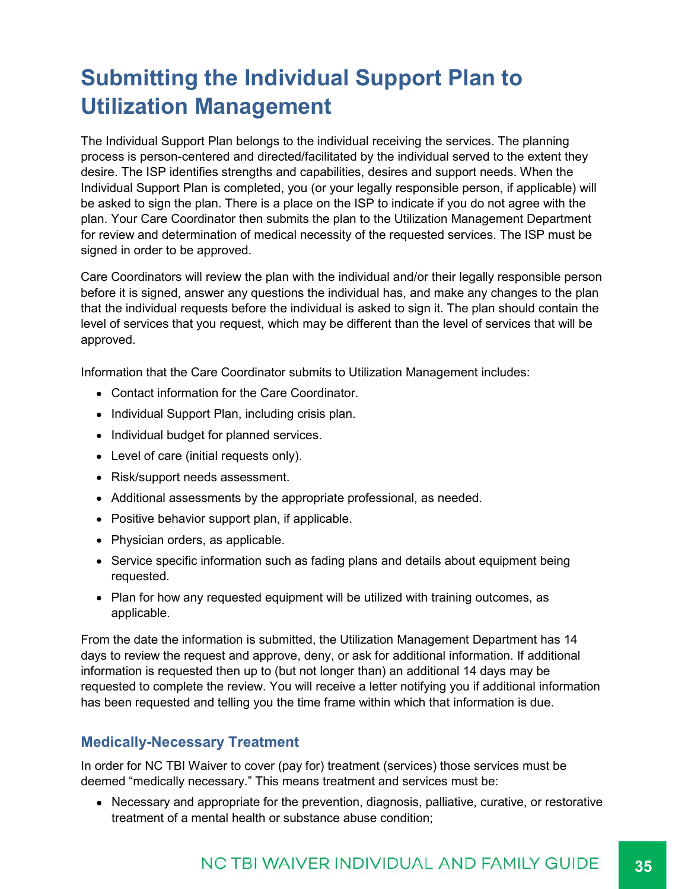# Submitting the Individual Support Plan to Utilization Management

The Individual Support Plan belongs to the individual receiving the services. The planning process is person-centered and directed/facilitated by the individual served to the extent they desire. The ISP identifies strengths and capabilities, desires and support needs. When the Individual Support Plan is completed, you (or your legally responsible person, if applicable) will be asked to sign the plan. There is a place on the ISP to indicate if you do not agree with the plan. Your Care Coordinator then submits the plan to the Utilization Management Department for review and determination of medical necessity of the requested services. The ISP must be signed in order to be approved.

Care Coordinators will review the plan with the individual and/or their legally responsible person before it is signed, answer any questions the individual has, and make any changes to the plan that the individual requests before the individual is asked to sign it. The plan should contain the level of services that you request, which may be different than the level of services that will be approved.

Information that the Care Coordinator submits to Utilization Management includes:

- Contact information for the Care Coordinator.
- Individual Support Plan, including crisis plan.
- Individual budget for planned services.
- Level of care (initial requests only).
- Risk/support needs assessment.
- Additional assessments by the appropriate professional, as needed.
- Positive behavior support plan, if applicable.
- Physician orders, as applicable.
- Service specific information such as fading plans and details about equipment being requested.
- Plan for how any requested equipment will be utilized with training outcomes, as applicable.

From the date the information is submitted, the Utilization Management Department has 14 days to review the request and approve, deny, or ask for additional information. If additional information is requested then up to (but not longer than) an additional 14 days may be requested to complete the review. You will receive a letter notifying you if additional information has been requested and telling you the time frame within which that information is due.

## Medically-Necessary Treatment

In order for NC TBI Waiver to cover (pay for) treatment (services) those services must be deemed "medically necessary." This means treatment and services must be:

- Necessary and appropriate for the prevention, diagnosis, palliative, curative, or restorative treatment of a mental health or substance abuse condition;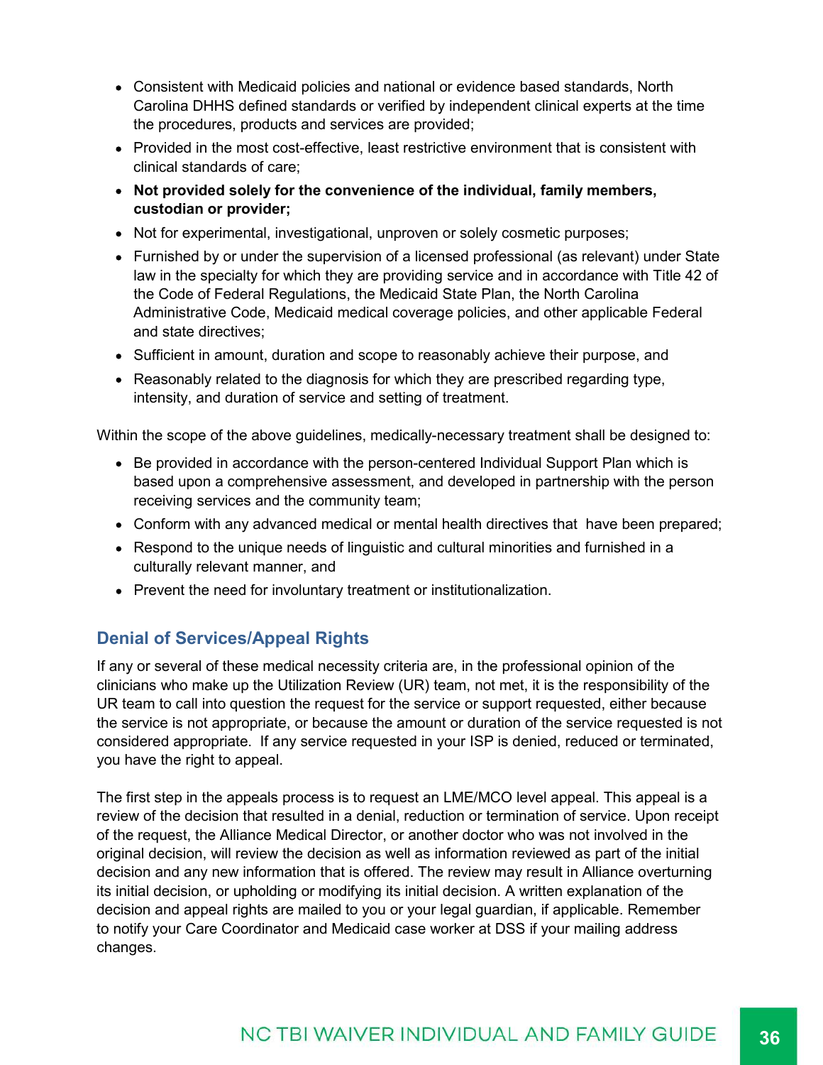- Consistent with Medicaid policies and national or evidence based standards, North Carolina DHHS defined standards or verified by independent clinical experts at the time the procedures, products and services are provided;
- Provided in the most cost-effective, least restrictive environment that is consistent with clinical standards of care;
- **Not provided solely for the convenience of the individual, family members, custodian or provider;**
- Not for experimental, investigational, unproven or solely cosmetic purposes;
- Furnished by or under the supervision of a licensed professional (as relevant) under State law in the specialty for which they are providing service and in accordance with Title 42 of the Code of Federal Regulations, the Medicaid State Plan, the North Carolina Administrative Code, Medicaid medical coverage policies, and other applicable Federal and state directives;
- Sufficient in amount, duration and scope to reasonably achieve their purpose, and
- Reasonably related to the diagnosis for which they are prescribed regarding type, intensity, and duration of service and setting of treatment.

Within the scope of the above guidelines, medically-necessary treatment shall be designed to:

- Be provided in accordance with the person-centered Individual Support Plan which is based upon a comprehensive assessment, and developed in partnership with the person receiving services and the community team;
- Conform with any advanced medical or mental health directives that have been prepared;
- Respond to the unique needs of linguistic and cultural minorities and furnished in a culturally relevant manner, and
- Prevent the need for involuntary treatment or institutionalization.

## Denial of Services/Appeal Rights

If any or several of these medical necessity criteria are, in the professional opinion of the clinicians who make up the Utilization Review (UR) team, not met, it is the responsibility of the UR team to call into question the request for the service or support requested, either because the service is not appropriate, or because the amount or duration of the service requested is not considered appropriate. If any service requested in your ISP is denied, reduced or terminated, you have the right to appeal.

The first step in the appeals process is to request an LME/MCO level appeal. This appeal is a review of the decision that resulted in a denial, reduction or termination of service. Upon receipt of the request, the Alliance Medical Director, or another doctor who was not involved in the original decision, will review the decision as well as information reviewed as part of the initial decision and any new information that is offered. The review may result in Alliance overturning its initial decision, or upholding or modifying its initial decision. A written explanation of the decision and appeal rights are mailed to you or your legal guardian, if applicable. Remember to notify your Care Coordinator and Medicaid case worker at DSS if your mailing address changes.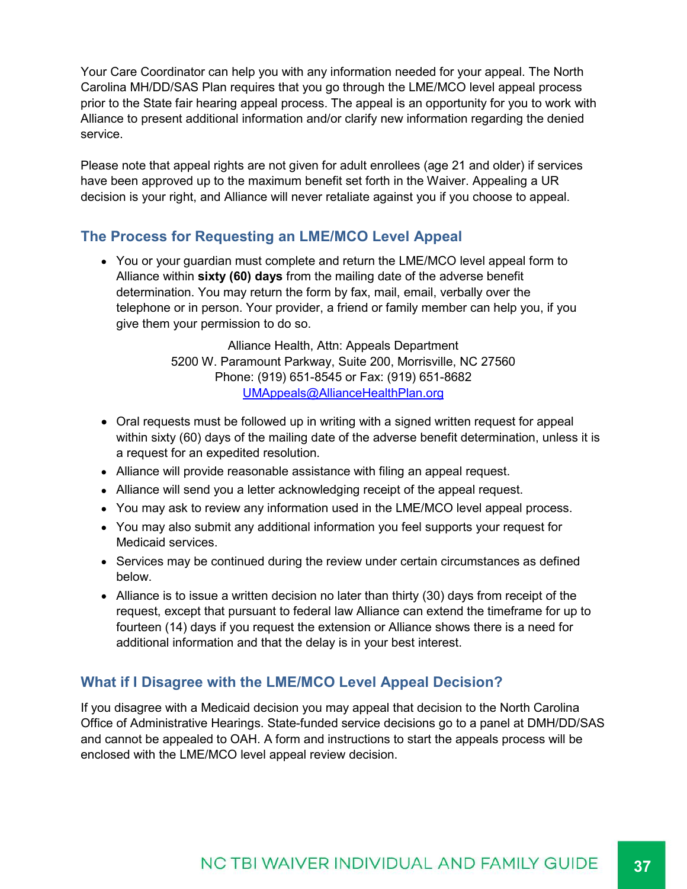Your Care Coordinator can help you with any information needed for your appeal. The North Carolina MH/DD/SAS Plan requires that you go through the LME/MCO level appeal process prior to the State fair hearing appeal process. The appeal is an opportunity for you to work with Alliance to present additional information and/or clarify new information regarding the denied service.

Please note that appeal rights are not given for adult enrollees (age 21 and older) if services have been approved up to the maximum benefit set forth in the Waiver. Appealing a UR decision is your right, and Alliance will never retaliate against you if you choose to appeal.

## The Process for Requesting an LME/MCO Level Appeal

- You or your guardian must complete and return the LME/MCO level appeal form to Alliance within **sixty (60) days** from the mailing date of the adverse benefit determination. You may return the form by fax, mail, email, verbally over the telephone or in person. Your provider, a friend or family member can help you, if you give them your permission to do so.

  Alliance Health, Attn: Appeals Department
  5200 W. Paramount Parkway, Suite 200, Morrisville, NC 27560
  Phone: (919) 651-8545 or Fax: (919) 651-8682
  UMAppeals@AllianceHealthPlan.org

- Oral requests must be followed up in writing with a signed written request for appeal within sixty (60) days of the mailing date of the adverse benefit determination, unless it is a request for an expedited resolution.
- Alliance will provide reasonable assistance with filing an appeal request.
- Alliance will send you a letter acknowledging receipt of the appeal request.
- You may ask to review any information used in the LME/MCO level appeal process.
- You may also submit any additional information you feel supports your request for Medicaid services.
- Services may be continued during the review under certain circumstances as defined below.
- Alliance is to issue a written decision no later than thirty (30) days from receipt of the request, except that pursuant to federal law Alliance can extend the timeframe for up to fourteen (14) days if you request the extension or Alliance shows there is a need for additional information and that the delay is in your best interest.

## What if I Disagree with the LME/MCO Level Appeal Decision?

If you disagree with a Medicaid decision you may appeal that decision to the North Carolina Office of Administrative Hearings. State-funded service decisions go to a panel at DMH/DD/SAS and cannot be appealed to OAH. A form and instructions to start the appeals process will be enclosed with the LME/MCO level appeal review decision.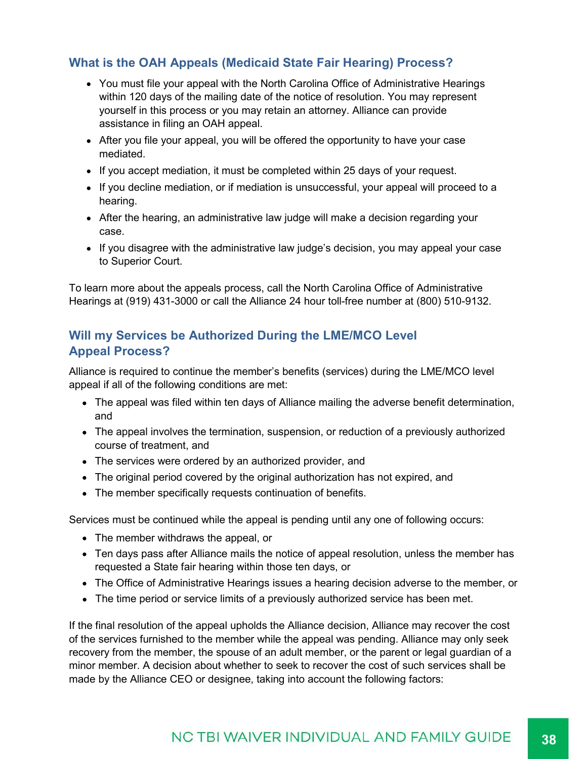## What is the OAH Appeals (Medicaid State Fair Hearing) Process?

- You must file your appeal with the North Carolina Office of Administrative Hearings within 120 days of the mailing date of the notice of resolution. You may represent yourself in this process or you may retain an attorney. Alliance can provide assistance in filing an OAH appeal.
- After you file your appeal, you will be offered the opportunity to have your case mediated.
- If you accept mediation, it must be completed within 25 days of your request.
- If you decline mediation, or if mediation is unsuccessful, your appeal will proceed to a hearing.
- After the hearing, an administrative law judge will make a decision regarding your case.
- If you disagree with the administrative law judge's decision, you may appeal your case to Superior Court.

To learn more about the appeals process, call the North Carolina Office of Administrative Hearings at (919) 431-3000 or call the Alliance 24 hour toll-free number at (800) 510-9132.

## Will my Services be Authorized During the LME/MCO Level Appeal Process?

Alliance is required to continue the member's benefits (services) during the LME/MCO level appeal if all of the following conditions are met:

- The appeal was filed within ten days of Alliance mailing the adverse benefit determination, and
- The appeal involves the termination, suspension, or reduction of a previously authorized course of treatment, and
- The services were ordered by an authorized provider, and
- The original period covered by the original authorization has not expired, and
- The member specifically requests continuation of benefits.

Services must be continued while the appeal is pending until any one of following occurs:

- The member withdraws the appeal, or
- Ten days pass after Alliance mails the notice of appeal resolution, unless the member has requested a State fair hearing within those ten days, or
- The Office of Administrative Hearings issues a hearing decision adverse to the member, or
- The time period or service limits of a previously authorized service has been met.

If the final resolution of the appeal upholds the Alliance decision, Alliance may recover the cost of the services furnished to the member while the appeal was pending. Alliance may only seek recovery from the member, the spouse of an adult member, or the parent or legal guardian of a minor member. A decision about whether to seek to recover the cost of such services shall be made by the Alliance CEO or designee, taking into account the following factors: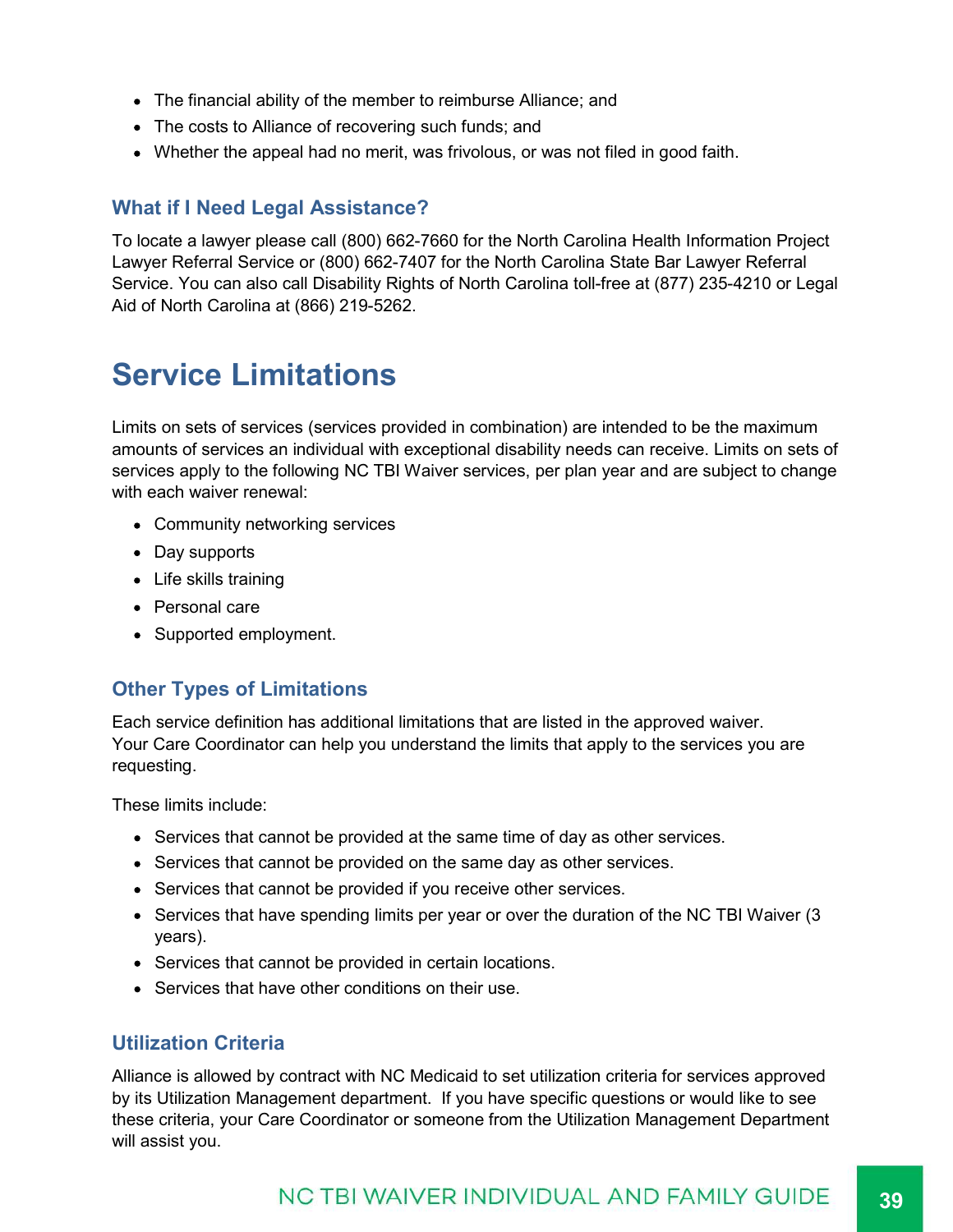- The financial ability of the member to reimburse Alliance; and
- The costs to Alliance of recovering such funds; and
- Whether the appeal had no merit, was frivolous, or was not filed in good faith.

### What if I Need Legal Assistance?

To locate a lawyer please call (800) 662-7660 for the North Carolina Health Information Project Lawyer Referral Service or (800) 662-7407 for the North Carolina State Bar Lawyer Referral Service. You can also call Disability Rights of North Carolina toll-free at (877) 235-4210 or Legal Aid of North Carolina at (866) 219-5262.

## Service Limitations

Limits on sets of services (services provided in combination) are intended to be the maximum amounts of services an individual with exceptional disability needs can receive. Limits on sets of services apply to the following NC TBI Waiver services, per plan year and are subject to change with each waiver renewal:

- Community networking services
- Day supports
- Life skills training
- Personal care
- Supported employment.

### Other Types of Limitations

Each service definition has additional limitations that are listed in the approved waiver. Your Care Coordinator can help you understand the limits that apply to the services you are requesting.

These limits include:

- Services that cannot be provided at the same time of day as other services.
- Services that cannot be provided on the same day as other services.
- Services that cannot be provided if you receive other services.
- Services that have spending limits per year or over the duration of the NC TBI Waiver (3 years).
- Services that cannot be provided in certain locations.
- Services that have other conditions on their use.

### Utilization Criteria

Alliance is allowed by contract with NC Medicaid to set utilization criteria for services approved by its Utilization Management department. If you have specific questions or would like to see these criteria, your Care Coordinator or someone from the Utilization Management Department will assist you.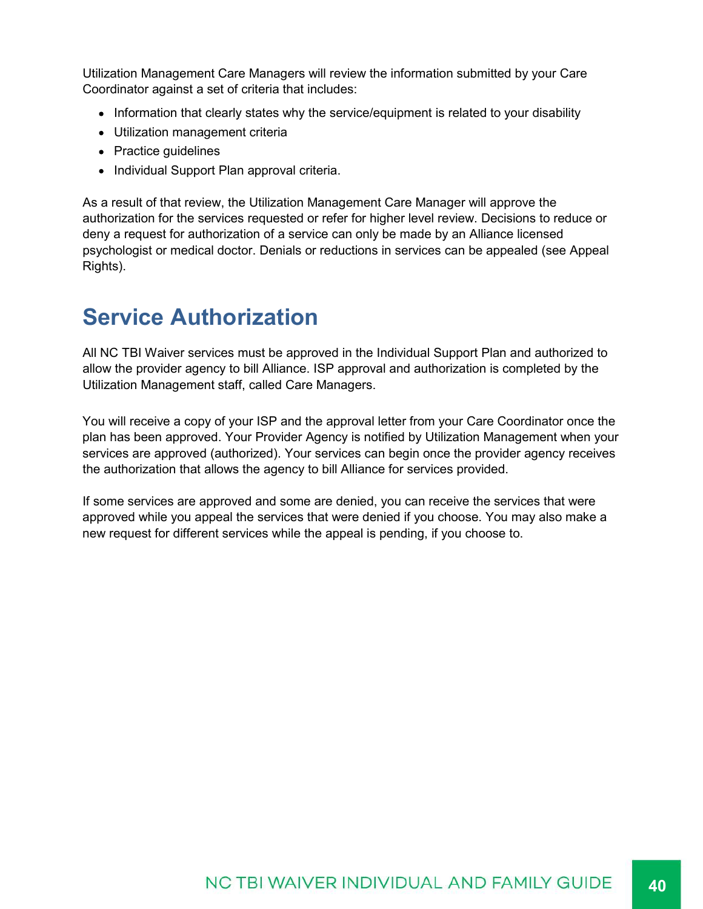Utilization Management Care Managers will review the information submitted by your Care Coordinator against a set of criteria that includes:

- Information that clearly states why the service/equipment is related to your disability
- Utilization management criteria
- Practice guidelines
- Individual Support Plan approval criteria.

As a result of that review, the Utilization Management Care Manager will approve the authorization for the services requested or refer for higher level review. Decisions to reduce or deny a request for authorization of a service can only be made by an Alliance licensed psychologist or medical doctor. Denials or reductions in services can be appealed (see Appeal Rights).

## Service Authorization

All NC TBI Waiver services must be approved in the Individual Support Plan and authorized to allow the provider agency to bill Alliance. ISP approval and authorization is completed by the Utilization Management staff, called Care Managers.

You will receive a copy of your ISP and the approval letter from your Care Coordinator once the plan has been approved. Your Provider Agency is notified by Utilization Management when your services are approved (authorized). Your services can begin once the provider agency receives the authorization that allows the agency to bill Alliance for services provided.

If some services are approved and some are denied, you can receive the services that were approved while you appeal the services that were denied if you choose. You may also make a new request for different services while the appeal is pending, if you choose to.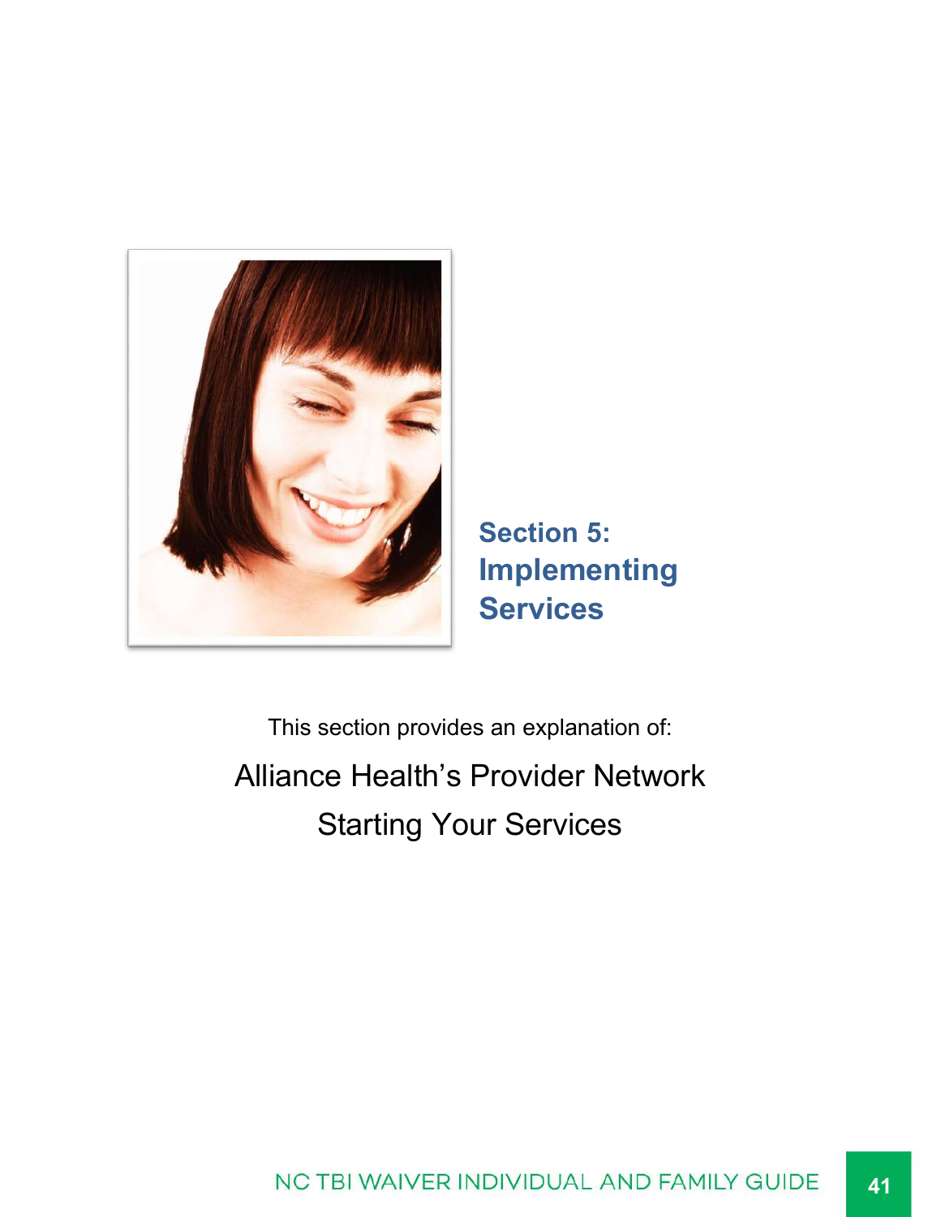# Section 5: Implementing Services

This section provides an explanation of:

Alliance Health's Provider Network

Starting Your Services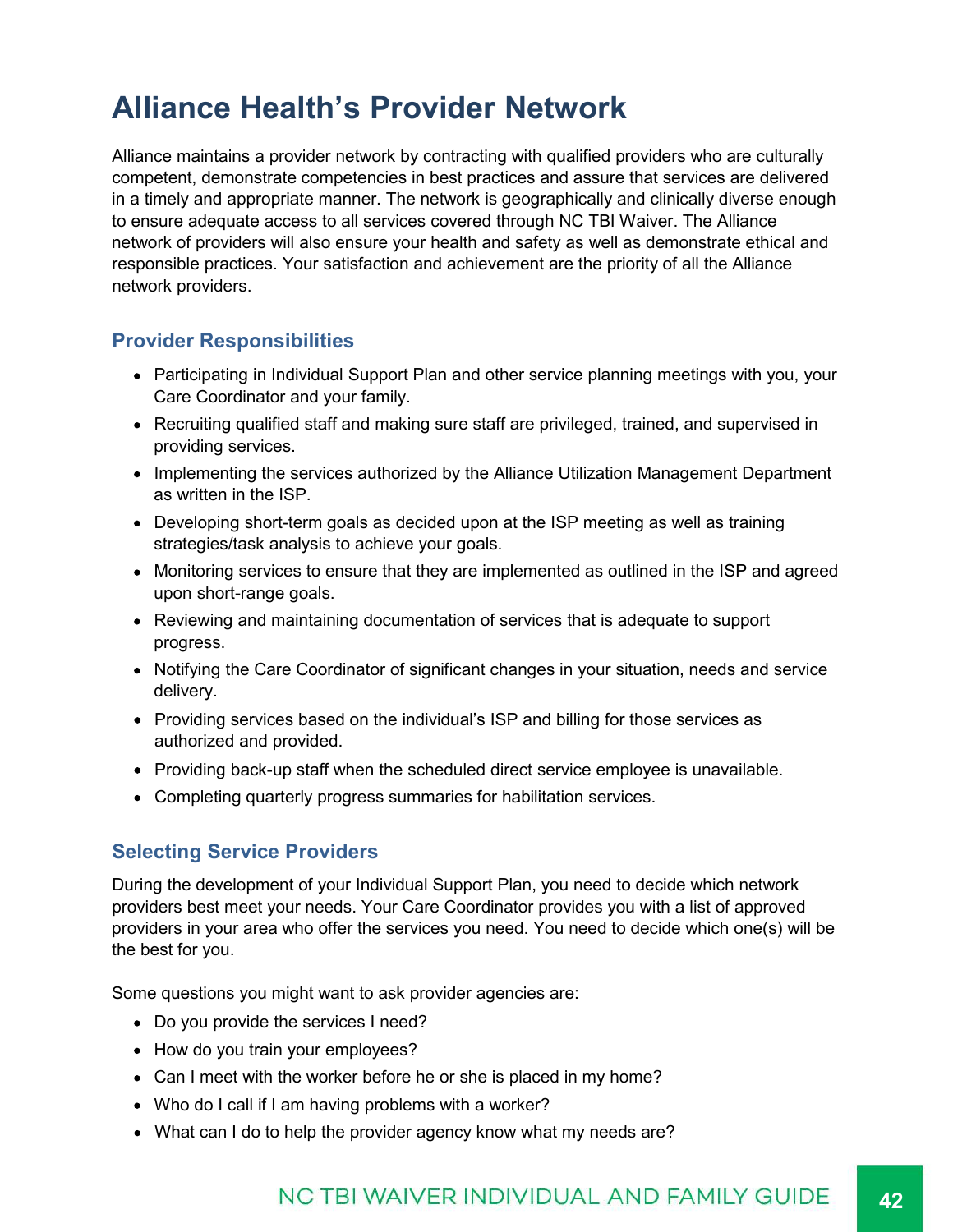# Alliance Health's Provider Network

Alliance maintains a provider network by contracting with qualified providers who are culturally competent, demonstrate competencies in best practices and assure that services are delivered in a timely and appropriate manner. The network is geographically and clinically diverse enough to ensure adequate access to all services covered through NC TBI Waiver. The Alliance network of providers will also ensure your health and safety as well as demonstrate ethical and responsible practices. Your satisfaction and achievement are the priority of all the Alliance network providers.

## Provider Responsibilities

- Participating in Individual Support Plan and other service planning meetings with you, your Care Coordinator and your family.
- Recruiting qualified staff and making sure staff are privileged, trained, and supervised in providing services.
- Implementing the services authorized by the Alliance Utilization Management Department as written in the ISP.
- Developing short-term goals as decided upon at the ISP meeting as well as training strategies/task analysis to achieve your goals.
- Monitoring services to ensure that they are implemented as outlined in the ISP and agreed upon short-range goals.
- Reviewing and maintaining documentation of services that is adequate to support progress.
- Notifying the Care Coordinator of significant changes in your situation, needs and service delivery.
- Providing services based on the individual's ISP and billing for those services as authorized and provided.
- Providing back-up staff when the scheduled direct service employee is unavailable.
- Completing quarterly progress summaries for habilitation services.

## Selecting Service Providers

During the development of your Individual Support Plan, you need to decide which network providers best meet your needs. Your Care Coordinator provides you with a list of approved providers in your area who offer the services you need. You need to decide which one(s) will be the best for you.

Some questions you might want to ask provider agencies are:

- Do you provide the services I need?
- How do you train your employees?
- Can I meet with the worker before he or she is placed in my home?
- Who do I call if I am having problems with a worker?
- What can I do to help the provider agency know what my needs are?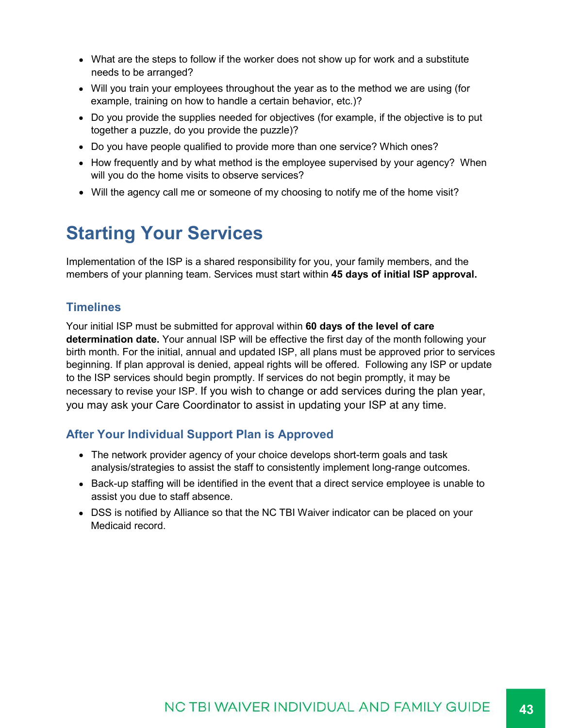- What are the steps to follow if the worker does not show up for work and a substitute needs to be arranged?
- Will you train your employees throughout the year as to the method we are using (for example, training on how to handle a certain behavior, etc.)?
- Do you provide the supplies needed for objectives (for example, if the objective is to put together a puzzle, do you provide the puzzle)?
- Do you have people qualified to provide more than one service? Which ones?
- How frequently and by what method is the employee supervised by your agency? When will you do the home visits to observe services?
- Will the agency call me or someone of my choosing to notify me of the home visit?

# Starting Your Services

Implementation of the ISP is a shared responsibility for you, your family members, and the members of your planning team. Services must start within **45 days of initial ISP approval.**

## Timelines

Your initial ISP must be submitted for approval within **60 days of the level of care determination date.** Your annual ISP will be effective the first day of the month following your birth month. For the initial, annual and updated ISP, all plans must be approved prior to services beginning. If plan approval is denied, appeal rights will be offered. Following any ISP or update to the ISP services should begin promptly. If services do not begin promptly, it may be necessary to revise your ISP. If you wish to change or add services during the plan year, you may ask your Care Coordinator to assist in updating your ISP at any time.

## After Your Individual Support Plan is Approved

- The network provider agency of your choice develops short-term goals and task analysis/strategies to assist the staff to consistently implement long-range outcomes.
- Back-up staffing will be identified in the event that a direct service employee is unable to assist you due to staff absence.
- DSS is notified by Alliance so that the NC TBI Waiver indicator can be placed on your Medicaid record.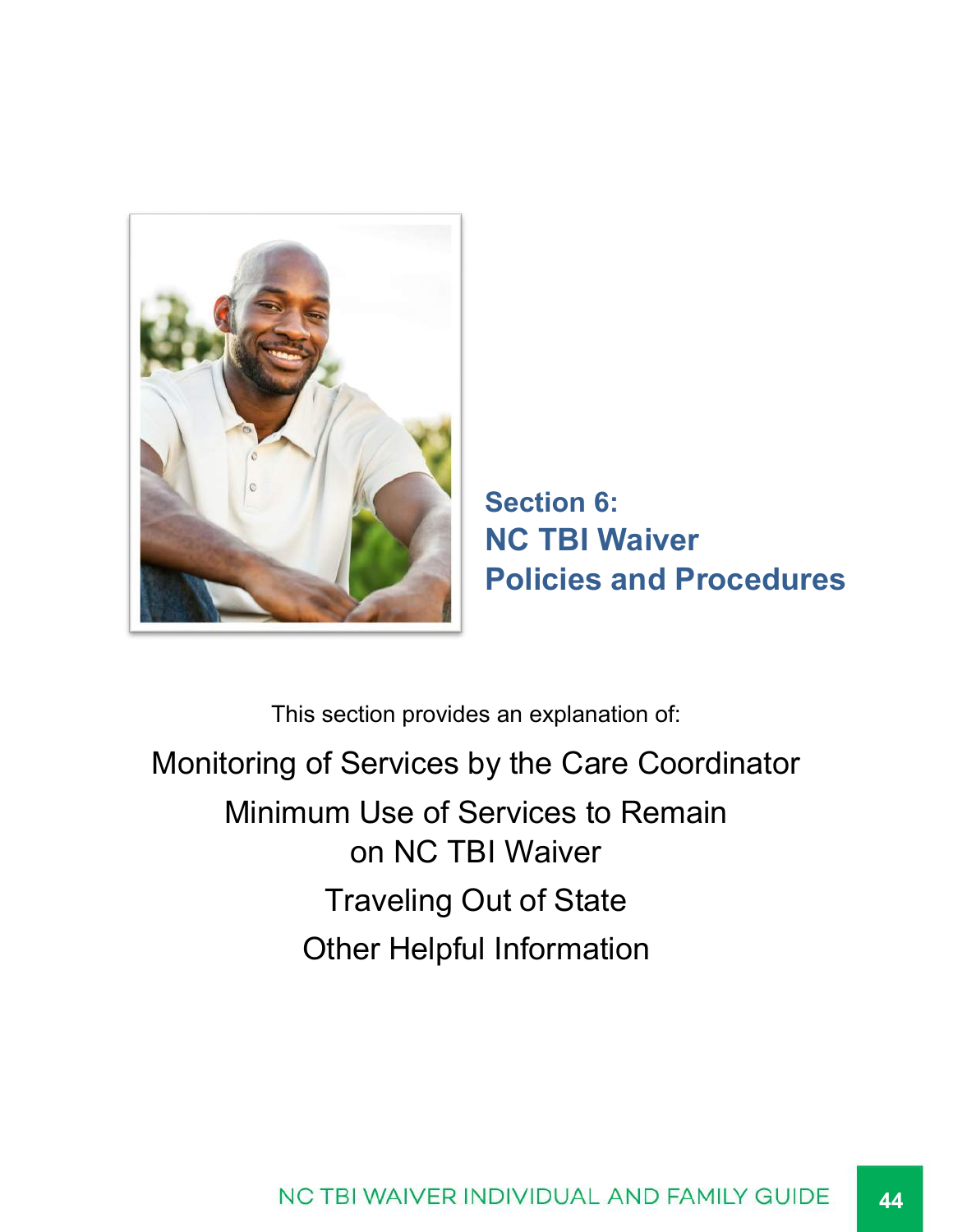# Section 6: NC TBI Waiver Policies and Procedures

This section provides an explanation of:

Monitoring of Services by the Care Coordinator

Minimum Use of Services to Remain on NC TBI Waiver

Traveling Out of State

Other Helpful Information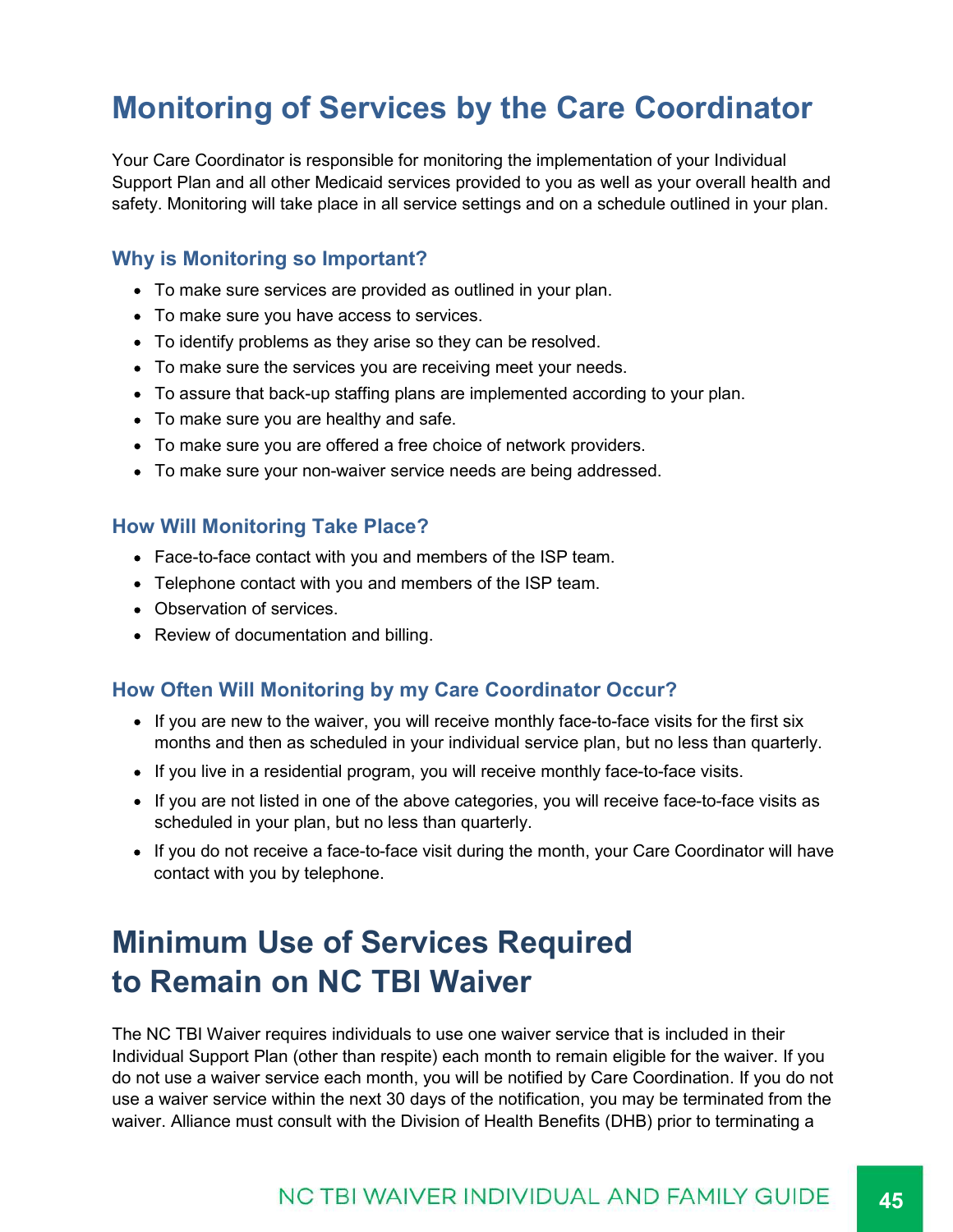# Monitoring of Services by the Care Coordinator

Your Care Coordinator is responsible for monitoring the implementation of your Individual Support Plan and all other Medicaid services provided to you as well as your overall health and safety. Monitoring will take place in all service settings and on a schedule outlined in your plan.

### Why is Monitoring so Important?

- To make sure services are provided as outlined in your plan.
- To make sure you have access to services.
- To identify problems as they arise so they can be resolved.
- To make sure the services you are receiving meet your needs.
- To assure that back-up staffing plans are implemented according to your plan.
- To make sure you are healthy and safe.
- To make sure you are offered a free choice of network providers.
- To make sure your non-waiver service needs are being addressed.

### How Will Monitoring Take Place?

- Face-to-face contact with you and members of the ISP team.
- Telephone contact with you and members of the ISP team.
- Observation of services.
- Review of documentation and billing.

### How Often Will Monitoring by my Care Coordinator Occur?

- If you are new to the waiver, you will receive monthly face-to-face visits for the first six months and then as scheduled in your individual service plan, but no less than quarterly.
- If you live in a residential program, you will receive monthly face-to-face visits.
- If you are not listed in one of the above categories, you will receive face-to-face visits as scheduled in your plan, but no less than quarterly.
- If you do not receive a face-to-face visit during the month, your Care Coordinator will have contact with you by telephone.

# Minimum Use of Services Required to Remain on NC TBI Waiver

The NC TBI Waiver requires individuals to use one waiver service that is included in their Individual Support Plan (other than respite) each month to remain eligible for the waiver. If you do not use a waiver service each month, you will be notified by Care Coordination. If you do not use a waiver service within the next 30 days of the notification, you may be terminated from the waiver. Alliance must consult with the Division of Health Benefits (DHB) prior to terminating a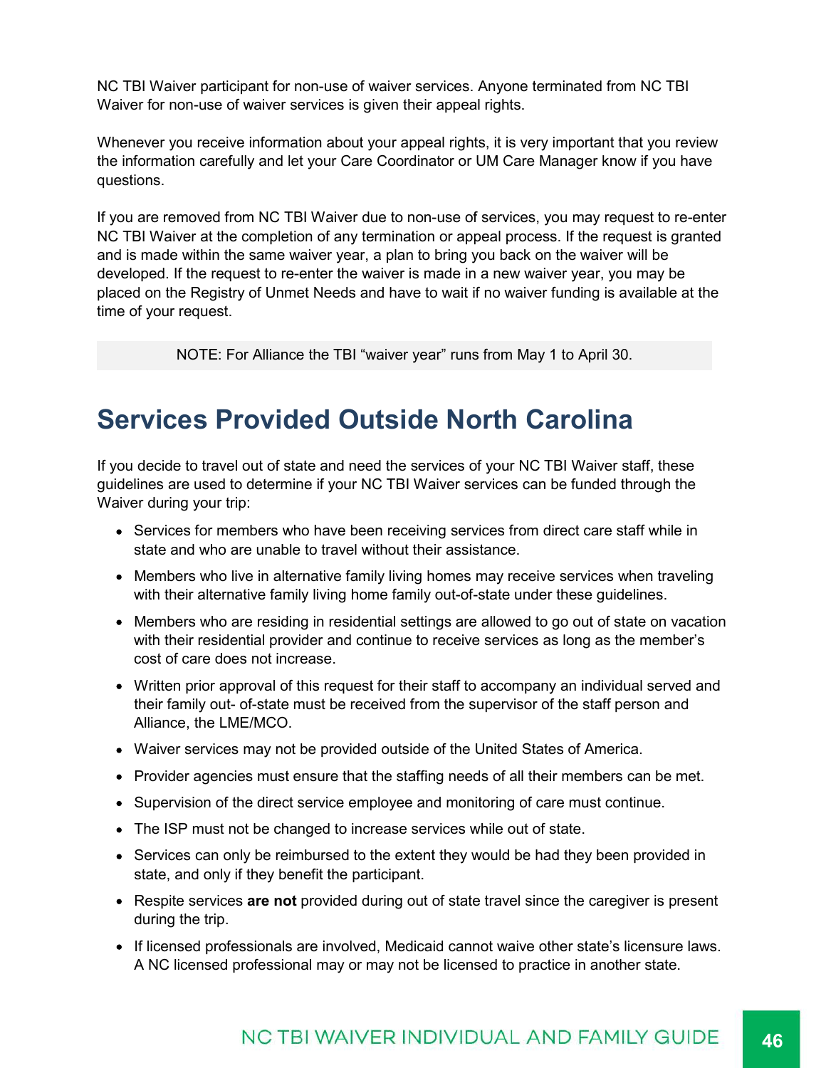NC TBI Waiver participant for non-use of waiver services. Anyone terminated from NC TBI Waiver for non-use of waiver services is given their appeal rights.

Whenever you receive information about your appeal rights, it is very important that you review the information carefully and let your Care Coordinator or UM Care Manager know if you have questions.

If you are removed from NC TBI Waiver due to non-use of services, you may request to re-enter NC TBI Waiver at the completion of any termination or appeal process. If the request is granted and is made within the same waiver year, a plan to bring you back on the waiver will be developed. If the request to re-enter the waiver is made in a new waiver year, you may be placed on the Registry of Unmet Needs and have to wait if no waiver funding is available at the time of your request.

NOTE: For Alliance the TBI "waiver year" runs from May 1 to April 30.

# Services Provided Outside North Carolina

If you decide to travel out of state and need the services of your NC TBI Waiver staff, these guidelines are used to determine if your NC TBI Waiver services can be funded through the Waiver during your trip:

- Services for members who have been receiving services from direct care staff while in state and who are unable to travel without their assistance.
- Members who live in alternative family living homes may receive services when traveling with their alternative family living home family out-of-state under these guidelines.
- Members who are residing in residential settings are allowed to go out of state on vacation with their residential provider and continue to receive services as long as the member's cost of care does not increase.
- Written prior approval of this request for their staff to accompany an individual served and their family out- of-state must be received from the supervisor of the staff person and Alliance, the LME/MCO.
- Waiver services may not be provided outside of the United States of America.
- Provider agencies must ensure that the staffing needs of all their members can be met.
- Supervision of the direct service employee and monitoring of care must continue.
- The ISP must not be changed to increase services while out of state.
- Services can only be reimbursed to the extent they would be had they been provided in state, and only if they benefit the participant.
- Respite services **are not** provided during out of state travel since the caregiver is present during the trip.
- If licensed professionals are involved, Medicaid cannot waive other state's licensure laws. A NC licensed professional may or may not be licensed to practice in another state.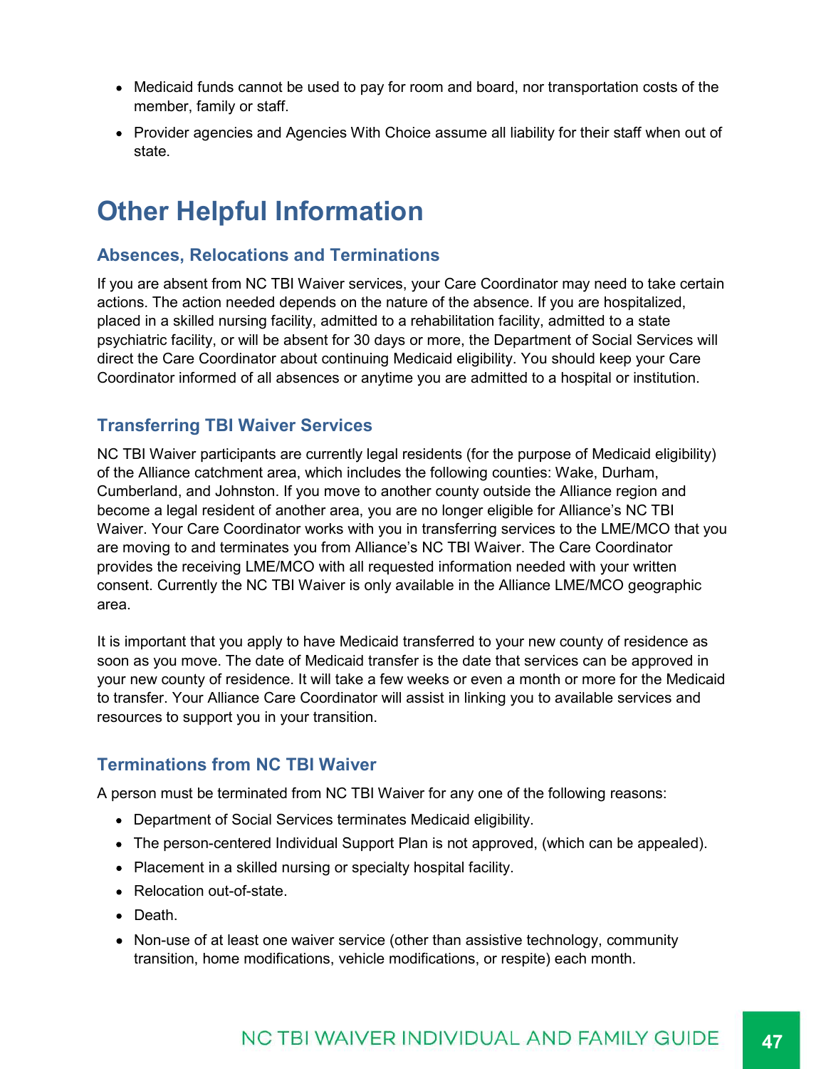- Medicaid funds cannot be used to pay for room and board, nor transportation costs of the member, family or staff.
- Provider agencies and Agencies With Choice assume all liability for their staff when out of state.

# Other Helpful Information

## Absences, Relocations and Terminations

If you are absent from NC TBI Waiver services, your Care Coordinator may need to take certain actions. The action needed depends on the nature of the absence. If you are hospitalized, placed in a skilled nursing facility, admitted to a rehabilitation facility, admitted to a state psychiatric facility, or will be absent for 30 days or more, the Department of Social Services will direct the Care Coordinator about continuing Medicaid eligibility. You should keep your Care Coordinator informed of all absences or anytime you are admitted to a hospital or institution.

## Transferring TBI Waiver Services

NC TBI Waiver participants are currently legal residents (for the purpose of Medicaid eligibility) of the Alliance catchment area, which includes the following counties: Wake, Durham, Cumberland, and Johnston. If you move to another county outside the Alliance region and become a legal resident of another area, you are no longer eligible for Alliance's NC TBI Waiver. Your Care Coordinator works with you in transferring services to the LME/MCO that you are moving to and terminates you from Alliance's NC TBI Waiver. The Care Coordinator provides the receiving LME/MCO with all requested information needed with your written consent. Currently the NC TBI Waiver is only available in the Alliance LME/MCO geographic area.

It is important that you apply to have Medicaid transferred to your new county of residence as soon as you move. The date of Medicaid transfer is the date that services can be approved in your new county of residence. It will take a few weeks or even a month or more for the Medicaid to transfer. Your Alliance Care Coordinator will assist in linking you to available services and resources to support you in your transition.

## Terminations from NC TBI Waiver

A person must be terminated from NC TBI Waiver for any one of the following reasons:

- Department of Social Services terminates Medicaid eligibility.
- The person-centered Individual Support Plan is not approved, (which can be appealed).
- Placement in a skilled nursing or specialty hospital facility.
- Relocation out-of-state.
- Death.
- Non-use of at least one waiver service (other than assistive technology, community transition, home modifications, vehicle modifications, or respite) each month.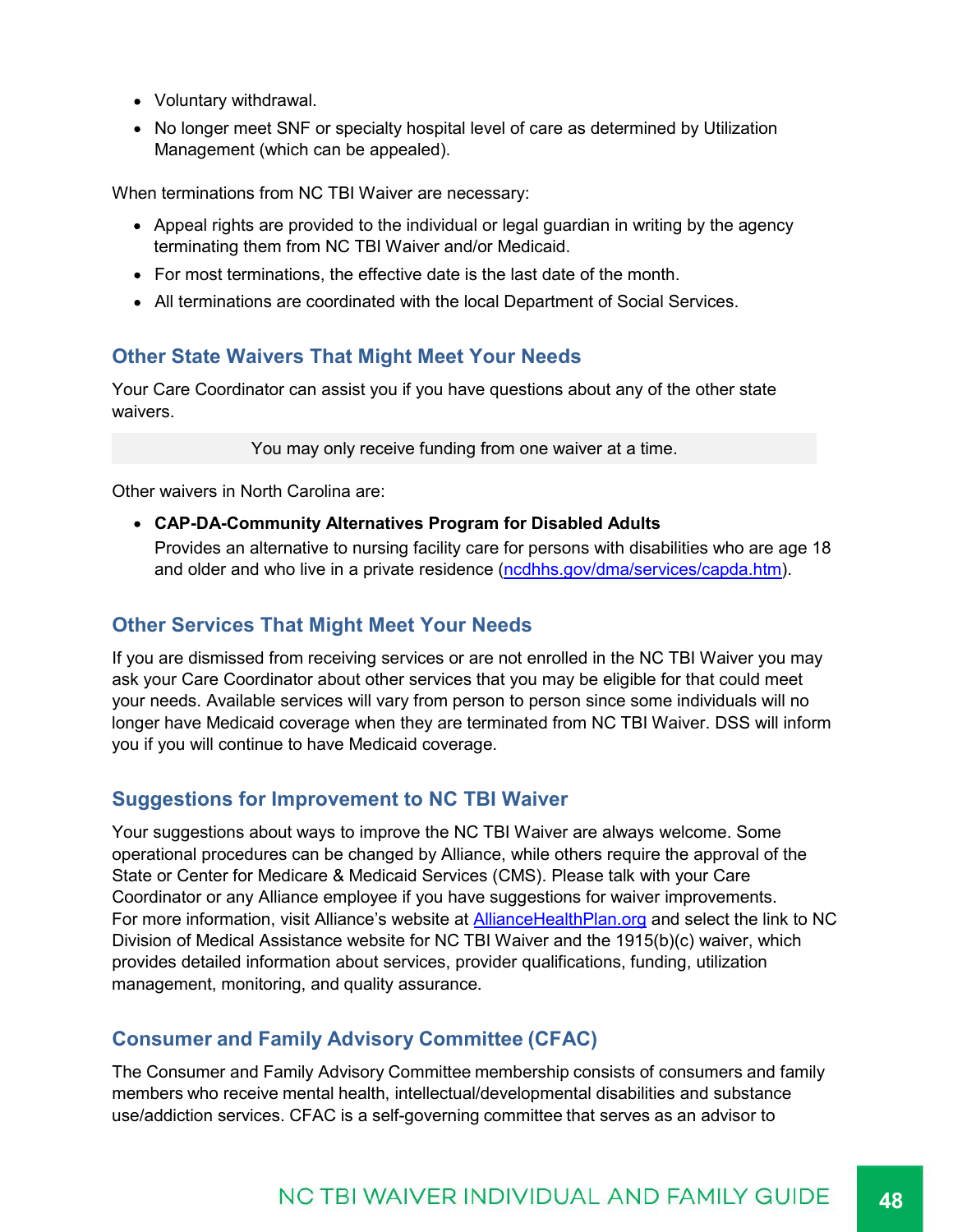- Voluntary withdrawal.
- No longer meet SNF or specialty hospital level of care as determined by Utilization Management (which can be appealed).

When terminations from NC TBI Waiver are necessary:

- Appeal rights are provided to the individual or legal guardian in writing by the agency terminating them from NC TBI Waiver and/or Medicaid.
- For most terminations, the effective date is the last date of the month.
- All terminations are coordinated with the local Department of Social Services.

## Other State Waivers That Might Meet Your Needs

Your Care Coordinator can assist you if you have questions about any of the other state waivers.

You may only receive funding from one waiver at a time.

Other waivers in North Carolina are:

- **CAP-DA-Community Alternatives Program for Disabled Adults**
  Provides an alternative to nursing facility care for persons with disabilities who are age 18 and older and who live in a private residence (ncdhhs.gov/dma/services/capda.htm).

## Other Services That Might Meet Your Needs

If you are dismissed from receiving services or are not enrolled in the NC TBI Waiver you may ask your Care Coordinator about other services that you may be eligible for that could meet your needs. Available services will vary from person to person since some individuals will no longer have Medicaid coverage when they are terminated from NC TBI Waiver. DSS will inform you if you will continue to have Medicaid coverage.

## Suggestions for Improvement to NC TBI Waiver

Your suggestions about ways to improve the NC TBI Waiver are always welcome. Some operational procedures can be changed by Alliance, while others require the approval of the State or Center for Medicare & Medicaid Services (CMS). Please talk with your Care Coordinator or any Alliance employee if you have suggestions for waiver improvements. For more information, visit Alliance's website at AllianceHealthPlan.org and select the link to NC Division of Medical Assistance website for NC TBI Waiver and the 1915(b)(c) waiver, which provides detailed information about services, provider qualifications, funding, utilization management, monitoring, and quality assurance.

## Consumer and Family Advisory Committee (CFAC)

The Consumer and Family Advisory Committee membership consists of consumers and family members who receive mental health, intellectual/developmental disabilities and substance use/addiction services. CFAC is a self-governing committee that serves as an advisor to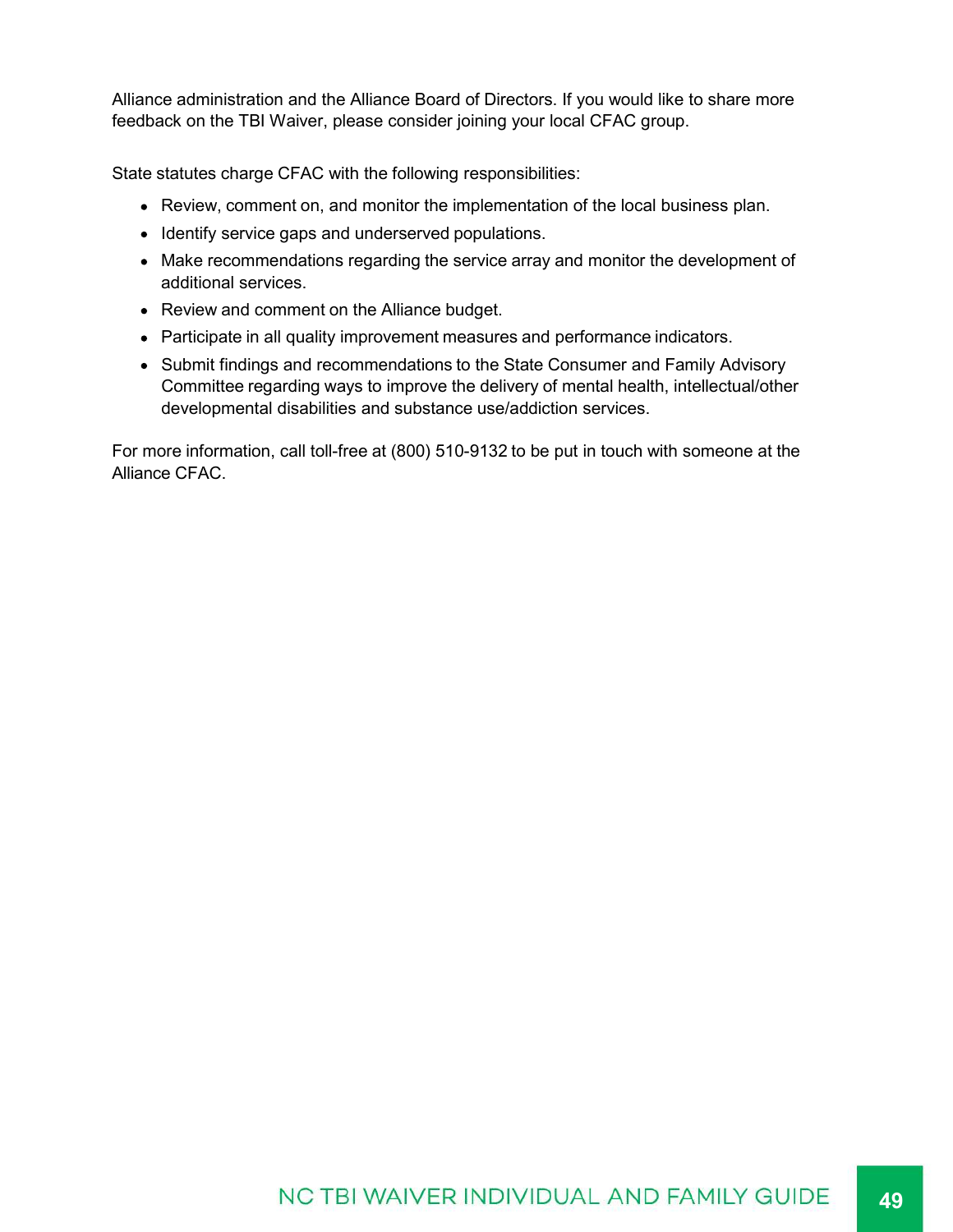Alliance administration and the Alliance Board of Directors. If you would like to share more feedback on the TBI Waiver, please consider joining your local CFAC group.

State statutes charge CFAC with the following responsibilities:

- Review, comment on, and monitor the implementation of the local business plan.
- Identify service gaps and underserved populations.
- Make recommendations regarding the service array and monitor the development of additional services.
- Review and comment on the Alliance budget.
- Participate in all quality improvement measures and performance indicators.
- Submit findings and recommendations to the State Consumer and Family Advisory Committee regarding ways to improve the delivery of mental health, intellectual/other developmental disabilities and substance use/addiction services.

For more information, call toll-free at (800) 510-9132 to be put in touch with someone at the Alliance CFAC.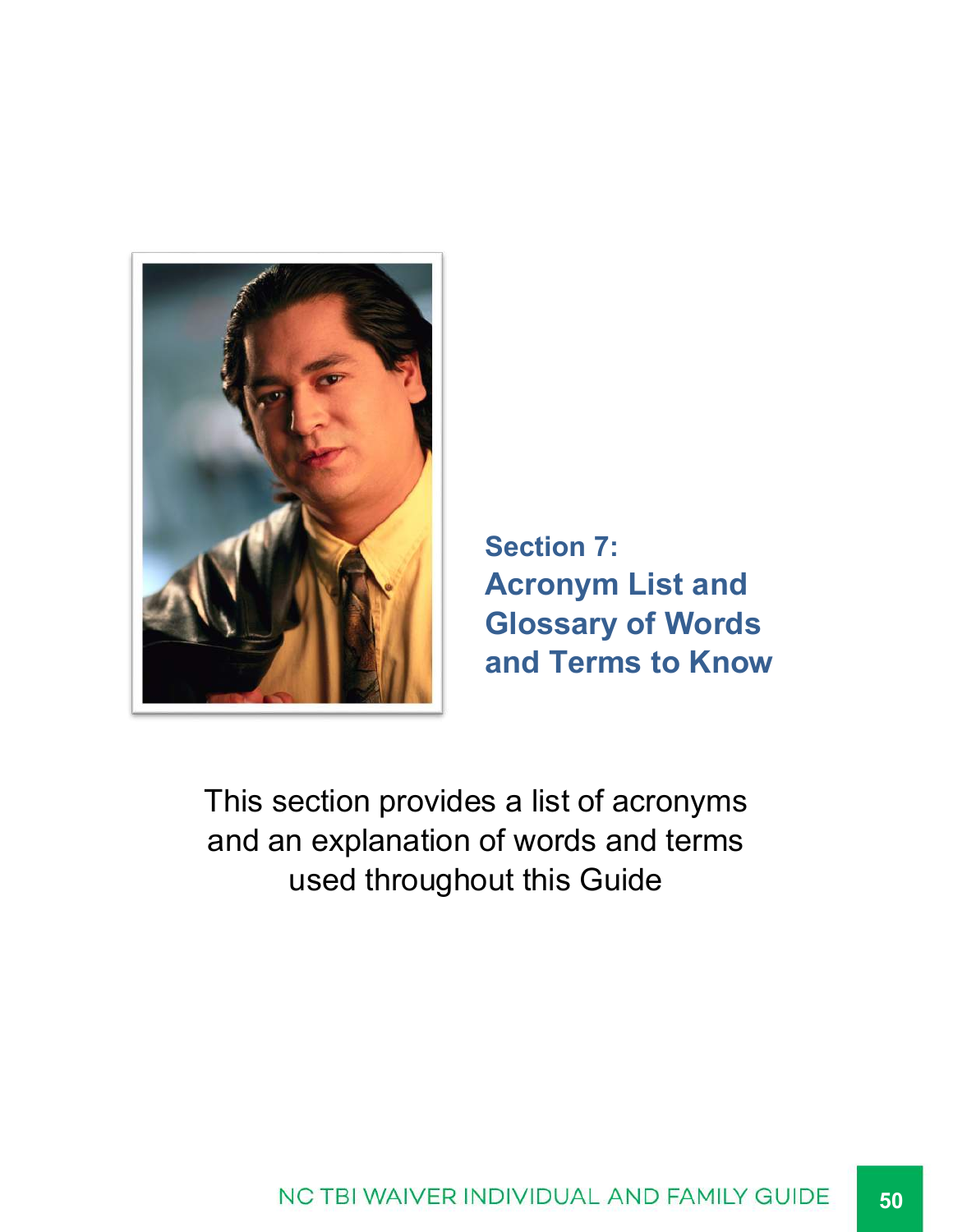# Section 7: Acronym List and Glossary of Words and Terms to Know

This section provides a list of acronyms and an explanation of words and terms used throughout this Guide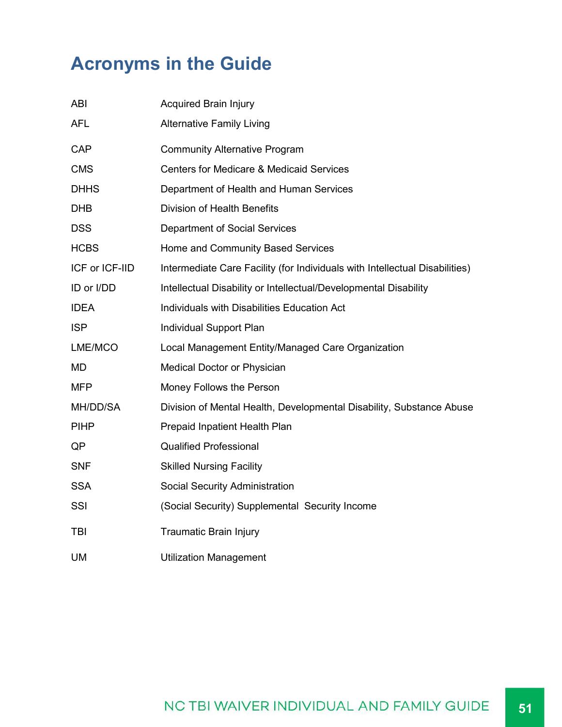# Acronyms in the Guide

| | |
|---|---|
| ABI | Acquired Brain Injury |
| AFL | Alternative Family Living |
| CAP | Community Alternative Program |
| CMS | Centers for Medicare & Medicaid Services |
| DHHS | Department of Health and Human Services |
| DHB | Division of Health Benefits |
| DSS | Department of Social Services |
| HCBS | Home and Community Based Services |
| ICF or ICF-IID | Intermediate Care Facility (for Individuals with Intellectual Disabilities) |
| ID or I/DD | Intellectual Disability or Intellectual/Developmental Disability |
| IDEA | Individuals with Disabilities Education Act |
| ISP | Individual Support Plan |
| LME/MCO | Local Management Entity/Managed Care Organization |
| MD | Medical Doctor or Physician |
| MFP | Money Follows the Person |
| MH/DD/SA | Division of Mental Health, Developmental Disability, Substance Abuse |
| PIHP | Prepaid Inpatient Health Plan |
| QP | Qualified Professional |
| SNF | Skilled Nursing Facility |
| SSA | Social Security Administration |
| SSI | (Social Security) Supplemental Security Income |
| TBI | Traumatic Brain Injury |
| UM | Utilization Management |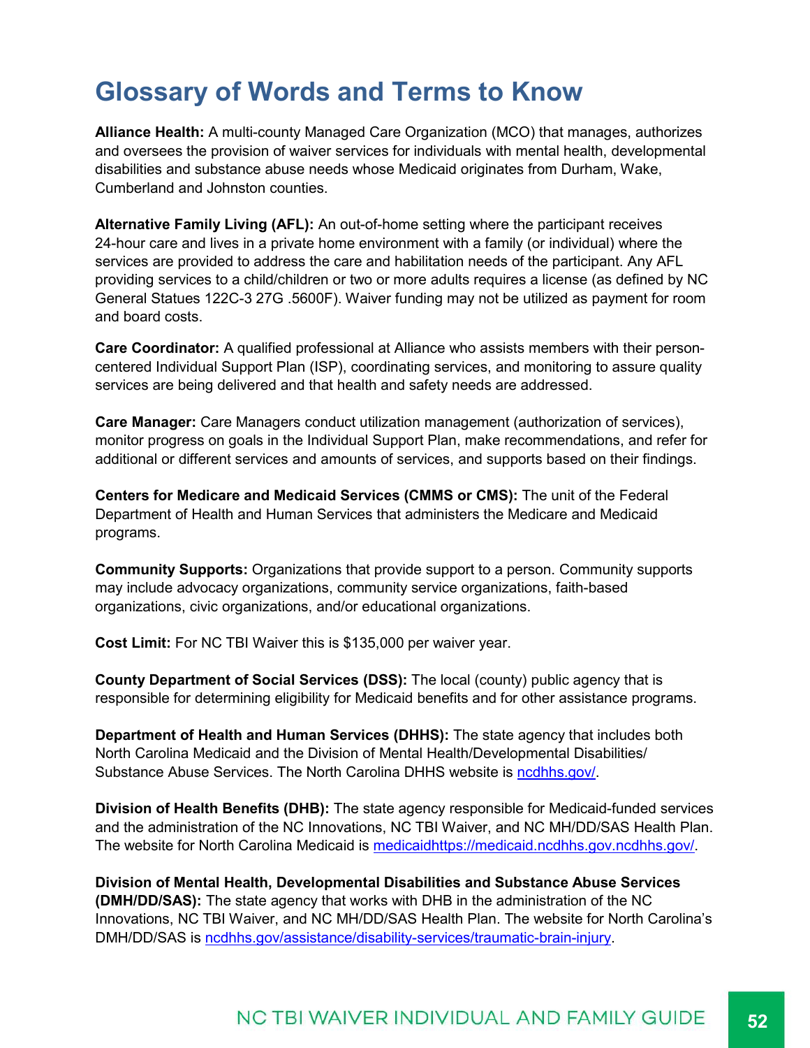# Glossary of Words and Terms to Know

**Alliance Health:** A multi-county Managed Care Organization (MCO) that manages, authorizes and oversees the provision of waiver services for individuals with mental health, developmental disabilities and substance abuse needs whose Medicaid originates from Durham, Wake, Cumberland and Johnston counties.

**Alternative Family Living (AFL):** An out-of-home setting where the participant receives 24-hour care and lives in a private home environment with a family (or individual) where the services are provided to address the care and habilitation needs of the participant. Any AFL providing services to a child/children or two or more adults requires a license (as defined by NC General Statues 122C-3 27G .5600F). Waiver funding may not be utilized as payment for room and board costs.

**Care Coordinator:** A qualified professional at Alliance who assists members with their person-centered Individual Support Plan (ISP), coordinating services, and monitoring to assure quality services are being delivered and that health and safety needs are addressed.

**Care Manager:** Care Managers conduct utilization management (authorization of services), monitor progress on goals in the Individual Support Plan, make recommendations, and refer for additional or different services and amounts of services, and supports based on their findings.

**Centers for Medicare and Medicaid Services (CMMS or CMS):** The unit of the Federal Department of Health and Human Services that administers the Medicare and Medicaid programs.

**Community Supports:** Organizations that provide support to a person. Community supports may include advocacy organizations, community service organizations, faith-based organizations, civic organizations, and/or educational organizations.

**Cost Limit:** For NC TBI Waiver this is $135,000 per waiver year.

**County Department of Social Services (DSS):** The local (county) public agency that is responsible for determining eligibility for Medicaid benefits and for other assistance programs.

**Department of Health and Human Services (DHHS):** The state agency that includes both North Carolina Medicaid and the Division of Mental Health/Developmental Disabilities/ Substance Abuse Services. The North Carolina DHHS website is [ncdhhs.gov/](ncdhhs.gov/).

**Division of Health Benefits (DHB):** The state agency responsible for Medicaid-funded services and the administration of the NC Innovations, NC TBI Waiver, and NC MH/DD/SAS Health Plan. The website for North Carolina Medicaid is [medicaidhttps://medicaid.ncdhhs.gov.ncdhhs.gov/](https://medicaid.ncdhhs.gov/).

**Division of Mental Health, Developmental Disabilities and Substance Abuse Services (DMH/DD/SAS):** The state agency that works with DHB in the administration of the NC Innovations, NC TBI Waiver, and NC MH/DD/SAS Health Plan. The website for North Carolina's DMH/DD/SAS is [ncdhhs.gov/assistance/disability-services/traumatic-brain-injury](ncdhhs.gov/assistance/disability-services/traumatic-brain-injury).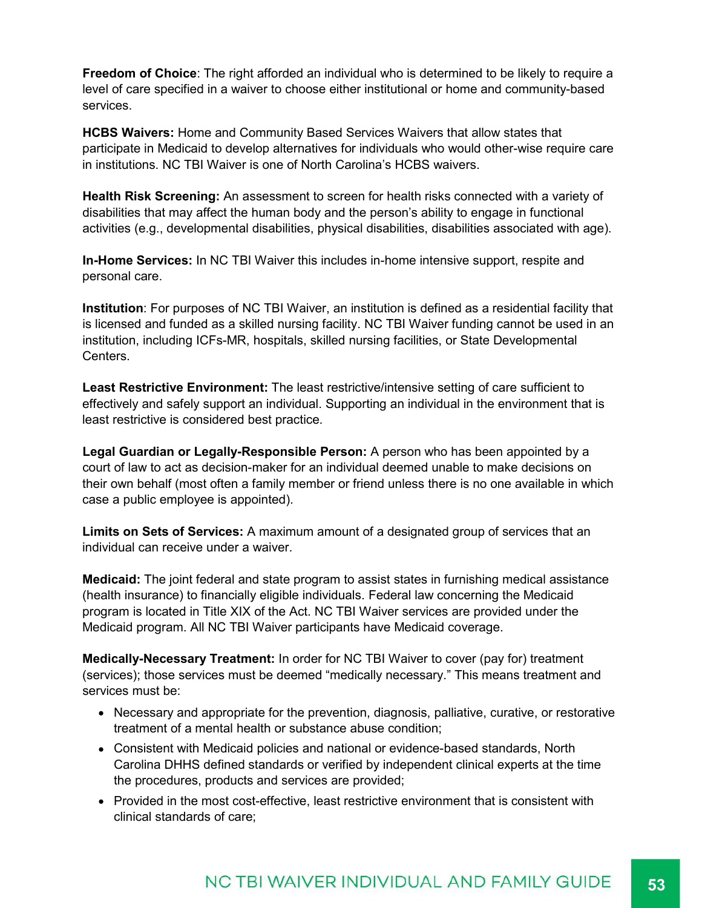**Freedom of Choice**: The right afforded an individual who is determined to be likely to require a level of care specified in a waiver to choose either institutional or home and community-based services.

**HCBS Waivers:** Home and Community Based Services Waivers that allow states that participate in Medicaid to develop alternatives for individuals who would other-wise require care in institutions. NC TBI Waiver is one of North Carolina's HCBS waivers.

**Health Risk Screening:** An assessment to screen for health risks connected with a variety of disabilities that may affect the human body and the person's ability to engage in functional activities (e.g., developmental disabilities, physical disabilities, disabilities associated with age).

**In-Home Services:** In NC TBI Waiver this includes in-home intensive support, respite and personal care.

**Institution**: For purposes of NC TBI Waiver, an institution is defined as a residential facility that is licensed and funded as a skilled nursing facility. NC TBI Waiver funding cannot be used in an institution, including ICFs-MR, hospitals, skilled nursing facilities, or State Developmental Centers.

**Least Restrictive Environment:** The least restrictive/intensive setting of care sufficient to effectively and safely support an individual. Supporting an individual in the environment that is least restrictive is considered best practice.

**Legal Guardian or Legally-Responsible Person:** A person who has been appointed by a court of law to act as decision-maker for an individual deemed unable to make decisions on their own behalf (most often a family member or friend unless there is no one available in which case a public employee is appointed).

**Limits on Sets of Services:** A maximum amount of a designated group of services that an individual can receive under a waiver.

**Medicaid:** The joint federal and state program to assist states in furnishing medical assistance (health insurance) to financially eligible individuals. Federal law concerning the Medicaid program is located in Title XIX of the Act. NC TBI Waiver services are provided under the Medicaid program. All NC TBI Waiver participants have Medicaid coverage.

**Medically-Necessary Treatment:** In order for NC TBI Waiver to cover (pay for) treatment (services); those services must be deemed "medically necessary." This means treatment and services must be:

- Necessary and appropriate for the prevention, diagnosis, palliative, curative, or restorative treatment of a mental health or substance abuse condition;
- Consistent with Medicaid policies and national or evidence-based standards, North Carolina DHHS defined standards or verified by independent clinical experts at the time the procedures, products and services are provided;
- Provided in the most cost-effective, least restrictive environment that is consistent with clinical standards of care;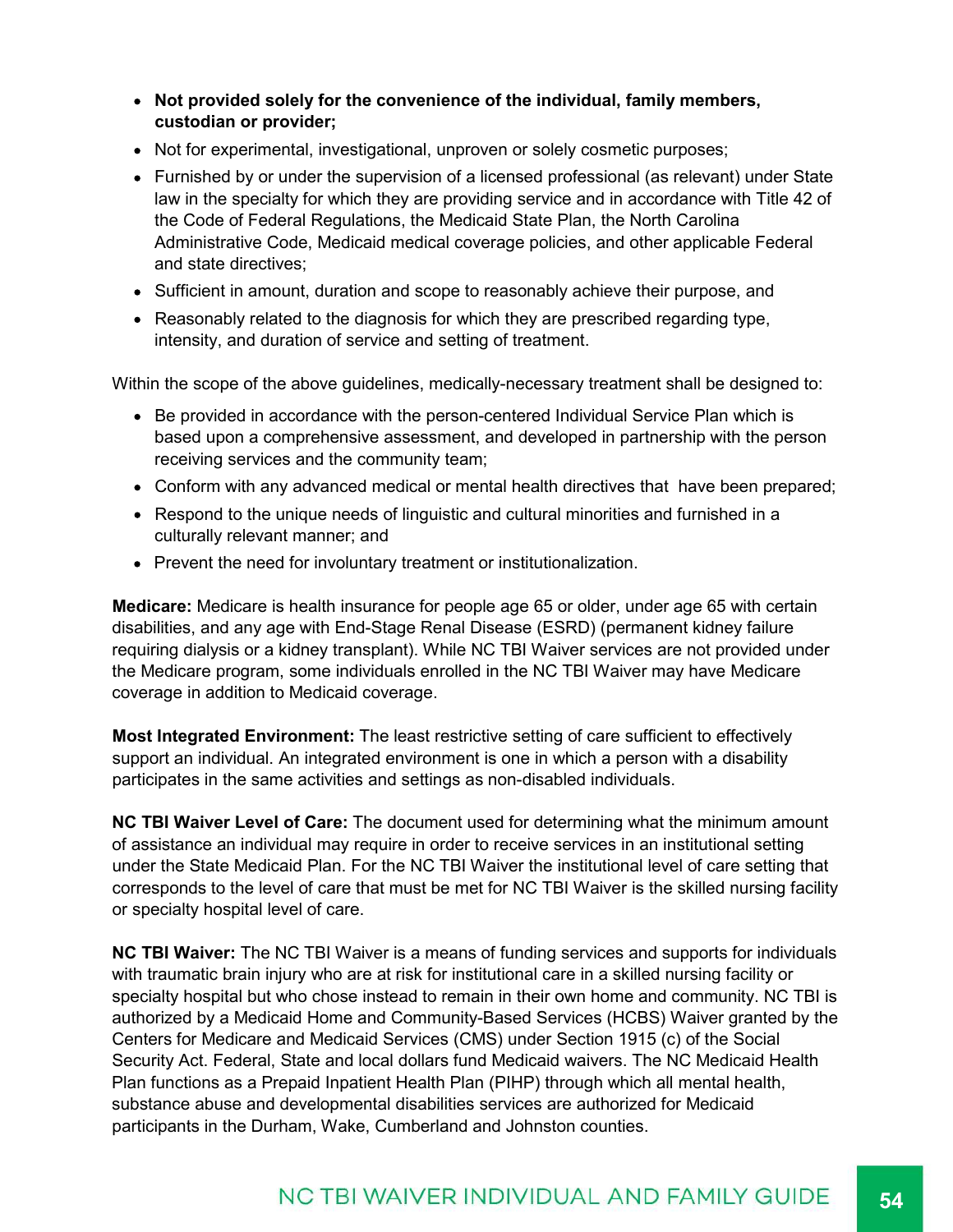- **Not provided solely for the convenience of the individual, family members, custodian or provider;**
- Not for experimental, investigational, unproven or solely cosmetic purposes;
- Furnished by or under the supervision of a licensed professional (as relevant) under State law in the specialty for which they are providing service and in accordance with Title 42 of the Code of Federal Regulations, the Medicaid State Plan, the North Carolina Administrative Code, Medicaid medical coverage policies, and other applicable Federal and state directives;
- Sufficient in amount, duration and scope to reasonably achieve their purpose, and
- Reasonably related to the diagnosis for which they are prescribed regarding type, intensity, and duration of service and setting of treatment.

Within the scope of the above guidelines, medically-necessary treatment shall be designed to:

- Be provided in accordance with the person-centered Individual Service Plan which is based upon a comprehensive assessment, and developed in partnership with the person receiving services and the community team;
- Conform with any advanced medical or mental health directives that have been prepared;
- Respond to the unique needs of linguistic and cultural minorities and furnished in a culturally relevant manner; and
- Prevent the need for involuntary treatment or institutionalization.

**Medicare:** Medicare is health insurance for people age 65 or older, under age 65 with certain disabilities, and any age with End-Stage Renal Disease (ESRD) (permanent kidney failure requiring dialysis or a kidney transplant). While NC TBI Waiver services are not provided under the Medicare program, some individuals enrolled in the NC TBI Waiver may have Medicare coverage in addition to Medicaid coverage.

**Most Integrated Environment:** The least restrictive setting of care sufficient to effectively support an individual. An integrated environment is one in which a person with a disability participates in the same activities and settings as non-disabled individuals.

**NC TBI Waiver Level of Care:** The document used for determining what the minimum amount of assistance an individual may require in order to receive services in an institutional setting under the State Medicaid Plan. For the NC TBI Waiver the institutional level of care setting that corresponds to the level of care that must be met for NC TBI Waiver is the skilled nursing facility or specialty hospital level of care.

**NC TBI Waiver:** The NC TBI Waiver is a means of funding services and supports for individuals with traumatic brain injury who are at risk for institutional care in a skilled nursing facility or specialty hospital but who chose instead to remain in their own home and community. NC TBI is authorized by a Medicaid Home and Community-Based Services (HCBS) Waiver granted by the Centers for Medicare and Medicaid Services (CMS) under Section 1915 (c) of the Social Security Act. Federal, State and local dollars fund Medicaid waivers. The NC Medicaid Health Plan functions as a Prepaid Inpatient Health Plan (PIHP) through which all mental health, substance abuse and developmental disabilities services are authorized for Medicaid participants in the Durham, Wake, Cumberland and Johnston counties.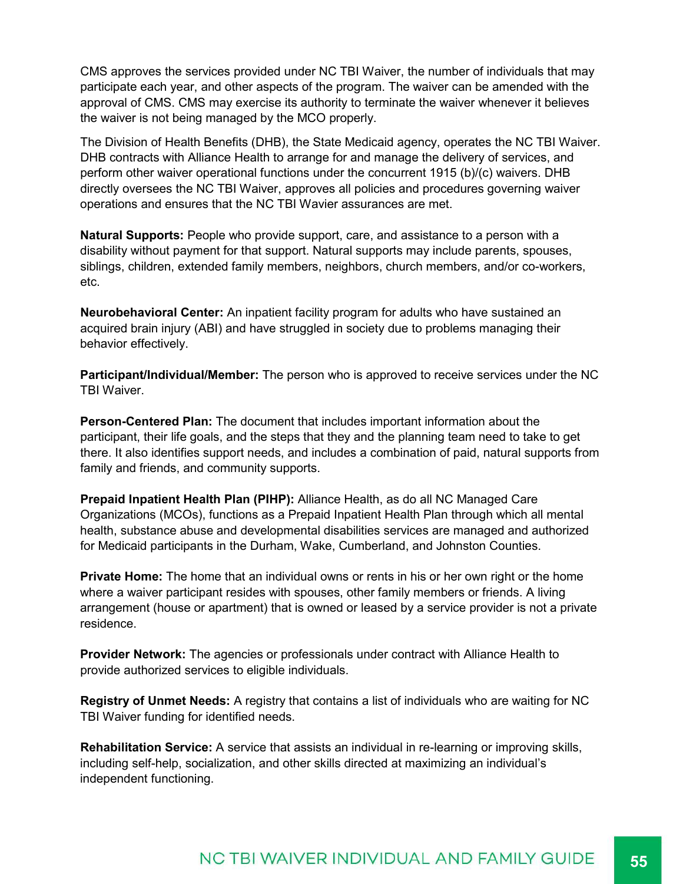CMS approves the services provided under NC TBI Waiver, the number of individuals that may participate each year, and other aspects of the program. The waiver can be amended with the approval of CMS. CMS may exercise its authority to terminate the waiver whenever it believes the waiver is not being managed by the MCO properly.

The Division of Health Benefits (DHB), the State Medicaid agency, operates the NC TBI Waiver. DHB contracts with Alliance Health to arrange for and manage the delivery of services, and perform other waiver operational functions under the concurrent 1915 (b)/(c) waivers. DHB directly oversees the NC TBI Waiver, approves all policies and procedures governing waiver operations and ensures that the NC TBI Wavier assurances are met.

**Natural Supports:** People who provide support, care, and assistance to a person with a disability without payment for that support. Natural supports may include parents, spouses, siblings, children, extended family members, neighbors, church members, and/or co-workers, etc.

**Neurobehavioral Center:** An inpatient facility program for adults who have sustained an acquired brain injury (ABI) and have struggled in society due to problems managing their behavior effectively.

**Participant/Individual/Member:** The person who is approved to receive services under the NC TBI Waiver.

**Person-Centered Plan:** The document that includes important information about the participant, their life goals, and the steps that they and the planning team need to take to get there. It also identifies support needs, and includes a combination of paid, natural supports from family and friends, and community supports.

**Prepaid Inpatient Health Plan (PIHP):** Alliance Health, as do all NC Managed Care Organizations (MCOs), functions as a Prepaid Inpatient Health Plan through which all mental health, substance abuse and developmental disabilities services are managed and authorized for Medicaid participants in the Durham, Wake, Cumberland, and Johnston Counties.

**Private Home:** The home that an individual owns or rents in his or her own right or the home where a waiver participant resides with spouses, other family members or friends. A living arrangement (house or apartment) that is owned or leased by a service provider is not a private residence.

**Provider Network:** The agencies or professionals under contract with Alliance Health to provide authorized services to eligible individuals.

**Registry of Unmet Needs:** A registry that contains a list of individuals who are waiting for NC TBI Waiver funding for identified needs.

**Rehabilitation Service:** A service that assists an individual in re-learning or improving skills, including self-help, socialization, and other skills directed at maximizing an individual's independent functioning.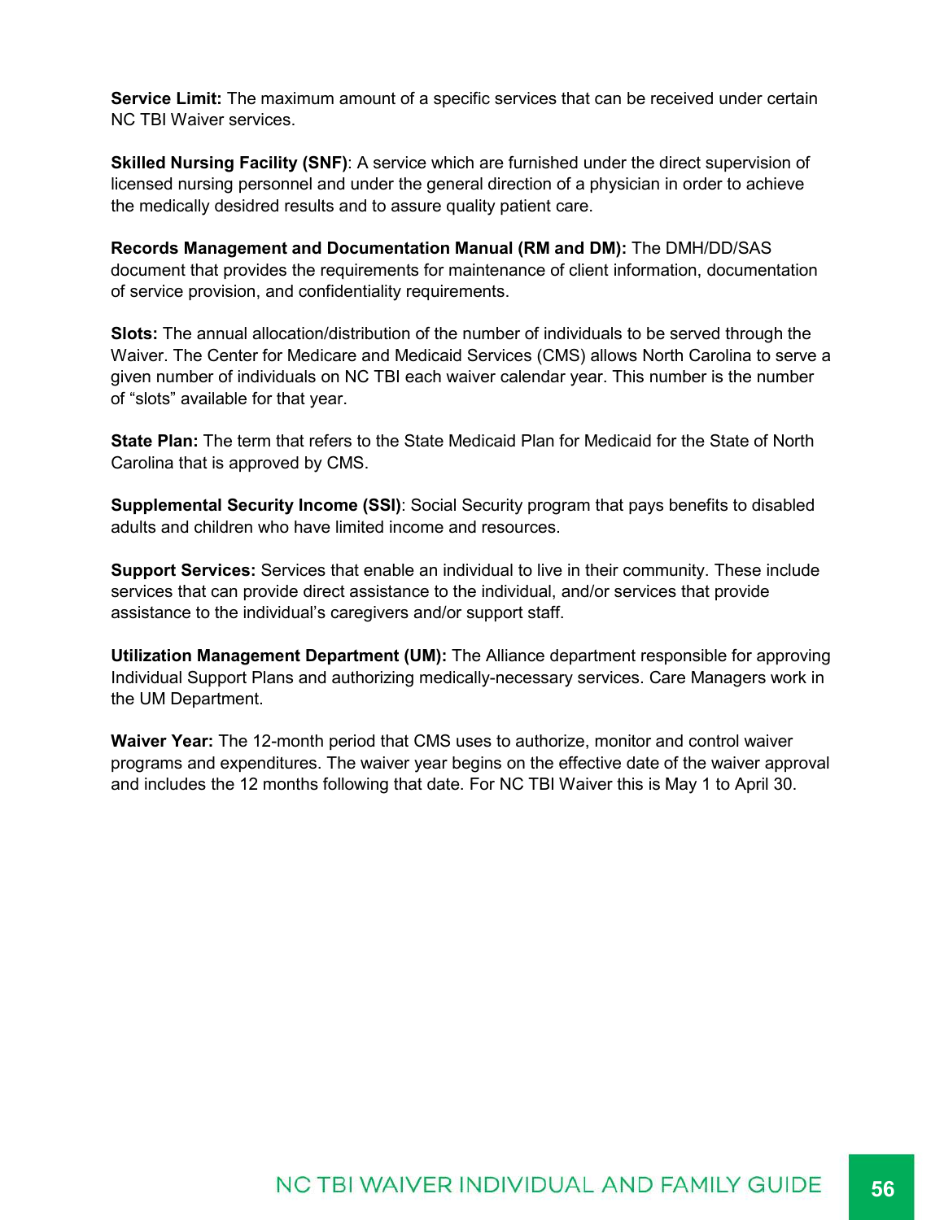**Service Limit:** The maximum amount of a specific services that can be received under certain NC TBI Waiver services.

**Skilled Nursing Facility (SNF)**: A service which are furnished under the direct supervision of licensed nursing personnel and under the general direction of a physician in order to achieve the medically desidred results and to assure quality patient care.

**Records Management and Documentation Manual (RM and DM):** The DMH/DD/SAS document that provides the requirements for maintenance of client information, documentation of service provision, and confidentiality requirements.

**Slots:** The annual allocation/distribution of the number of individuals to be served through the Waiver. The Center for Medicare and Medicaid Services (CMS) allows North Carolina to serve a given number of individuals on NC TBI each waiver calendar year. This number is the number of "slots" available for that year.

**State Plan:** The term that refers to the State Medicaid Plan for Medicaid for the State of North Carolina that is approved by CMS.

**Supplemental Security Income (SSI)**: Social Security program that pays benefits to disabled adults and children who have limited income and resources.

**Support Services:** Services that enable an individual to live in their community. These include services that can provide direct assistance to the individual, and/or services that provide assistance to the individual's caregivers and/or support staff.

**Utilization Management Department (UM):** The Alliance department responsible for approving Individual Support Plans and authorizing medically-necessary services. Care Managers work in the UM Department.

**Waiver Year:** The 12-month period that CMS uses to authorize, monitor and control waiver programs and expenditures. The waiver year begins on the effective date of the waiver approval and includes the 12 months following that date. For NC TBI Waiver this is May 1 to April 30.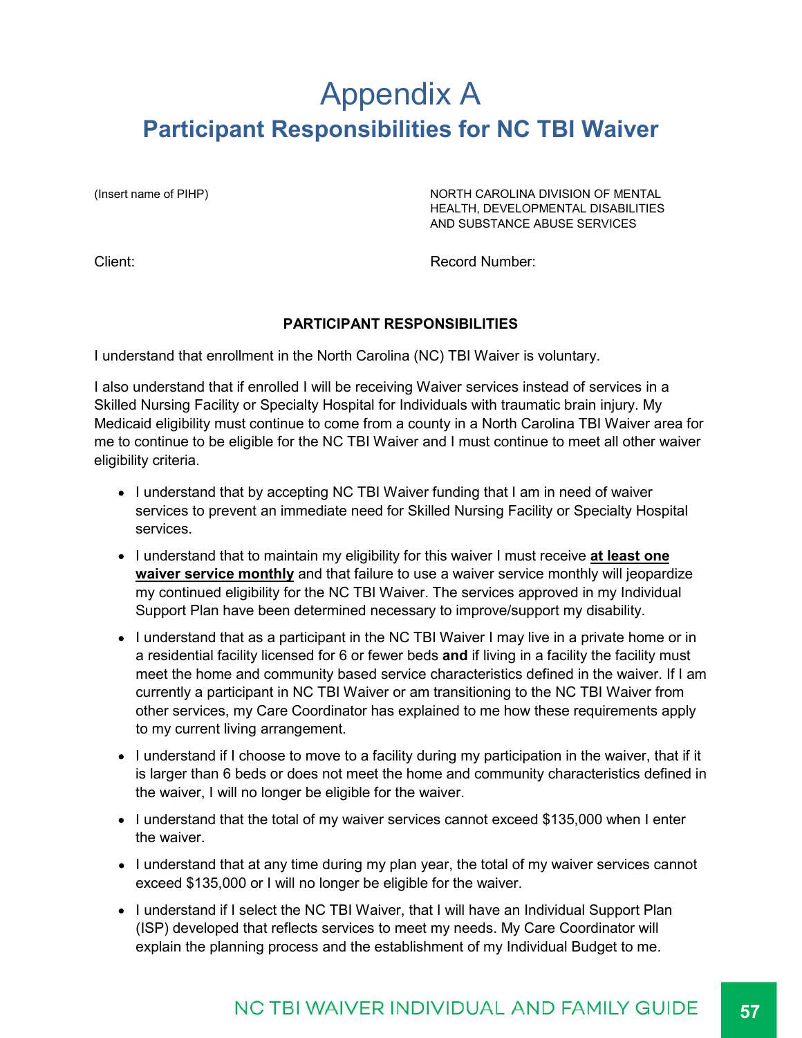# Appendix A

## Participant Responsibilities for NC TBI Waiver

(Insert name of PIHP)

NORTH CAROLINA DIVISION OF MENTAL HEALTH, DEVELOPMENTAL DISABILITIES AND SUBSTANCE ABUSE SERVICES

Client:

Record Number:

**PARTICIPANT RESPONSIBILITIES**

I understand that enrollment in the North Carolina (NC) TBI Waiver is voluntary.

I also understand that if enrolled I will be receiving Waiver services instead of services in a Skilled Nursing Facility or Specialty Hospital for Individuals with traumatic brain injury. My Medicaid eligibility must continue to come from a county in a North Carolina TBI Waiver area for me to continue to be eligible for the NC TBI Waiver and I must continue to meet all other waiver eligibility criteria.

- I understand that by accepting NC TBI Waiver funding that I am in need of waiver services to prevent an immediate need for Skilled Nursing Facility or Specialty Hospital services.
- I understand that to maintain my eligibility for this waiver I must receive **at least one waiver service monthly** and that failure to use a waiver service monthly will jeopardize my continued eligibility for the NC TBI Waiver. The services approved in my Individual Support Plan have been determined necessary to improve/support my disability.
- I understand that as a participant in the NC TBI Waiver I may live in a private home or in a residential facility licensed for 6 or fewer beds **and** if living in a facility the facility must meet the home and community based service characteristics defined in the waiver. If I am currently a participant in NC TBI Waiver or am transitioning to the NC TBI Waiver from other services, my Care Coordinator has explained to me how these requirements apply to my current living arrangement.
- I understand if I choose to move to a facility during my participation in the waiver, that if it is larger than 6 beds or does not meet the home and community characteristics defined in the waiver, I will no longer be eligible for the waiver.
- I understand that the total of my waiver services cannot exceed $135,000 when I enter the waiver.
- I understand that at any time during my plan year, the total of my waiver services cannot exceed $135,000 or I will no longer be eligible for the waiver.
- I understand if I select the NC TBI Waiver, that I will have an Individual Support Plan (ISP) developed that reflects services to meet my needs. My Care Coordinator will explain the planning process and the establishment of my Individual Budget to me.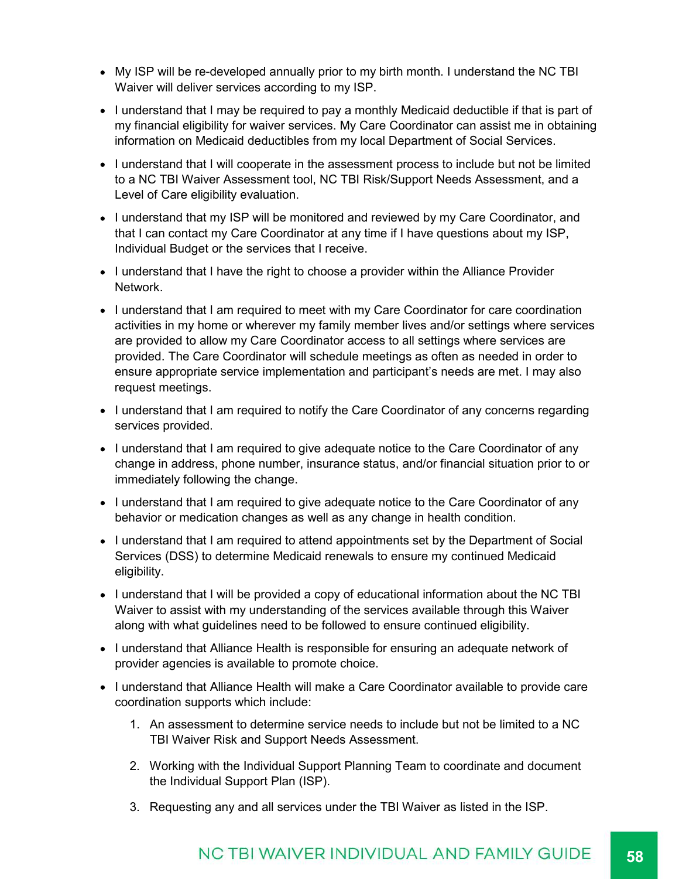- My ISP will be re-developed annually prior to my birth month. I understand the NC TBI Waiver will deliver services according to my ISP.
- I understand that I may be required to pay a monthly Medicaid deductible if that is part of my financial eligibility for waiver services. My Care Coordinator can assist me in obtaining information on Medicaid deductibles from my local Department of Social Services.
- I understand that I will cooperate in the assessment process to include but not be limited to a NC TBI Waiver Assessment tool, NC TBI Risk/Support Needs Assessment, and a Level of Care eligibility evaluation.
- I understand that my ISP will be monitored and reviewed by my Care Coordinator, and that I can contact my Care Coordinator at any time if I have questions about my ISP, Individual Budget or the services that I receive.
- I understand that I have the right to choose a provider within the Alliance Provider Network.
- I understand that I am required to meet with my Care Coordinator for care coordination activities in my home or wherever my family member lives and/or settings where services are provided to allow my Care Coordinator access to all settings where services are provided. The Care Coordinator will schedule meetings as often as needed in order to ensure appropriate service implementation and participant's needs are met. I may also request meetings.
- I understand that I am required to notify the Care Coordinator of any concerns regarding services provided.
- I understand that I am required to give adequate notice to the Care Coordinator of any change in address, phone number, insurance status, and/or financial situation prior to or immediately following the change.
- I understand that I am required to give adequate notice to the Care Coordinator of any behavior or medication changes as well as any change in health condition.
- I understand that I am required to attend appointments set by the Department of Social Services (DSS) to determine Medicaid renewals to ensure my continued Medicaid eligibility.
- I understand that I will be provided a copy of educational information about the NC TBI Waiver to assist with my understanding of the services available through this Waiver along with what guidelines need to be followed to ensure continued eligibility.
- I understand that Alliance Health is responsible for ensuring an adequate network of provider agencies is available to promote choice.
- I understand that Alliance Health will make a Care Coordinator available to provide care coordination supports which include:
    1. An assessment to determine service needs to include but not be limited to a NC TBI Waiver Risk and Support Needs Assessment.
    2. Working with the Individual Support Planning Team to coordinate and document the Individual Support Plan (ISP).
    3. Requesting any and all services under the TBI Waiver as listed in the ISP.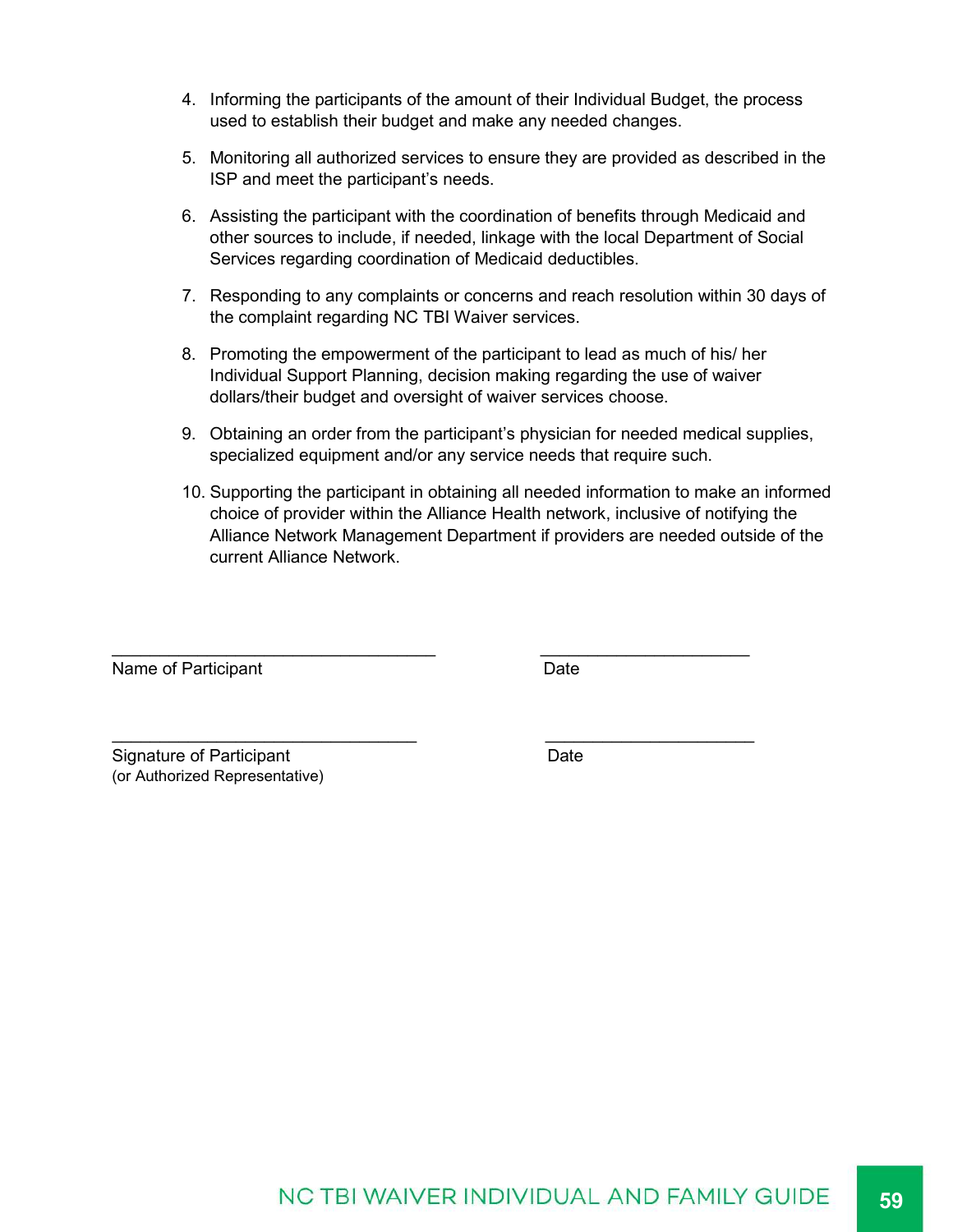4. Informing the participants of the amount of their Individual Budget, the process used to establish their budget and make any needed changes.

5. Monitoring all authorized services to ensure they are provided as described in the ISP and meet the participant's needs.

6. Assisting the participant with the coordination of benefits through Medicaid and other sources to include, if needed, linkage with the local Department of Social Services regarding coordination of Medicaid deductibles.

7. Responding to any complaints or concerns and reach resolution within 30 days of the complaint regarding NC TBI Waiver services.

8. Promoting the empowerment of the participant to lead as much of his/ her Individual Support Planning, decision making regarding the use of waiver dollars/their budget and oversight of waiver services choose.

9. Obtaining an order from the participant's physician for needed medical supplies, specialized equipment and/or any service needs that require such.

10. Supporting the participant in obtaining all needed information to make an informed choice of provider within the Alliance Health network, inclusive of notifying the Alliance Network Management Department if providers are needed outside of the current Alliance Network.

___________________________________ ______________________

Name of Participant Date

_________________________________ ______________________

Signature of Participant Date
(or Authorized Representative)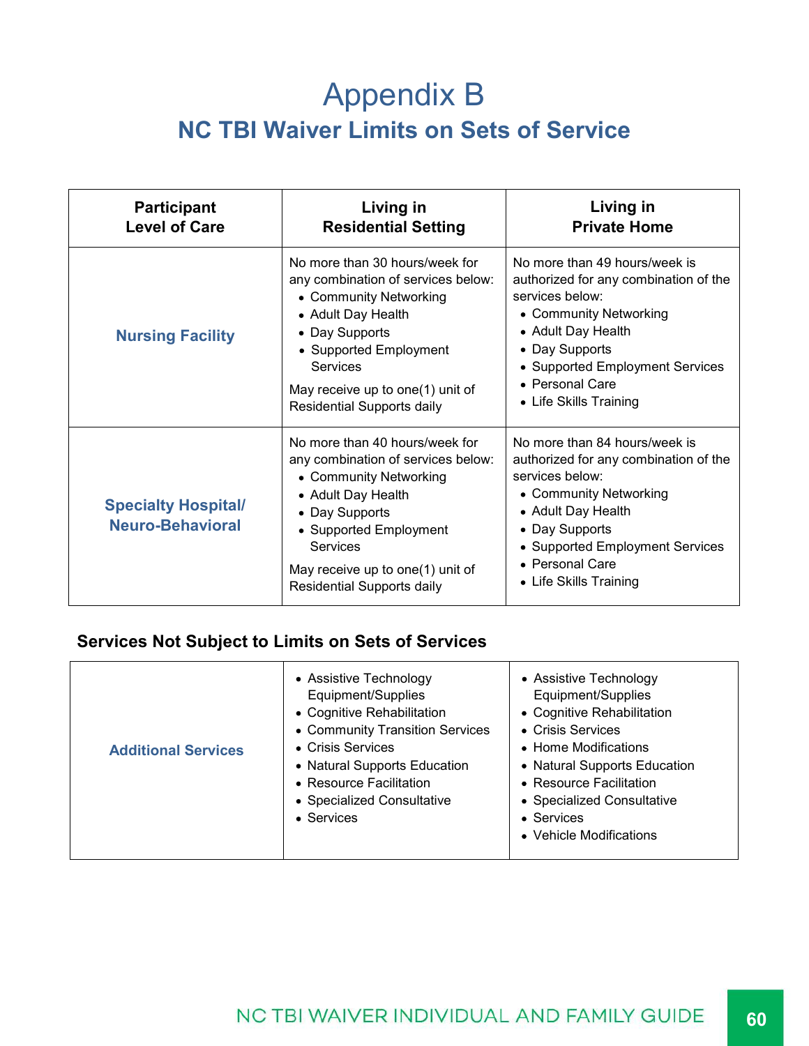# Appendix B

## NC TBI Waiver Limits on Sets of Service

| Participant Level of Care | Living in Residential Setting | Living in Private Home |
|---|---|---|
| **Nursing Facility** | No more than 30 hours/week for any combination of services below:<br>• Community Networking<br>• Adult Day Health<br>• Day Supports<br>• Supported Employment Services<br><br>May receive up to one(1) unit of Residential Supports daily | No more than 49 hours/week is authorized for any combination of the services below:<br>• Community Networking<br>• Adult Day Health<br>• Day Supports<br>• Supported Employment Services<br>• Personal Care<br>• Life Skills Training |
| **Specialty Hospital/ Neuro-Behavioral** | No more than 40 hours/week for any combination of services below:<br>• Community Networking<br>• Adult Day Health<br>• Day Supports<br>• Supported Employment Services<br><br>May receive up to one(1) unit of Residential Supports daily | No more than 84 hours/week is authorized for any combination of the services below:<br>• Community Networking<br>• Adult Day Health<br>• Day Supports<br>• Supported Employment Services<br>• Personal Care<br>• Life Skills Training |

### Services Not Subject to Limits on Sets of Services

| | | |
|---|---|---|
| **Additional Services** | • Assistive Technology Equipment/Supplies<br>• Cognitive Rehabilitation<br>• Community Transition Services<br>• Crisis Services<br>• Natural Supports Education<br>• Resource Facilitation<br>• Specialized Consultative<br>• Services | • Assistive Technology Equipment/Supplies<br>• Cognitive Rehabilitation<br>• Crisis Services<br>• Home Modifications<br>• Natural Supports Education<br>• Resource Facilitation<br>• Specialized Consultative<br>• Services<br>• Vehicle Modifications |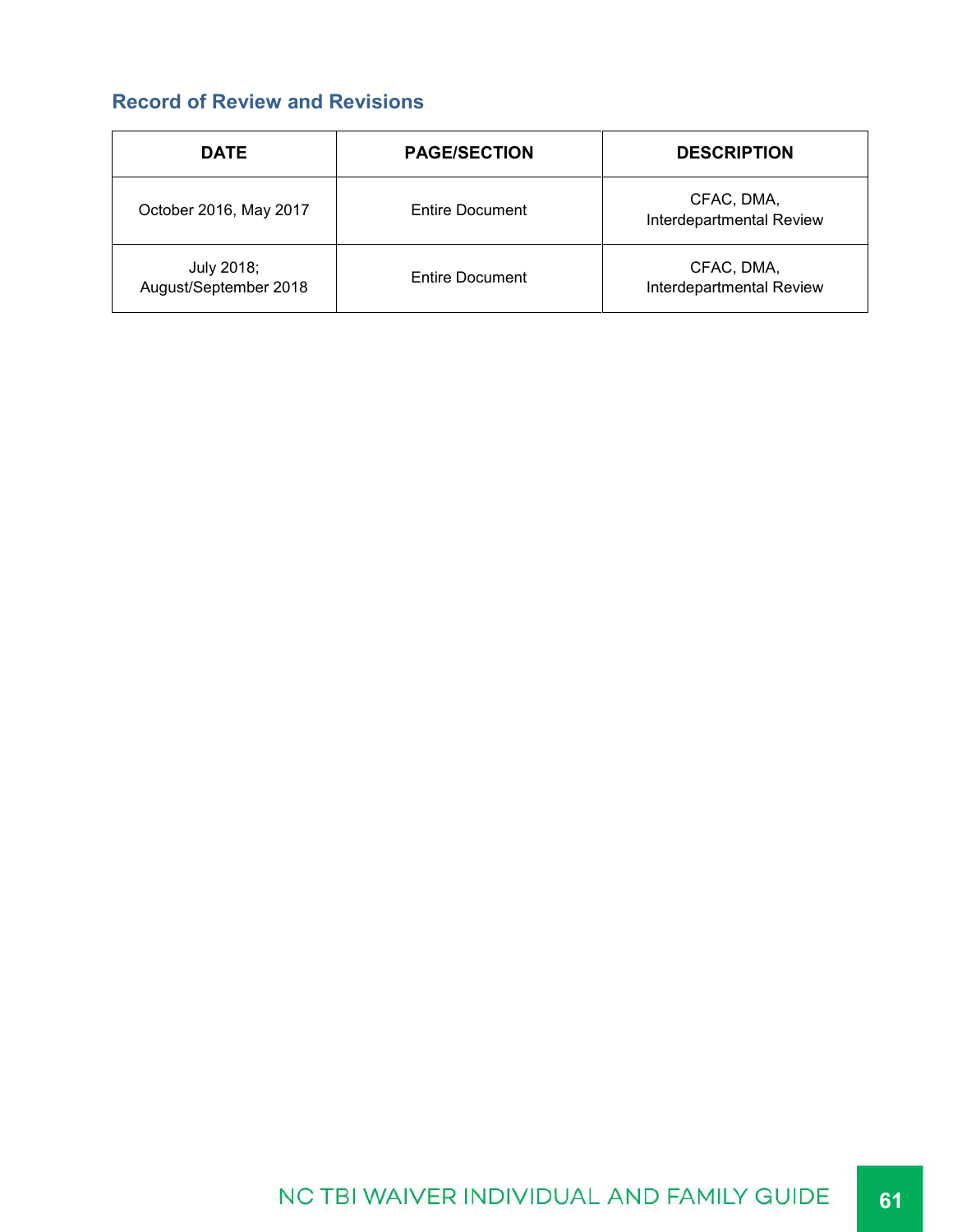### Record of Review and Revisions

| DATE | PAGE/SECTION | DESCRIPTION |
|---|---|---|
| October 2016, May 2017 | Entire Document | CFAC, DMA, Interdepartmental Review |
| July 2018; August/September 2018 | Entire Document | CFAC, DMA, Interdepartmental Review |